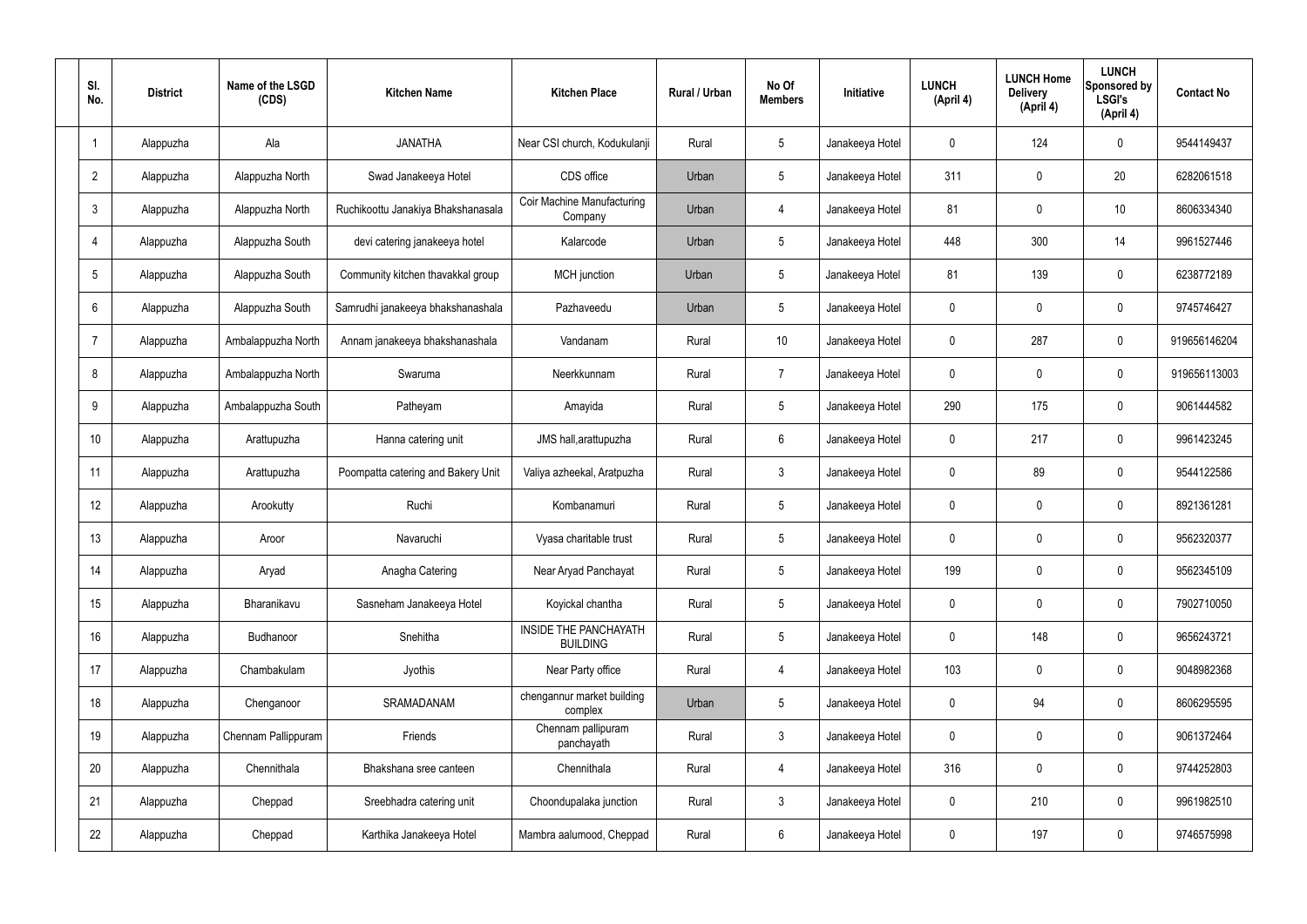| Sl. No. | District | Name of the LSGD (CDS) | Kitchen Name | Kitchen Place | Rural / Urban | No Of Members | Initiative | LUNCH (April 4) | LUNCH Home Delivery (April 4) | LUNCH Sponsored by LSGI's (April 4) | Contact No |
|---|---|---|---|---|---|---|---|---|---|---|---|
| 1 | Alappuzha | Ala | JANATHA | Near CSI church, Kodukulanji | Rural | 5 | Janakeeya Hotel | 0 | 124 | 0 | 9544149437 |
| 2 | Alappuzha | Alappuzha North | Swad Janakeeya Hotel | CDS office | Urban | 5 | Janakeeya Hotel | 311 | 0 | 20 | 6282061518 |
| 3 | Alappuzha | Alappuzha North | Ruchikoottu Janakiya Bhakshanasala | Coir Machine Manufacturing Company | Urban | 4 | Janakeeya Hotel | 81 | 0 | 10 | 8606334340 |
| 4 | Alappuzha | Alappuzha South | devi catering janakeeya hotel | Kalarcode | Urban | 5 | Janakeeya Hotel | 448 | 300 | 14 | 9961527446 |
| 5 | Alappuzha | Alappuzha South | Community kitchen thavakkal group | MCH junction | Urban | 5 | Janakeeya Hotel | 81 | 139 | 0 | 6238772189 |
| 6 | Alappuzha | Alappuzha South | Samrudhi janakeeya bhakshanashala | Pazhaveedu | Urban | 5 | Janakeeya Hotel | 0 | 0 | 0 | 9745746427 |
| 7 | Alappuzha | Ambalappuzha North | Annam janakeeya bhakshanashala | Vandanam | Rural | 10 | Janakeeya Hotel | 0 | 287 | 0 | 919656146204 |
| 8 | Alappuzha | Ambalappuzha North | Swaruma | Neerkkunnam | Rural | 7 | Janakeeya Hotel | 0 | 0 | 0 | 919656113003 |
| 9 | Alappuzha | Ambalappuzha South | Patheyam | Amayida | Rural | 5 | Janakeeya Hotel | 290 | 175 | 0 | 9061444582 |
| 10 | Alappuzha | Arattupuzha | Hanna catering unit | JMS hall,arattupuzha | Rural | 6 | Janakeeya Hotel | 0 | 217 | 0 | 9961423245 |
| 11 | Alappuzha | Arattupuzha | Poompatta catering and Bakery Unit | Valiya azheekal, Aratpuzha | Rural | 3 | Janakeeya Hotel | 0 | 89 | 0 | 9544122586 |
| 12 | Alappuzha | Arookutty | Ruchi | Kombanamuri | Rural | 5 | Janakeeya Hotel | 0 | 0 | 0 | 8921361281 |
| 13 | Alappuzha | Aroor | Navaruchi | Vyasa charitable trust | Rural | 5 | Janakeeya Hotel | 0 | 0 | 0 | 9562320377 |
| 14 | Alappuzha | Aryad | Anagha Catering | Near Aryad Panchayat | Rural | 5 | Janakeeya Hotel | 199 | 0 | 0 | 9562345109 |
| 15 | Alappuzha | Bharanikavu | Sasneham Janakeeya Hotel | Koyickal chantha | Rural | 5 | Janakeeya Hotel | 0 | 0 | 0 | 7902710050 |
| 16 | Alappuzha | Budhanoor | Snehitha | INSIDE THE PANCHAYATH BUILDING | Rural | 5 | Janakeeya Hotel | 0 | 148 | 0 | 9656243721 |
| 17 | Alappuzha | Chambakulam | Jyothis | Near Party office | Rural | 4 | Janakeeya Hotel | 103 | 0 | 0 | 9048982368 |
| 18 | Alappuzha | Chenganoor | SRAMADANAM | chengannur market building complex | Urban | 5 | Janakeeya Hotel | 0 | 94 | 0 | 8606295595 |
| 19 | Alappuzha | Chennam Pallippuram | Friends | Chennam pallipuram panchayath | Rural | 3 | Janakeeya Hotel | 0 | 0 | 0 | 9061372464 |
| 20 | Alappuzha | Chennithala | Bhakshana sree canteen | Chennithala | Rural | 4 | Janakeeya Hotel | 316 | 0 | 0 | 9744252803 |
| 21 | Alappuzha | Cheppad | Sreebhadra catering unit | Choondupalaka junction | Rural | 3 | Janakeeya Hotel | 0 | 210 | 0 | 9961982510 |
| 22 | Alappuzha | Cheppad | Karthika Janakeeya Hotel | Mambra aalumood, Cheppad | Rural | 6 | Janakeeya Hotel | 0 | 197 | 0 | 9746575998 |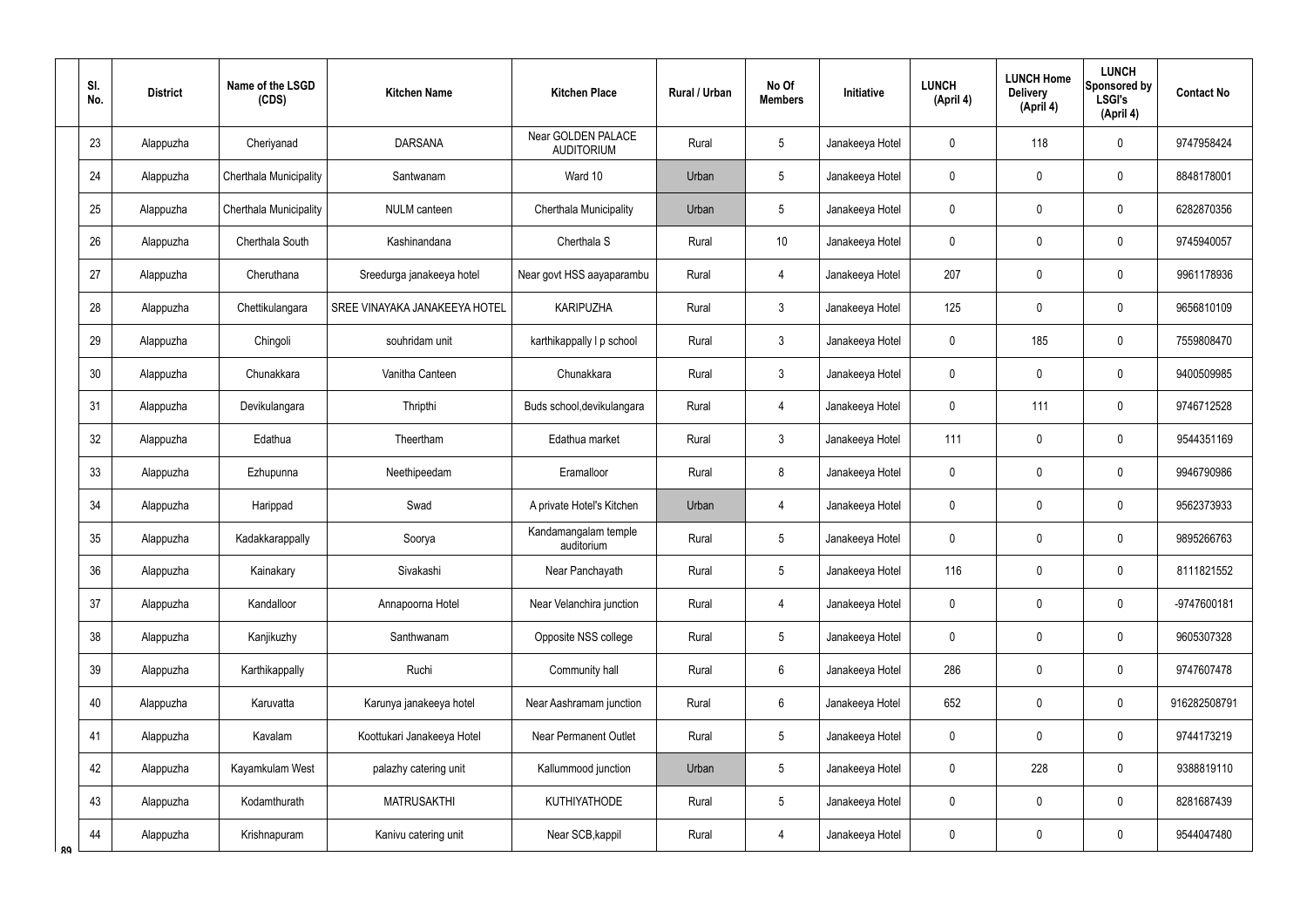| Sl. No. | District | Name of the LSGD (CDS) | Kitchen Name | Kitchen Place | Rural / Urban | No Of Members | Initiative | LUNCH (April 4) | LUNCH Home Delivery (April 4) | LUNCH Sponsored by LSGI's (April 4) | Contact No |
|---|---|---|---|---|---|---|---|---|---|---|---|
| 23 | Alappuzha | Cheriyanad | DARSANA | Near GOLDEN PALACE AUDITORIUM | Rural | 5 | Janakeeya Hotel | 0 | 118 | 0 | 9747958424 |
| 24 | Alappuzha | Cherthala Municipality | Santwanam | Ward 10 | Urban | 5 | Janakeeya Hotel | 0 | 0 | 0 | 8848178001 |
| 25 | Alappuzha | Cherthala Municipality | NULM canteen | Cherthala Municipality | Urban | 5 | Janakeeya Hotel | 0 | 0 | 0 | 6282870356 |
| 26 | Alappuzha | Cherthala South | Kashinandana | Cherthala S | Rural | 10 | Janakeeya Hotel | 0 | 0 | 0 | 9745940057 |
| 27 | Alappuzha | Cheruthana | Sreedurga janakeeya hotel | Near govt HSS aayaparambu | Rural | 4 | Janakeeya Hotel | 207 | 0 | 0 | 9961178936 |
| 28 | Alappuzha | Chettikulangara | SREE VINAYAKA JANAKEEYA HOTEL | KARIPUZHA | Rural | 3 | Janakeeya Hotel | 125 | 0 | 0 | 9656810109 |
| 29 | Alappuzha | Chingoli | souhridam unit | karthikappally l p school | Rural | 3 | Janakeeya Hotel | 0 | 185 | 0 | 7559808470 |
| 30 | Alappuzha | Chunakkara | Vanitha Canteen | Chunakkara | Rural | 3 | Janakeeya Hotel | 0 | 0 | 0 | 9400509985 |
| 31 | Alappuzha | Devikulangara | Thripthi | Buds school,devikulangara | Rural | 4 | Janakeeya Hotel | 0 | 111 | 0 | 9746712528 |
| 32 | Alappuzha | Edathua | Theertham | Edathua market | Rural | 3 | Janakeeya Hotel | 111 | 0 | 0 | 9544351169 |
| 33 | Alappuzha | Ezhupunna | Neethipeedam | Eramalloor | Rural | 8 | Janakeeya Hotel | 0 | 0 | 0 | 9946790986 |
| 34 | Alappuzha | Harippad | Swad | A private Hotel's Kitchen | Urban | 4 | Janakeeya Hotel | 0 | 0 | 0 | 9562373933 |
| 35 | Alappuzha | Kadakkarappally | Soorya | Kandamangalam temple auditorium | Rural | 5 | Janakeeya Hotel | 0 | 0 | 0 | 9895266763 |
| 36 | Alappuzha | Kainakary | Sivakashi | Near Panchayath | Rural | 5 | Janakeeya Hotel | 116 | 0 | 0 | 8111821552 |
| 37 | Alappuzha | Kandalloor | Annapoorna Hotel | Near Velanchira junction | Rural | 4 | Janakeeya Hotel | 0 | 0 | 0 | -9747600181 |
| 38 | Alappuzha | Kanjikuzhy | Santhwanam | Opposite NSS college | Rural | 5 | Janakeeya Hotel | 0 | 0 | 0 | 9605307328 |
| 39 | Alappuzha | Karthikappally | Ruchi | Community hall | Rural | 6 | Janakeeya Hotel | 286 | 0 | 0 | 9747607478 |
| 40 | Alappuzha | Karuvatta | Karunya janakeeya hotel | Near Aashramam junction | Rural | 6 | Janakeeya Hotel | 652 | 0 | 0 | 916282508791 |
| 41 | Alappuzha | Kavalam | Koottukari Janakeeya Hotel | Near Permanent Outlet | Rural | 5 | Janakeeya Hotel | 0 | 0 | 0 | 9744173219 |
| 42 | Alappuzha | Kayamkulam West | palazhy catering unit | Kallummood junction | Urban | 5 | Janakeeya Hotel | 0 | 228 | 0 | 9388819110 |
| 43 | Alappuzha | Kodamthurath | MATRUSAKTHI | KUTHIYATHODE | Rural | 5 | Janakeeya Hotel | 0 | 0 | 0 | 8281687439 |
| 44 | Alappuzha | Krishnapuram | Kanivu catering unit | Near SCB,kappil | Rural | 4 | Janakeeya Hotel | 0 | 0 | 0 | 9544047480 |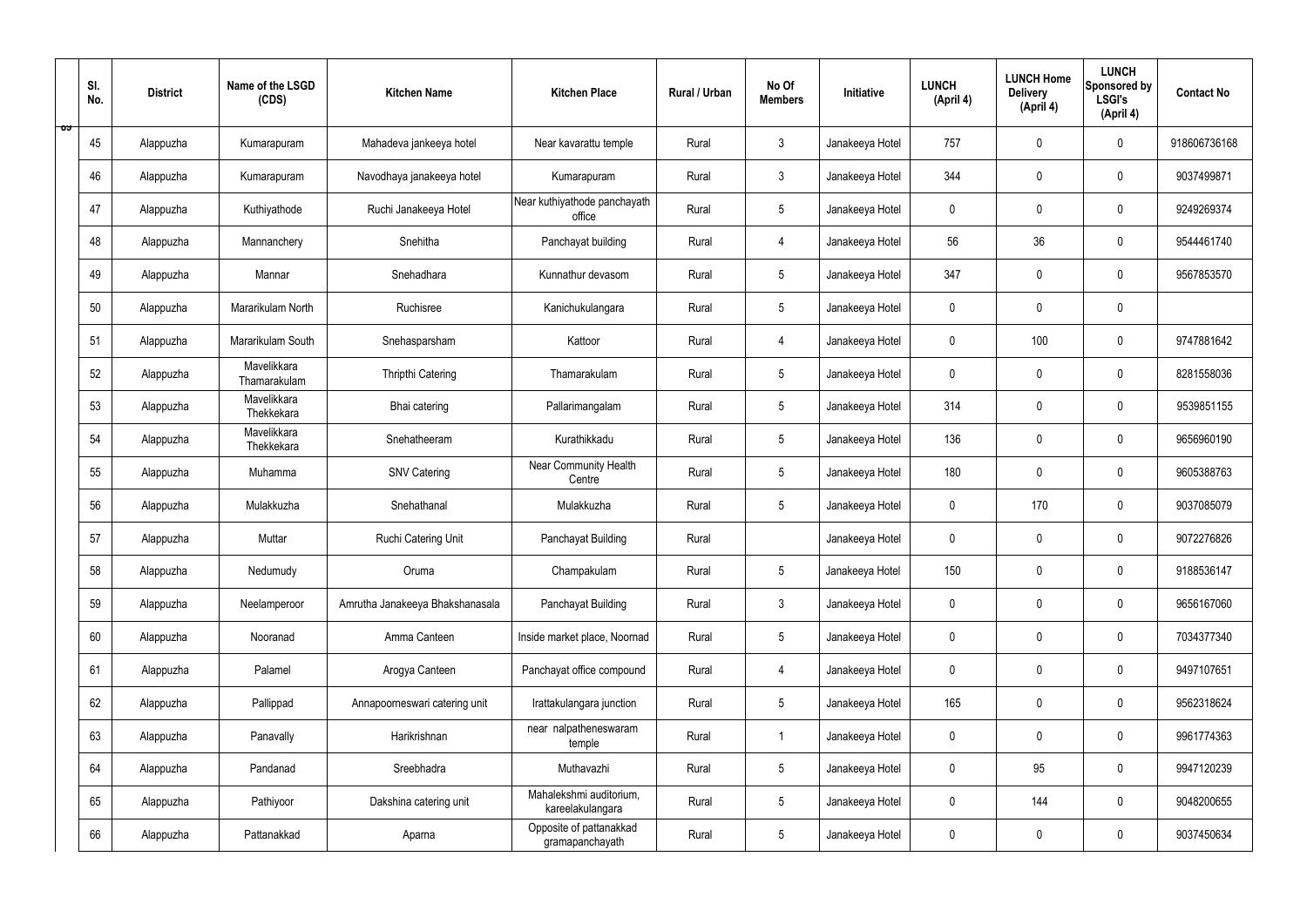| Sl. No. | District | Name of the LSGD (CDS) | Kitchen Name | Kitchen Place | Rural / Urban | No Of Members | Initiative | LUNCH (April 4) | LUNCH Home Delivery (April 4) | LUNCH Sponsored by LSGI's (April 4) | Contact No |
|---|---|---|---|---|---|---|---|---|---|---|---|
| 45 | Alappuzha | Kumarapuram | Mahadeva jankeeya hotel | Near kavarattu temple | Rural | 3 | Janakeeya Hotel | 757 | 0 | 0 | 918606736168 |
| 46 | Alappuzha | Kumarapuram | Navodhaya janakeeya hotel | Kumarapuram | Rural | 3 | Janakeeya Hotel | 344 | 0 | 0 | 9037499871 |
| 47 | Alappuzha | Kuthiyathode | Ruchi Janakeeya Hotel | Near kuthiyathode panchayath office | Rural | 5 | Janakeeya Hotel | 0 | 0 | 0 | 9249269374 |
| 48 | Alappuzha | Mannanchery | Snehitha | Panchayat building | Rural | 4 | Janakeeya Hotel | 56 | 36 | 0 | 9544461740 |
| 49 | Alappuzha | Mannar | Snehadhara | Kunnathur devasom | Rural | 5 | Janakeeya Hotel | 347 | 0 | 0 | 9567853570 |
| 50 | Alappuzha | Mararikulam North | Ruchisree | Kanichukulangara | Rural | 5 | Janakeeya Hotel | 0 | 0 | 0 | |
| 51 | Alappuzha | Mararikulam South | Snehasparsham | Kattoor | Rural | 4 | Janakeeya Hotel | 0 | 100 | 0 | 9747881642 |
| 52 | Alappuzha | Mavelikkara Thamarakulam | Thripthi Catering | Thamarakulam | Rural | 5 | Janakeeya Hotel | 0 | 0 | 0 | 8281558036 |
| 53 | Alappuzha | Mavelikkara Thekkekara | Bhai catering | Pallarimangalam | Rural | 5 | Janakeeya Hotel | 314 | 0 | 0 | 9539851155 |
| 54 | Alappuzha | Mavelikkara Thekkekara | Snehatheeram | Kurathikkadu | Rural | 5 | Janakeeya Hotel | 136 | 0 | 0 | 9656960190 |
| 55 | Alappuzha | Muhamma | SNV Catering | Near Community Health Centre | Rural | 5 | Janakeeya Hotel | 180 | 0 | 0 | 9605388763 |
| 56 | Alappuzha | Mulakkuzha | Snehathanal | Mulakkuzha | Rural | 5 | Janakeeya Hotel | 0 | 170 | 0 | 9037085079 |
| 57 | Alappuzha | Muttar | Ruchi Catering Unit | Panchayat Building | Rural | | Janakeeya Hotel | 0 | 0 | 0 | 9072276826 |
| 58 | Alappuzha | Nedumudy | Oruma | Champakulam | Rural | 5 | Janakeeya Hotel | 150 | 0 | 0 | 9188536147 |
| 59 | Alappuzha | Neelamperoor | Amrutha Janakeeya Bhakshanasala | Panchayat Building | Rural | 3 | Janakeeya Hotel | 0 | 0 | 0 | 9656167060 |
| 60 | Alappuzha | Nooranad | Amma Canteen | Inside market place, Noornad | Rural | 5 | Janakeeya Hotel | 0 | 0 | 0 | 7034377340 |
| 61 | Alappuzha | Palamel | Arogya Canteen | Panchayat office compound | Rural | 4 | Janakeeya Hotel | 0 | 0 | 0 | 9497107651 |
| 62 | Alappuzha | Pallippad | Annapoorneswari catering unit | Irattakulangara junction | Rural | 5 | Janakeeya Hotel | 165 | 0 | 0 | 9562318624 |
| 63 | Alappuzha | Panavally | Harikrishnan | near nalpatheneswaram temple | Rural | 1 | Janakeeya Hotel | 0 | 0 | 0 | 9961774363 |
| 64 | Alappuzha | Pandanad | Sreebhadra | Muthavazhi | Rural | 5 | Janakeeya Hotel | 0 | 95 | 0 | 9947120239 |
| 65 | Alappuzha | Pathiyoor | Dakshina catering unit | Mahalekshmi auditorium, kareelakulangara | Rural | 5 | Janakeeya Hotel | 0 | 144 | 0 | 9048200655 |
| 66 | Alappuzha | Pattanakkad | Aparna | Opposite of pattanakkad gramapanchayath | Rural | 5 | Janakeeya Hotel | 0 | 0 | 0 | 9037450634 |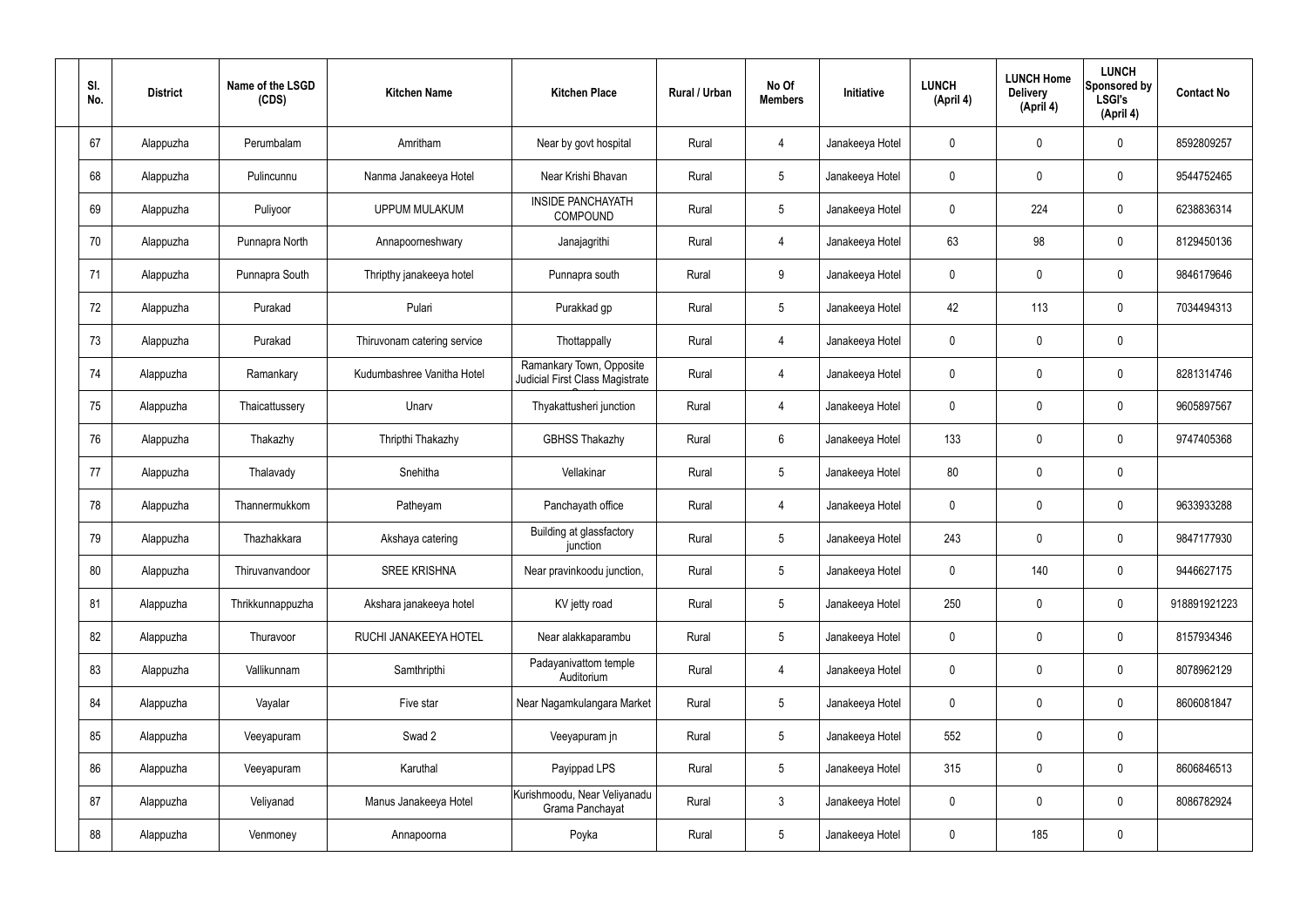| Sl. No. | District | Name of the LSGD (CDS) | Kitchen Name | Kitchen Place | Rural / Urban | No Of Members | Initiative | LUNCH (April 4) | LUNCH Home Delivery (April 4) | LUNCH Sponsored by LSGI's (April 4) | Contact No |
|---|---|---|---|---|---|---|---|---|---|---|---|
| 67 | Alappuzha | Perumbalam | Amritham | Near by govt hospital | Rural | 4 | Janakeeya Hotel | 0 | 0 | 0 | 8592809257 |
| 68 | Alappuzha | Pulincunnu | Nanma Janakeeya Hotel | Near Krishi Bhavan | Rural | 5 | Janakeeya Hotel | 0 | 0 | 0 | 9544752465 |
| 69 | Alappuzha | Puliyoor | UPPUM MULAKUM | INSIDE PANCHAYATH COMPOUND | Rural | 5 | Janakeeya Hotel | 0 | 224 | 0 | 6238836314 |
| 70 | Alappuzha | Punnapra North | Annapoorneshwary | Janajagrithi | Rural | 4 | Janakeeya Hotel | 63 | 98 | 0 | 8129450136 |
| 71 | Alappuzha | Punnapra South | Thripthy janakeeya hotel | Punnapra south | Rural | 9 | Janakeeya Hotel | 0 | 0 | 0 | 9846179646 |
| 72 | Alappuzha | Purakad | Pulari | Purakkad gp | Rural | 5 | Janakeeya Hotel | 42 | 113 | 0 | 7034494313 |
| 73 | Alappuzha | Purakad | Thiruvonam catering service | Thottappally | Rural | 4 | Janakeeya Hotel | 0 | 0 | 0 | |
| 74 | Alappuzha | Ramankary | Kudumbashree Vanitha Hotel | Ramankary Town, Opposite Judicial First Class Magistrate C | Rural | 4 | Janakeeya Hotel | 0 | 0 | 0 | 8281314746 |
| 75 | Alappuzha | Thaicattussery | Unarv | Thyakattusheri junction | Rural | 4 | Janakeeya Hotel | 0 | 0 | 0 | 9605897567 |
| 76 | Alappuzha | Thakazhy | Thripthi Thakazhy | GBHSS Thakazhy | Rural | 6 | Janakeeya Hotel | 133 | 0 | 0 | 9747405368 |
| 77 | Alappuzha | Thalavady | Snehitha | Vellakinar | Rural | 5 | Janakeeya Hotel | 80 | 0 | 0 | |
| 78 | Alappuzha | Thannermukkom | Patheyam | Panchayath office | Rural | 4 | Janakeeya Hotel | 0 | 0 | 0 | 9633933288 |
| 79 | Alappuzha | Thazhakkara | Akshaya catering | Building at glassfactory junction | Rural | 5 | Janakeeya Hotel | 243 | 0 | 0 | 9847177930 |
| 80 | Alappuzha | Thiruvanvandoor | SREE KRISHNA | Near pravinkoodu junction, | Rural | 5 | Janakeeya Hotel | 0 | 140 | 0 | 9446627175 |
| 81 | Alappuzha | Thrikkunnappuzha | Akshara janakeeya hotel | KV jetty road | Rural | 5 | Janakeeya Hotel | 250 | 0 | 0 | 918891921223 |
| 82 | Alappuzha | Thuravoor | RUCHI JANAKEEYA HOTEL | Near alakkaparambu | Rural | 5 | Janakeeya Hotel | 0 | 0 | 0 | 8157934346 |
| 83 | Alappuzha | Vallikunnam | Samthripthi | Padayanivattom temple Auditorium | Rural | 4 | Janakeeya Hotel | 0 | 0 | 0 | 8078962129 |
| 84 | Alappuzha | Vayalar | Five star | Near Nagamkulangara Market | Rural | 5 | Janakeeya Hotel | 0 | 0 | 0 | 8606081847 |
| 85 | Alappuzha | Veeyapuram | Swad 2 | Veeyapuram jn | Rural | 5 | Janakeeya Hotel | 552 | 0 | 0 | |
| 86 | Alappuzha | Veeyapuram | Karuthal | Payippad LPS | Rural | 5 | Janakeeya Hotel | 315 | 0 | 0 | 8606846513 |
| 87 | Alappuzha | Veliyanad | Manus Janakeeya Hotel | Kurishmoodu, Near Veliyanadu Grama Panchayat | Rural | 3 | Janakeeya Hotel | 0 | 0 | 0 | 8086782924 |
| 88 | Alappuzha | Venmoney | Annapoorna | Poyka | Rural | 5 | Janakeeya Hotel | 0 | 185 | 0 | |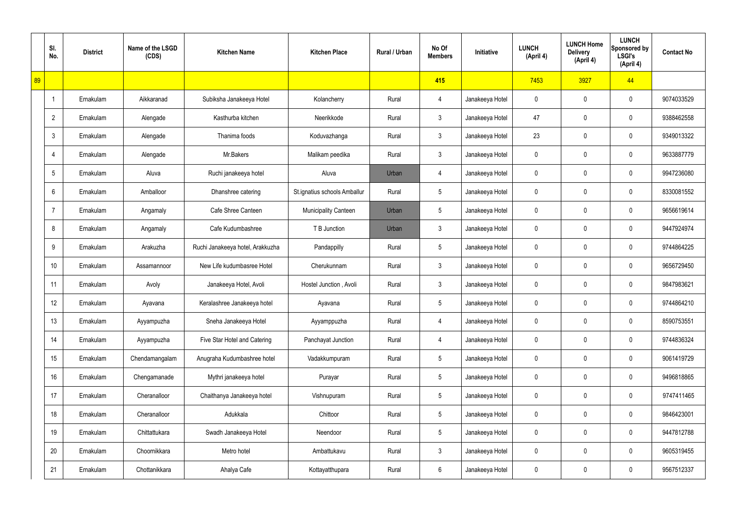| | Sl. No. | District | Name of the LSGD (CDS) | Kitchen Name | Kitchen Place | Rural / Urban | No Of Members | Initiative | LUNCH (April 4) | LUNCH Home Delivery (April 4) | LUNCH Sponsored by LSGI's (April 4) | Contact No |
|---|---|---|---|---|---|---|---|---|---|---|---|---|
| 89 | | | | | | | 415 | | 7453 | 3927 | 44 | |
| | 1 | Ernakulam | Aikkaranad | Subiksha Janakeeya Hotel | Kolancherry | Rural | 4 | Janakeeya Hotel | 0 | 0 | 0 | 9074033529 |
| | 2 | Ernakulam | Alengade | Kasthurba kitchen | Neerikkode | Rural | 3 | Janakeeya Hotel | 47 | 0 | 0 | 9388462558 |
| | 3 | Ernakulam | Alengade | Thanima foods | Koduvazhanga | Rural | 3 | Janakeeya Hotel | 23 | 0 | 0 | 9349013322 |
| | 4 | Ernakulam | Alengade | Mr.Bakers | Malikam peedika | Rural | 3 | Janakeeya Hotel | 0 | 0 | 0 | 9633887779 |
| | 5 | Ernakulam | Aluva | Ruchi janakeeya hotel | Aluva | Urban | 4 | Janakeeya Hotel | 0 | 0 | 0 | 9947236080 |
| | 6 | Ernakulam | Amballoor | Dhanshree catering | St.ignatius schools Amballur | Rural | 5 | Janakeeya Hotel | 0 | 0 | 0 | 8330081552 |
| | 7 | Ernakulam | Angamaly | Cafe Shree Canteen | Municipality Canteen | Urban | 5 | Janakeeya Hotel | 0 | 0 | 0 | 9656619614 |
| | 8 | Ernakulam | Angamaly | Cafe Kudumbashree | T B Junction | Urban | 3 | Janakeeya Hotel | 0 | 0 | 0 | 9447924974 |
| | 9 | Ernakulam | Arakuzha | Ruchi Janakeeya hotel, Arakkuzha | Pandappilly | Rural | 5 | Janakeeya Hotel | 0 | 0 | 0 | 9744864225 |
| | 10 | Ernakulam | Assamannoor | New Life kudumbasree Hotel | Cherukunnam | Rural | 3 | Janakeeya Hotel | 0 | 0 | 0 | 9656729450 |
| | 11 | Ernakulam | Avoly | Janakeeya Hotel, Avoli | Hostel Junction , Avoli | Rural | 3 | Janakeeya Hotel | 0 | 0 | 0 | 9847983621 |
| | 12 | Ernakulam | Ayavana | Keralashree Janakeeya hotel | Ayavana | Rural | 5 | Janakeeya Hotel | 0 | 0 | 0 | 9744864210 |
| | 13 | Ernakulam | Ayyampuzha | Sneha Janakeeya Hotel | Ayyamppuzha | Rural | 4 | Janakeeya Hotel | 0 | 0 | 0 | 8590753551 |
| | 14 | Ernakulam | Ayyampuzha | Five Star Hotel and Catering | Panchayat Junction | Rural | 4 | Janakeeya Hotel | 0 | 0 | 0 | 9744836324 |
| | 15 | Ernakulam | Chendamangalam | Anugraha Kudumbashree hotel | Vadakkumpuram | Rural | 5 | Janakeeya Hotel | 0 | 0 | 0 | 9061419729 |
| | 16 | Ernakulam | Chengamanade | Mythri janakeeya hotel | Purayar | Rural | 5 | Janakeeya Hotel | 0 | 0 | 0 | 9496818865 |
| | 17 | Ernakulam | Cheranalloor | Chaithanya Janakeeya hotel | Vishnupuram | Rural | 5 | Janakeeya Hotel | 0 | 0 | 0 | 9747411465 |
| | 18 | Ernakulam | Cheranalloor | Adukkala | Chittoor | Rural | 5 | Janakeeya Hotel | 0 | 0 | 0 | 9846423001 |
| | 19 | Ernakulam | Chittattukara | Swadh Janakeeya Hotel | Neendoor | Rural | 5 | Janakeeya Hotel | 0 | 0 | 0 | 9447812788 |
| | 20 | Ernakulam | Choornikkara | Metro hotel | Ambattukavu | Rural | 3 | Janakeeya Hotel | 0 | 0 | 0 | 9605319455 |
| | 21 | Ernakulam | Chottanikkara | Ahalya Cafe | Kottayatthupara | Rural | 6 | Janakeeya Hotel | 0 | 0 | 0 | 9567512337 |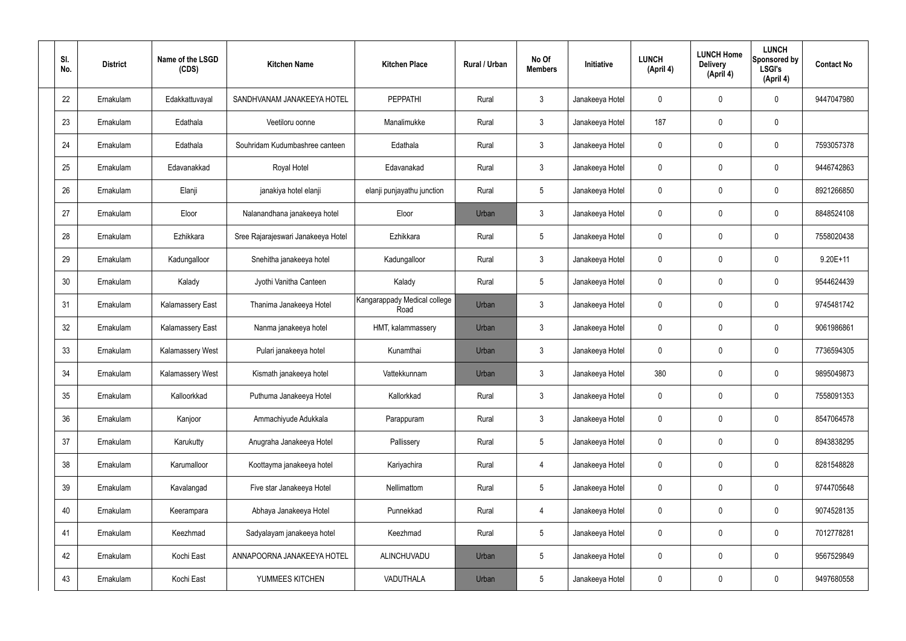| Sl. No. | District | Name of the LSGD (CDS) | Kitchen Name | Kitchen Place | Rural / Urban | No Of Members | Initiative | LUNCH (April 4) | LUNCH Home Delivery (April 4) | LUNCH Sponsored by LSGI's (April 4) | Contact No |
|---|---|---|---|---|---|---|---|---|---|---|---|
| 22 | Ernakulam | Edakkattuvayal | SANDHVANAM JANAKEEYA HOTEL | PEPPATHI | Rural | 3 | Janakeeya Hotel | 0 | 0 | 0 | 9447047980 |
| 23 | Ernakulam | Edathala | Veetiloru oonne | Manalimukke | Rural | 3 | Janakeeya Hotel | 187 | 0 | 0 | |
| 24 | Ernakulam | Edathala | Souhridam Kudumbashree canteen | Edathala | Rural | 3 | Janakeeya Hotel | 0 | 0 | 0 | 7593057378 |
| 25 | Ernakulam | Edavanakkad | Royal Hotel | Edavanakad | Rural | 3 | Janakeeya Hotel | 0 | 0 | 0 | 9446742863 |
| 26 | Ernakulam | Elanji | janakiya hotel elanji | elanji punjayathu junction | Rural | 5 | Janakeeya Hotel | 0 | 0 | 0 | 8921266850 |
| 27 | Ernakulam | Eloor | Nalanandhana janakeeya hotel | Eloor | Urban | 3 | Janakeeya Hotel | 0 | 0 | 0 | 8848524108 |
| 28 | Ernakulam | Ezhikkara | Sree Rajarajeswari Janakeeya Hotel | Ezhikkara | Rural | 5 | Janakeeya Hotel | 0 | 0 | 0 | 7558020438 |
| 29 | Ernakulam | Kadungalloor | Snehitha janakeeya hotel | Kadungalloor | Rural | 3 | Janakeeya Hotel | 0 | 0 | 0 | 9.20E+11 |
| 30 | Ernakulam | Kalady | Jyothi Vanitha Canteen | Kalady | Rural | 5 | Janakeeya Hotel | 0 | 0 | 0 | 9544624439 |
| 31 | Ernakulam | Kalamassery East | Thanima Janakeeya Hotel | Kangarappady Medical college Road | Urban | 3 | Janakeeya Hotel | 0 | 0 | 0 | 9745481742 |
| 32 | Ernakulam | Kalamassery East | Nanma janakeeya hotel | HMT, kalammassery | Urban | 3 | Janakeeya Hotel | 0 | 0 | 0 | 9061986861 |
| 33 | Ernakulam | Kalamassery West | Pulari janakeeya hotel | Kunamthai | Urban | 3 | Janakeeya Hotel | 0 | 0 | 0 | 7736594305 |
| 34 | Ernakulam | Kalamassery West | Kismath janakeeya hotel | Vattekkunnam | Urban | 3 | Janakeeya Hotel | 380 | 0 | 0 | 9895049873 |
| 35 | Ernakulam | Kalloorkkad | Puthuma Janakeeya Hotel | Kallorkkad | Rural | 3 | Janakeeya Hotel | 0 | 0 | 0 | 7558091353 |
| 36 | Ernakulam | Kanjoor | Ammachiyude Adukkala | Parappuram | Rural | 3 | Janakeeya Hotel | 0 | 0 | 0 | 8547064578 |
| 37 | Ernakulam | Karukutty | Anugraha Janakeeya Hotel | Pallissery | Rural | 5 | Janakeeya Hotel | 0 | 0 | 0 | 8943838295 |
| 38 | Ernakulam | Karumalloor | Koottayma janakeeya hotel | Kariyachira | Rural | 4 | Janakeeya Hotel | 0 | 0 | 0 | 8281548828 |
| 39 | Ernakulam | Kavalangad | Five star Janakeeya Hotel | Nellimattom | Rural | 5 | Janakeeya Hotel | 0 | 0 | 0 | 9744705648 |
| 40 | Ernakulam | Keerampara | Abhaya Janakeeya Hotel | Punnekkad | Rural | 4 | Janakeeya Hotel | 0 | 0 | 0 | 9074528135 |
| 41 | Ernakulam | Keezhmad | Sadyalayam janakeeya hotel | Keezhmad | Rural | 5 | Janakeeya Hotel | 0 | 0 | 0 | 7012778281 |
| 42 | Ernakulam | Kochi East | ANNAPOORNA JANAKEEYA HOTEL | ALINCHUVADU | Urban | 5 | Janakeeya Hotel | 0 | 0 | 0 | 9567529849 |
| 43 | Ernakulam | Kochi East | YUMMEES KITCHEN | VADUTHALA | Urban | 5 | Janakeeya Hotel | 0 | 0 | 0 | 9497680558 |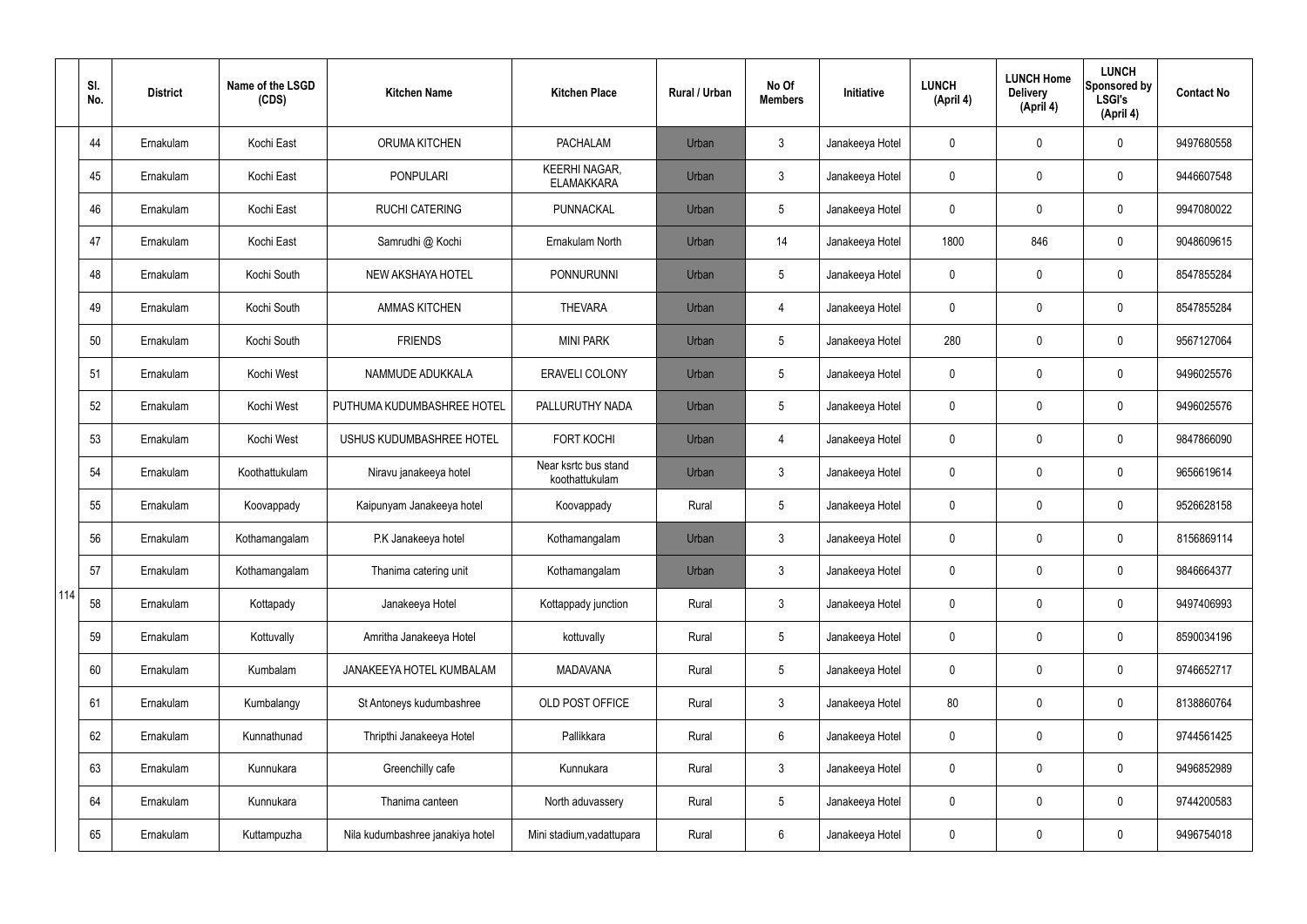| | Sl. No. | District | Name of the LSGD (CDS) | Kitchen Name | Kitchen Place | Rural / Urban | No Of Members | Initiative | LUNCH (April 4) | LUNCH Home Delivery (April 4) | LUNCH Sponsored by LSGI's (April 4) | Contact No |
|---|---|---|---|---|---|---|---|---|---|---|---|---|
| 114 | 44 | Ernakulam | Kochi East | ORUMA KITCHEN | PACHALAM | Urban | 3 | Janakeeya Hotel | 0 | 0 | 0 | 9497680558 |
| | 45 | Ernakulam | Kochi East | PONPULARI | KEERHI NAGAR, ELAMAKKARA | Urban | 3 | Janakeeya Hotel | 0 | 0 | 0 | 9446607548 |
| | 46 | Ernakulam | Kochi East | RUCHI CATERING | PUNNACKAL | Urban | 5 | Janakeeya Hotel | 0 | 0 | 0 | 9947080022 |
| | 47 | Ernakulam | Kochi East | Samrudhi @ Kochi | Ernakulam North | Urban | 14 | Janakeeya Hotel | 1800 | 846 | 0 | 9048609615 |
| | 48 | Ernakulam | Kochi South | NEW AKSHAYA HOTEL | PONNURUNNI | Urban | 5 | Janakeeya Hotel | 0 | 0 | 0 | 8547855284 |
| | 49 | Ernakulam | Kochi South | AMMAS KITCHEN | THEVARA | Urban | 4 | Janakeeya Hotel | 0 | 0 | 0 | 8547855284 |
| | 50 | Ernakulam | Kochi South | FRIENDS | MINI PARK | Urban | 5 | Janakeeya Hotel | 280 | 0 | 0 | 9567127064 |
| | 51 | Ernakulam | Kochi West | NAMMUDE ADUKKALA | ERAVELI COLONY | Urban | 5 | Janakeeya Hotel | 0 | 0 | 0 | 9496025576 |
| | 52 | Ernakulam | Kochi West | PUTHUMA KUDUMBASHREE HOTEL | PALLURUTHY NADA | Urban | 5 | Janakeeya Hotel | 0 | 0 | 0 | 9496025576 |
| | 53 | Ernakulam | Kochi West | USHUS KUDUMBASHREE HOTEL | FORT KOCHI | Urban | 4 | Janakeeya Hotel | 0 | 0 | 0 | 9847866090 |
| | 54 | Ernakulam | Koothattukulam | Niravu janakeeya hotel | Near ksrtc bus stand koothattukulam | Urban | 3 | Janakeeya Hotel | 0 | 0 | 0 | 9656619614 |
| | 55 | Ernakulam | Koovappady | Kaipunyam Janakeeya hotel | Koovappady | Rural | 5 | Janakeeya Hotel | 0 | 0 | 0 | 9526628158 |
| | 56 | Ernakulam | Kothamangalam | P.K Janakeeya hotel | Kothamangalam | Urban | 3 | Janakeeya Hotel | 0 | 0 | 0 | 8156869114 |
| | 57 | Ernakulam | Kothamangalam | Thanima catering unit | Kothamangalam | Urban | 3 | Janakeeya Hotel | 0 | 0 | 0 | 9846664377 |
| | 58 | Ernakulam | Kottapady | Janakeeya Hotel | Kottappady junction | Rural | 3 | Janakeeya Hotel | 0 | 0 | 0 | 9497406993 |
| | 59 | Ernakulam | Kottuvally | Amritha Janakeeya Hotel | kottuvally | Rural | 5 | Janakeeya Hotel | 0 | 0 | 0 | 8590034196 |
| | 60 | Ernakulam | Kumbalam | JANAKEEYA HOTEL KUMBALAM | MADAVANA | Rural | 5 | Janakeeya Hotel | 0 | 0 | 0 | 9746652717 |
| | 61 | Ernakulam | Kumbalangy | St Antoneys kudumbashree | OLD POST OFFICE | Rural | 3 | Janakeeya Hotel | 80 | 0 | 0 | 8138860764 |
| | 62 | Ernakulam | Kunnathunad | Thripthi Janakeeya Hotel | Pallikkara | Rural | 6 | Janakeeya Hotel | 0 | 0 | 0 | 9744561425 |
| | 63 | Ernakulam | Kunnukara | Greenchilly cafe | Kunnukara | Rural | 3 | Janakeeya Hotel | 0 | 0 | 0 | 9496852989 |
| | 64 | Ernakulam | Kunnukara | Thanima canteen | North aduvassery | Rural | 5 | Janakeeya Hotel | 0 | 0 | 0 | 9744200583 |
| | 65 | Ernakulam | Kuttampuzha | Nila kudumbashree janakiya hotel | Mini stadium,vadattupara | Rural | 6 | Janakeeya Hotel | 0 | 0 | 0 | 9496754018 |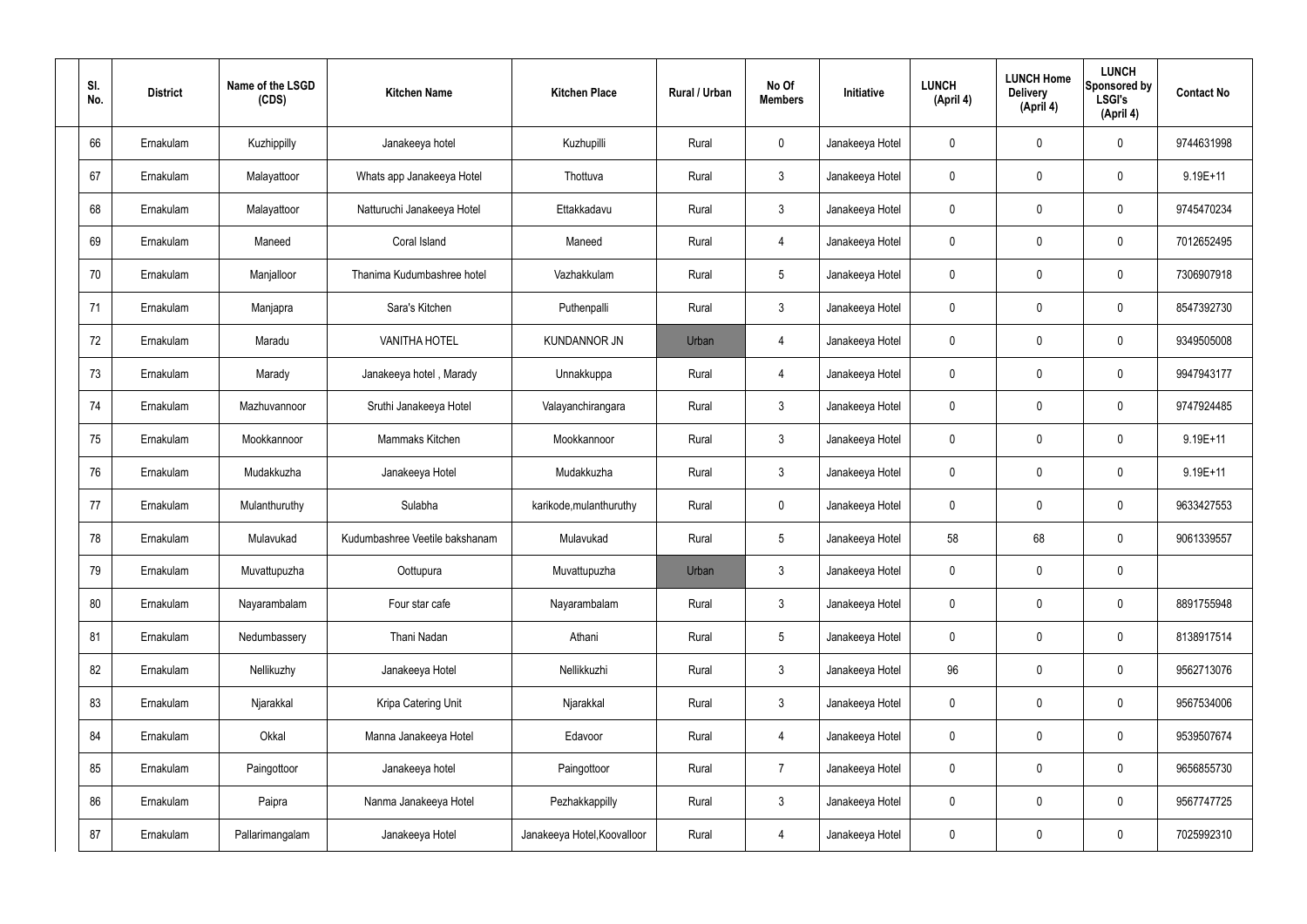| Sl. No. | District | Name of the LSGD (CDS) | Kitchen Name | Kitchen Place | Rural / Urban | No Of Members | Initiative | LUNCH (April 4) | LUNCH Home Delivery (April 4) | LUNCH Sponsored by LSGI's (April 4) | Contact No |
|---|---|---|---|---|---|---|---|---|---|---|---|
| 66 | Ernakulam | Kuzhippilly | Janakeeya hotel | Kuzhupilli | Rural | 0 | Janakeeya Hotel | 0 | 0 | 0 | 9744631998 |
| 67 | Ernakulam | Malayattoor | Whats app Janakeeya Hotel | Thottuva | Rural | 3 | Janakeeya Hotel | 0 | 0 | 0 | 9.19E+11 |
| 68 | Ernakulam | Malayattoor | Natturuchi Janakeeya Hotel | Ettakkadavu | Rural | 3 | Janakeeya Hotel | 0 | 0 | 0 | 9745470234 |
| 69 | Ernakulam | Maneed | Coral Island | Maneed | Rural | 4 | Janakeeya Hotel | 0 | 0 | 0 | 7012652495 |
| 70 | Ernakulam | Manjalloor | Thanima Kudumbashree hotel | Vazhakkulam | Rural | 5 | Janakeeya Hotel | 0 | 0 | 0 | 7306907918 |
| 71 | Ernakulam | Manjapra | Sara's Kitchen | Puthenpalli | Rural | 3 | Janakeeya Hotel | 0 | 0 | 0 | 8547392730 |
| 72 | Ernakulam | Maradu | VANITHA HOTEL | KUNDANNOR JN | Urban | 4 | Janakeeya Hotel | 0 | 0 | 0 | 9349505008 |
| 73 | Ernakulam | Marady | Janakeeya hotel , Marady | Unnakkuppa | Rural | 4 | Janakeeya Hotel | 0 | 0 | 0 | 9947943177 |
| 74 | Ernakulam | Mazhuvannoor | Sruthi Janakeeya Hotel | Valayanchirangara | Rural | 3 | Janakeeya Hotel | 0 | 0 | 0 | 9747924485 |
| 75 | Ernakulam | Mookkannoor | Mammaks Kitchen | Mookkannoor | Rural | 3 | Janakeeya Hotel | 0 | 0 | 0 | 9.19E+11 |
| 76 | Ernakulam | Mudakkuzha | Janakeeya Hotel | Mudakkuzha | Rural | 3 | Janakeeya Hotel | 0 | 0 | 0 | 9.19E+11 |
| 77 | Ernakulam | Mulanthuruthy | Sulabha | karikode,mulanthuruthy | Rural | 0 | Janakeeya Hotel | 0 | 0 | 0 | 9633427553 |
| 78 | Ernakulam | Mulavukad | Kudumbashree Veetile bakshanam | Mulavukad | Rural | 5 | Janakeeya Hotel | 58 | 68 | 0 | 9061339557 |
| 79 | Ernakulam | Muvattupuzha | Oottupura | Muvattupuzha | Urban | 3 | Janakeeya Hotel | 0 | 0 | 0 | |
| 80 | Ernakulam | Nayarambalam | Four star cafe | Nayarambalam | Rural | 3 | Janakeeya Hotel | 0 | 0 | 0 | 8891755948 |
| 81 | Ernakulam | Nedumbassery | Thani Nadan | Athani | Rural | 5 | Janakeeya Hotel | 0 | 0 | 0 | 8138917514 |
| 82 | Ernakulam | Nellikuzhy | Janakeeya Hotel | Nellikkuzhi | Rural | 3 | Janakeeya Hotel | 96 | 0 | 0 | 9562713076 |
| 83 | Ernakulam | Njarakkal | Kripa Catering Unit | Njarakkal | Rural | 3 | Janakeeya Hotel | 0 | 0 | 0 | 9567534006 |
| 84 | Ernakulam | Okkal | Manna Janakeeya Hotel | Edavoor | Rural | 4 | Janakeeya Hotel | 0 | 0 | 0 | 9539507674 |
| 85 | Ernakulam | Paingottoor | Janakeeya hotel | Paingottoor | Rural | 7 | Janakeeya Hotel | 0 | 0 | 0 | 9656855730 |
| 86 | Ernakulam | Paipra | Nanma Janakeeya Hotel | Pezhakkappilly | Rural | 3 | Janakeeya Hotel | 0 | 0 | 0 | 9567747725 |
| 87 | Ernakulam | Pallarimangalam | Janakeeya Hotel | Janakeeya Hotel,Koovalloor | Rural | 4 | Janakeeya Hotel | 0 | 0 | 0 | 7025992310 |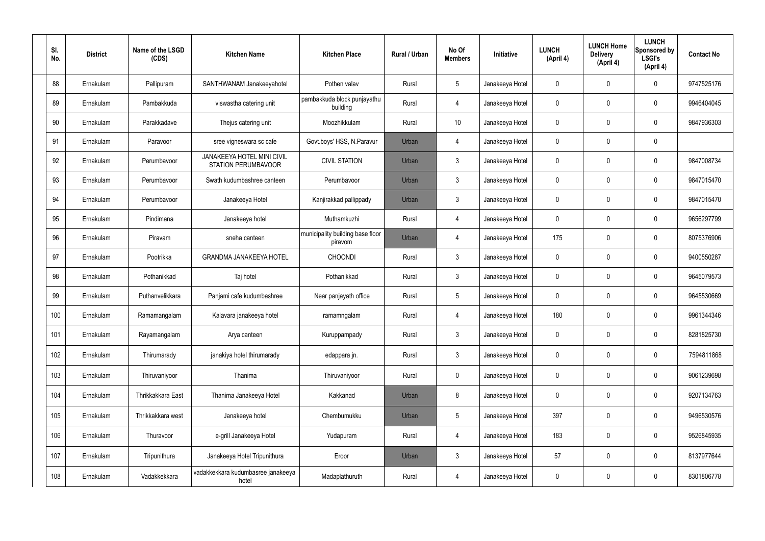| Sl. No. | District | Name of the LSGD (CDS) | Kitchen Name | Kitchen Place | Rural / Urban | No Of Members | Initiative | LUNCH (April 4) | LUNCH Home Delivery (April 4) | LUNCH Sponsored by LSGI's (April 4) | Contact No |
|---|---|---|---|---|---|---|---|---|---|---|---|
| 88 | Ernakulam | Pallipuram | SANTHWANAM Janakeeyahotel | Pothen valav | Rural | 5 | Janakeeya Hotel | 0 | 0 | 0 | 9747525176 |
| 89 | Ernakulam | Pambakkuda | viswastha catering unit | pambakkuda block punjayathu building | Rural | 4 | Janakeeya Hotel | 0 | 0 | 0 | 9946404045 |
| 90 | Ernakulam | Parakkadave | Thejus catering unit | Moozhikkulam | Rural | 10 | Janakeeya Hotel | 0 | 0 | 0 | 9847936303 |
| 91 | Ernakulam | Paravoor | sree vigneswara sc cafe | Govt.boys' HSS, N.Paravur | Urban | 4 | Janakeeya Hotel | 0 | 0 | 0 | |
| 92 | Ernakulam | Perumbavoor | JANAKEEYA HOTEL MINI CIVIL STATION PERUMBAVOOR | CIVIL STATION | Urban | 3 | Janakeeya Hotel | 0 | 0 | 0 | 9847008734 |
| 93 | Ernakulam | Perumbavoor | Swath kudumbashree canteen | Perumbavoor | Urban | 3 | Janakeeya Hotel | 0 | 0 | 0 | 9847015470 |
| 94 | Ernakulam | Perumbavoor | Janakeeya Hotel | Kanjirakkad pallippady | Urban | 3 | Janakeeya Hotel | 0 | 0 | 0 | 9847015470 |
| 95 | Ernakulam | Pindimana | Janakeeya hotel | Muthamkuzhi | Rural | 4 | Janakeeya Hotel | 0 | 0 | 0 | 9656297799 |
| 96 | Ernakulam | Piravam | sneha canteen | municipality building base floor piravom | Urban | 4 | Janakeeya Hotel | 175 | 0 | 0 | 8075376906 |
| 97 | Ernakulam | Pootrikka | GRANDMA JANAKEEYA HOTEL | CHOONDI | Rural | 3 | Janakeeya Hotel | 0 | 0 | 0 | 9400550287 |
| 98 | Ernakulam | Pothanikkad | Taj hotel | Pothanikkad | Rural | 3 | Janakeeya Hotel | 0 | 0 | 0 | 9645079573 |
| 99 | Ernakulam | Puthanvelikkara | Panjami cafe kudumbashree | Near panjayath office | Rural | 5 | Janakeeya Hotel | 0 | 0 | 0 | 9645530669 |
| 100 | Ernakulam | Ramamangalam | Kalavara janakeeya hotel | ramamngalam | Rural | 4 | Janakeeya Hotel | 180 | 0 | 0 | 9961344346 |
| 101 | Ernakulam | Rayamangalam | Arya canteen | Kuruppampady | Rural | 3 | Janakeeya Hotel | 0 | 0 | 0 | 8281825730 |
| 102 | Ernakulam | Thirumarady | janakiya hotel thirumarady | edappara jn. | Rural | 3 | Janakeeya Hotel | 0 | 0 | 0 | 7594811868 |
| 103 | Ernakulam | Thiruvaniyoor | Thanima | Thiruvaniyoor | Rural | 0 | Janakeeya Hotel | 0 | 0 | 0 | 9061239698 |
| 104 | Ernakulam | Thrikkakkara East | Thanima Janakeeya Hotel | Kakkanad | Urban | 8 | Janakeeya Hotel | 0 | 0 | 0 | 9207134763 |
| 105 | Ernakulam | Thrikkakkara west | Janakeeya hotel | Chembumukku | Urban | 5 | Janakeeya Hotel | 397 | 0 | 0 | 9496530576 |
| 106 | Ernakulam | Thuravoor | e-grill Janakeeya Hotel | Yudapuram | Rural | 4 | Janakeeya Hotel | 183 | 0 | 0 | 9526845935 |
| 107 | Ernakulam | Tripunithura | Janakeeya Hotel Tripunithura | Eroor | Urban | 3 | Janakeeya Hotel | 57 | 0 | 0 | 8137977644 |
| 108 | Ernakulam | Vadakkekkara | vadakkekkara kudumbasree janakeeya hotel | Madaplathuruth | Rural | 4 | Janakeeya Hotel | 0 | 0 | 0 | 8301806778 |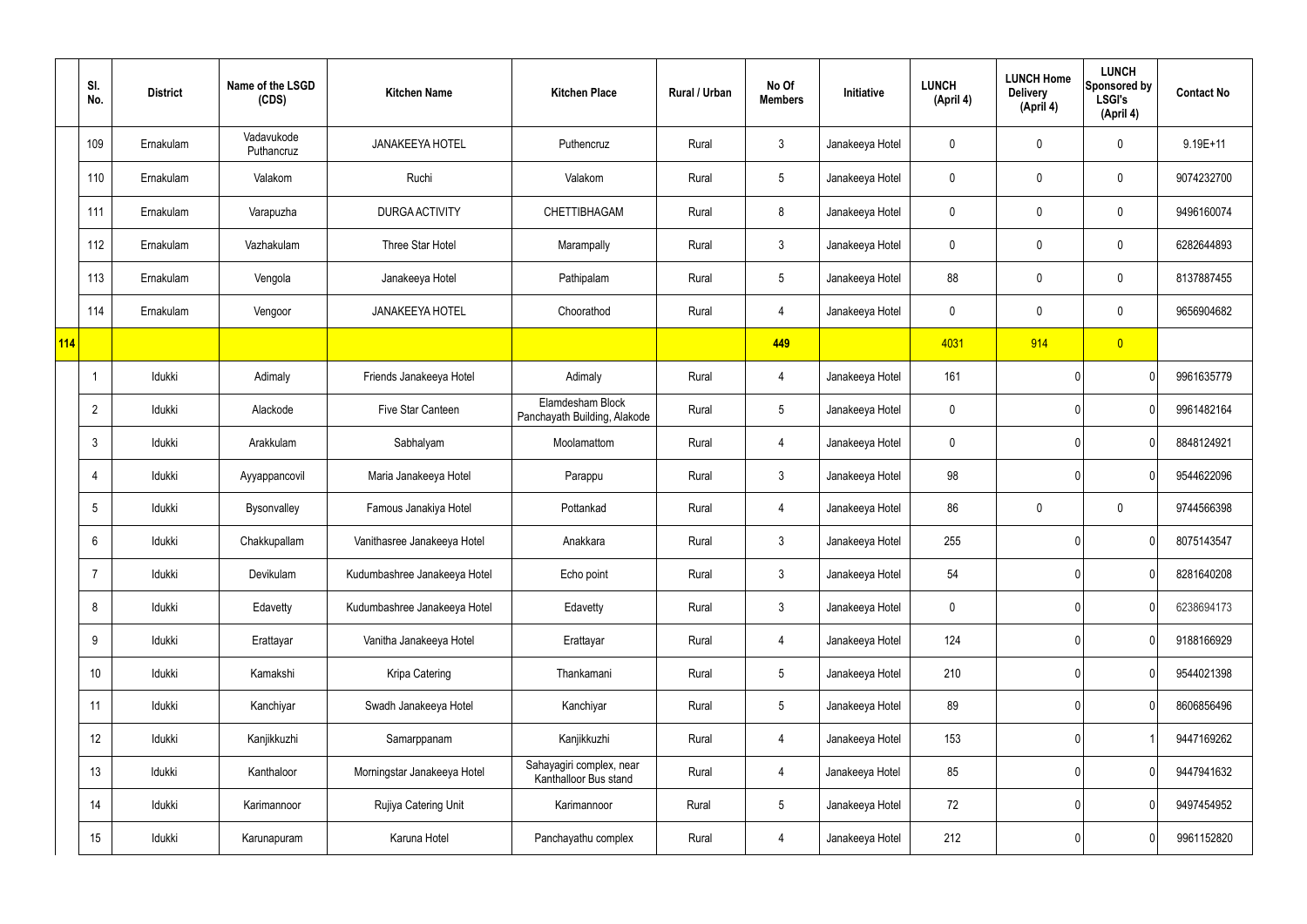| | Sl. No. | District | Name of the LSGD (CDS) | Kitchen Name | Kitchen Place | Rural / Urban | No Of Members | Initiative | LUNCH (April 4) | LUNCH Home Delivery (April 4) | LUNCH Sponsored by LSGI's (April 4) | Contact No |
|---|---|---|---|---|---|---|---|---|---|---|---|---|
| | 109 | Ernakulam | Vadavukode Puthancruz | JANAKEEYA HOTEL | Puthencruz | Rural | 3 | Janakeeya Hotel | 0 | 0 | 0 | 9.19E+11 |
| | 110 | Ernakulam | Valakom | Ruchi | Valakom | Rural | 5 | Janakeeya Hotel | 0 | 0 | 0 | 9074232700 |
| | 111 | Ernakulam | Varapuzha | DURGA ACTIVITY | CHETTIBHAGAM | Rural | 8 | Janakeeya Hotel | 0 | 0 | 0 | 9496160074 |
| | 112 | Ernakulam | Vazhakulam | Three Star Hotel | Marampally | Rural | 3 | Janakeeya Hotel | 0 | 0 | 0 | 6282644893 |
| | 113 | Ernakulam | Vengola | Janakeeya Hotel | Pathipalam | Rural | 5 | Janakeeya Hotel | 88 | 0 | 0 | 8137887455 |
| | 114 | Ernakulam | Vengoor | JANAKEEYA HOTEL | Choorathod | Rural | 4 | Janakeeya Hotel | 0 | 0 | 0 | 9656904682 |
| 114 | | | | | | | 449 | | 4031 | 914 | 0 | |
| | 1 | Idukki | Adimaly | Friends Janakeeya Hotel | Adimaly | Rural | 4 | Janakeeya Hotel | 161 | 0 | 0 | 9961635779 |
| | 2 | Idukki | Alackode | Five Star Canteen | Elamdesham Block Panchayath Building, Alakode | Rural | 5 | Janakeeya Hotel | 0 | 0 | 0 | 9961482164 |
| | 3 | Idukki | Arakkulam | Sabhalyam | Moolamattom | Rural | 4 | Janakeeya Hotel | 0 | 0 | 0 | 8848124921 |
| | 4 | Idukki | Ayyappancovil | Maria Janakeeya Hotel | Parappu | Rural | 3 | Janakeeya Hotel | 98 | 0 | 0 | 9544622096 |
| | 5 | Idukki | Bysonvalley | Famous Janakiya Hotel | Pottankad | Rural | 4 | Janakeeya Hotel | 86 | 0 | 0 | 9744566398 |
| | 6 | Idukki | Chakkupallam | Vanithasree Janakeeya Hotel | Anakkara | Rural | 3 | Janakeeya Hotel | 255 | 0 | 0 | 8075143547 |
| | 7 | Idukki | Devikulam | Kudumbashree Janakeeya Hotel | Echo point | Rural | 3 | Janakeeya Hotel | 54 | 0 | 0 | 8281640208 |
| | 8 | Idukki | Edavetty | Kudumbashree Janakeeya Hotel | Edavetty | Rural | 3 | Janakeeya Hotel | 0 | 0 | 0 | 6238694173 |
| | 9 | Idukki | Erattayar | Vanitha Janakeeya Hotel | Erattayar | Rural | 4 | Janakeeya Hotel | 124 | 0 | 0 | 9188166929 |
| | 10 | Idukki | Kamakshi | Kripa Catering | Thankamani | Rural | 5 | Janakeeya Hotel | 210 | 0 | 0 | 9544021398 |
| | 11 | Idukki | Kanchiyar | Swadh Janakeeya Hotel | Kanchiyar | Rural | 5 | Janakeeya Hotel | 89 | 0 | 0 | 8606856496 |
| | 12 | Idukki | Kanjikkuzhi | Samarppanam | Kanjikkuzhi | Rural | 4 | Janakeeya Hotel | 153 | 0 | 1 | 9447169262 |
| | 13 | Idukki | Kanthaloor | Morningstar Janakeeya Hotel | Sahayagiri complex, near Kanthalloor Bus stand | Rural | 4 | Janakeeya Hotel | 85 | 0 | 0 | 9447941632 |
| | 14 | Idukki | Karimannoor | Rujiya Catering Unit | Karimannoor | Rural | 5 | Janakeeya Hotel | 72 | 0 | 0 | 9497454952 |
| | 15 | Idukki | Karunapuram | Karuna Hotel | Panchayathu complex | Rural | 4 | Janakeeya Hotel | 212 | 0 | 0 | 9961152820 |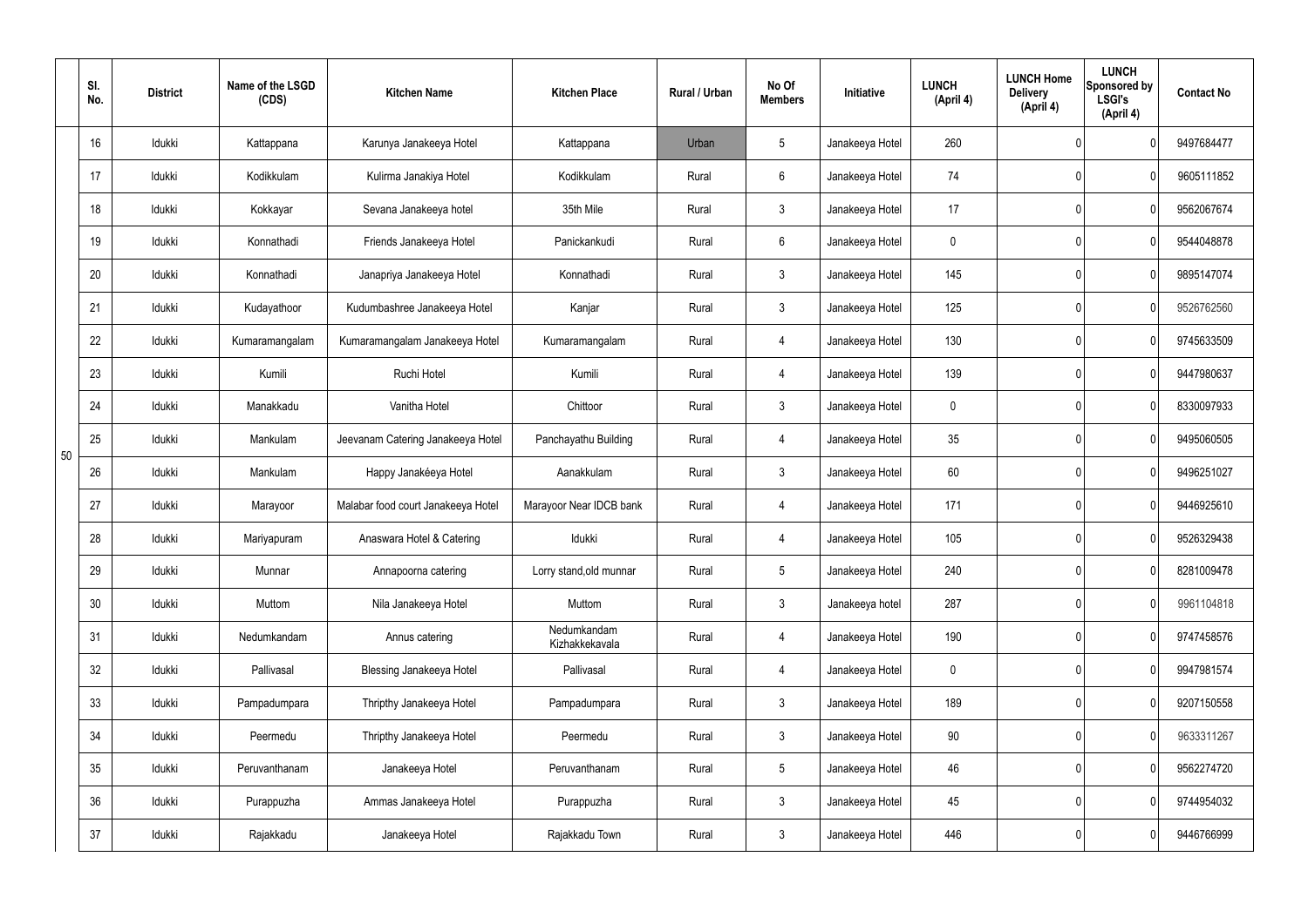|  | Sl. No. | District | Name of the LSGD (CDS) | Kitchen Name | Kitchen Place | Rural / Urban | No Of Members | Initiative | LUNCH (April 4) | LUNCH Home Delivery (April 4) | LUNCH Sponsored by LSGI's (April 4) | Contact No |
|---|---|---|---|---|---|---|---|---|---|---|---|---|
| 50 | 16 | Idukki | Kattappana | Karunya Janakeeya Hotel | Kattappana | Urban | 5 | Janakeeya Hotel | 260 | 0 | 0 | 9497684477 |
|  | 17 | Idukki | Kodikkulam | Kulirma Janakiya Hotel | Kodikkulam | Rural | 6 | Janakeeya Hotel | 74 | 0 | 0 | 9605111852 |
|  | 18 | Idukki | Kokkayar | Sevana Janakeeya hotel | 35th Mile | Rural | 3 | Janakeeya Hotel | 17 | 0 | 0 | 9562067674 |
|  | 19 | Idukki | Konnathadi | Friends Janakeeya Hotel | Panickankudi | Rural | 6 | Janakeeya Hotel | 0 | 0 | 0 | 9544048878 |
|  | 20 | Idukki | Konnathadi | Janapriya Janakeeya Hotel | Konnathadi | Rural | 3 | Janakeeya Hotel | 145 | 0 | 0 | 9895147074 |
|  | 21 | Idukki | Kudayathoor | Kudumbashree Janakeeya Hotel | Kanjar | Rural | 3 | Janakeeya Hotel | 125 | 0 | 0 | 9526762560 |
|  | 22 | Idukki | Kumaramangalam | Kumaramangalam Janakeeya Hotel | Kumaramangalam | Rural | 4 | Janakeeya Hotel | 130 | 0 | 0 | 9745633509 |
|  | 23 | Idukki | Kumili | Ruchi Hotel | Kumili | Rural | 4 | Janakeeya Hotel | 139 | 0 | 0 | 9447980637 |
|  | 24 | Idukki | Manakkadu | Vanitha Hotel | Chittoor | Rural | 3 | Janakeeya Hotel | 0 | 0 | 0 | 8330097933 |
|  | 25 | Idukki | Mankulam | Jeevanam Catering Janakeeya Hotel | Panchayathu Building | Rural | 4 | Janakeeya Hotel | 35 | 0 | 0 | 9495060505 |
|  | 26 | Idukki | Mankulam | Happy Janakéeya Hotel | Aanakkulam | Rural | 3 | Janakeeya Hotel | 60 | 0 | 0 | 9496251027 |
|  | 27 | Idukki | Marayoor | Malabar food court Janakeeya Hotel | Marayoor Near IDCB bank | Rural | 4 | Janakeeya Hotel | 171 | 0 | 0 | 9446925610 |
|  | 28 | Idukki | Mariyapuram | Anaswara Hotel & Catering | Idukki | Rural | 4 | Janakeeya Hotel | 105 | 0 | 0 | 9526329438 |
|  | 29 | Idukki | Munnar | Annapoorna catering | Lorry stand,old munnar | Rural | 5 | Janakeeya Hotel | 240 | 0 | 0 | 8281009478 |
|  | 30 | Idukki | Muttom | Nila Janakeeya Hotel | Muttom | Rural | 3 | Janakeeya hotel | 287 | 0 | 0 | 9961104818 |
|  | 31 | Idukki | Nedumkandam | Annus catering | Nedumkandam Kizhakkekavala | Rural | 4 | Janakeeya Hotel | 190 | 0 | 0 | 9747458576 |
|  | 32 | Idukki | Pallivasal | Blessing Janakeeya Hotel | Pallivasal | Rural | 4 | Janakeeya Hotel | 0 | 0 | 0 | 9947981574 |
|  | 33 | Idukki | Pampadumpara | Thripthy Janakeeya Hotel | Pampadumpara | Rural | 3 | Janakeeya Hotel | 189 | 0 | 0 | 9207150558 |
|  | 34 | Idukki | Peermedu | Thripthy Janakeeya Hotel | Peermedu | Rural | 3 | Janakeeya Hotel | 90 | 0 | 0 | 9633311267 |
|  | 35 | Idukki | Peruvanthanam | Janakeeya Hotel | Peruvanthanam | Rural | 5 | Janakeeya Hotel | 46 | 0 | 0 | 9562274720 |
|  | 36 | Idukki | Purappuzha | Ammas Janakeeya Hotel | Purappuzha | Rural | 3 | Janakeeya Hotel | 45 | 0 | 0 | 9744954032 |
|  | 37 | Idukki | Rajakkadu | Janakeeya Hotel | Rajakkadu Town | Rural | 3 | Janakeeya Hotel | 446 | 0 | 0 | 9446766999 |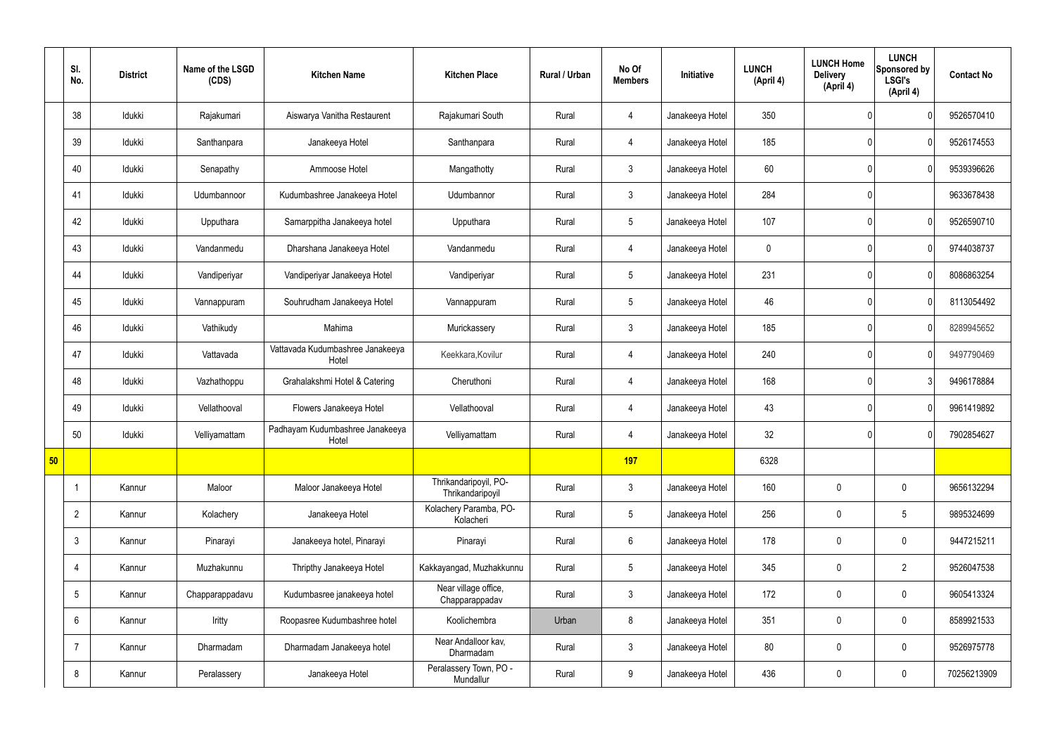|  | Sl. No. | District | Name of the LSGD (CDS) | Kitchen Name | Kitchen Place | Rural / Urban | No Of Members | Initiative | LUNCH (April 4) | LUNCH Home Delivery (April 4) | LUNCH Sponsored by LSGI's (April 4) | Contact No |
|---|---|---|---|---|---|---|---|---|---|---|---|---|
|  | 38 | Idukki | Rajakumari | Aiswarya Vanitha Restaurent | Rajakumari South | Rural | 4 | Janakeeya Hotel | 350 | 0 | 0 | 9526570410 |
|  | 39 | Idukki | Santhanpara | Janakeeya Hotel | Santhanpara | Rural | 4 | Janakeeya Hotel | 185 | 0 | 0 | 9526174553 |
|  | 40 | Idukki | Senapathy | Ammoose Hotel | Mangathotty | Rural | 3 | Janakeeya Hotel | 60 | 0 | 0 | 9539396626 |
|  | 41 | Idukki | Udumbannoor | Kudumbashree Janakeeya Hotel | Udumbannor | Rural | 3 | Janakeeya Hotel | 284 | 0 |  | 9633678438 |
|  | 42 | Idukki | Upputhara | Samarppitha Janakeeya hotel | Upputhara | Rural | 5 | Janakeeya Hotel | 107 | 0 | 0 | 9526590710 |
|  | 43 | Idukki | Vandanmedu | Dharshana Janakeeya Hotel | Vandanmedu | Rural | 4 | Janakeeya Hotel | 0 | 0 | 0 | 9744038737 |
|  | 44 | Idukki | Vandiperiyar | Vandiperiyar Janakeeya Hotel | Vandiperiyar | Rural | 5 | Janakeeya Hotel | 231 | 0 | 0 | 8086863254 |
|  | 45 | Idukki | Vannappuram | Souhrudham Janakeeya Hotel | Vannappuram | Rural | 5 | Janakeeya Hotel | 46 | 0 | 0 | 8113054492 |
|  | 46 | Idukki | Vathikudy | Mahima | Murickassery | Rural | 3 | Janakeeya Hotel | 185 | 0 | 0 | 8289945652 |
|  | 47 | Idukki | Vattavada | Vattavada Kudumbashree Janakeeya Hotel | Keekkara,Kovilur | Rural | 4 | Janakeeya Hotel | 240 | 0 | 0 | 9497790469 |
|  | 48 | Idukki | Vazhathoppu | Grahalakshmi Hotel & Catering | Cheruthoni | Rural | 4 | Janakeeya Hotel | 168 | 0 | 3 | 9496178884 |
|  | 49 | Idukki | Vellathooval | Flowers Janakeeya Hotel | Vellathooval | Rural | 4 | Janakeeya Hotel | 43 | 0 | 0 | 9961419892 |
|  | 50 | Idukki | Velliyamattam | Padhayam Kudumbashree Janakeeya Hotel | Velliyamattam | Rural | 4 | Janakeeya Hotel | 32 | 0 | 0 | 7902854627 |
| **50** |  |  |  |  |  |  | **197** |  | 6328 |  |  |  |
|  | 1 | Kannur | Maloor | Maloor Janakeeya Hotel | Thrikandaripoyil, PO-Thrikandaripoyil | Rural | 3 | Janakeeya Hotel | 160 | 0 | 0 | 9656132294 |
|  | 2 | Kannur | Kolachery | Janakeeya Hotel | Kolachery Paramba, PO-Kolacheri | Rural | 5 | Janakeeya Hotel | 256 | 0 | 5 | 9895324699 |
|  | 3 | Kannur | Pinarayi | Janakeeya hotel, Pinarayi | Pinarayi | Rural | 6 | Janakeeya Hotel | 178 | 0 | 0 | 9447215211 |
|  | 4 | Kannur | Muzhakunnu | Thripthy Janakeeya Hotel | Kakkayangad, Muzhakkunnu | Rural | 5 | Janakeeya Hotel | 345 | 0 | 2 | 9526047538 |
|  | 5 | Kannur | Chapparappadavu | Kudumbasree janakeeya hotel | Near village office, Chapparappadav | Rural | 3 | Janakeeya Hotel | 172 | 0 | 0 | 9605413324 |
|  | 6 | Kannur | Iritty | Roopasree Kudumbashree hotel | Koolichembra | Urban | 8 | Janakeeya Hotel | 351 | 0 | 0 | 8589921533 |
|  | 7 | Kannur | Dharmadam | Dharmadam Janakeeya hotel | Near Andalloor kav, Dharmadam | Rural | 3 | Janakeeya Hotel | 80 | 0 | 0 | 9526975778 |
|  | 8 | Kannur | Peralassery | Janakeeya Hotel | Peralassery Town, PO - Mundallur | Rural | 9 | Janakeeya Hotel | 436 | 0 | 0 | 70256213909 |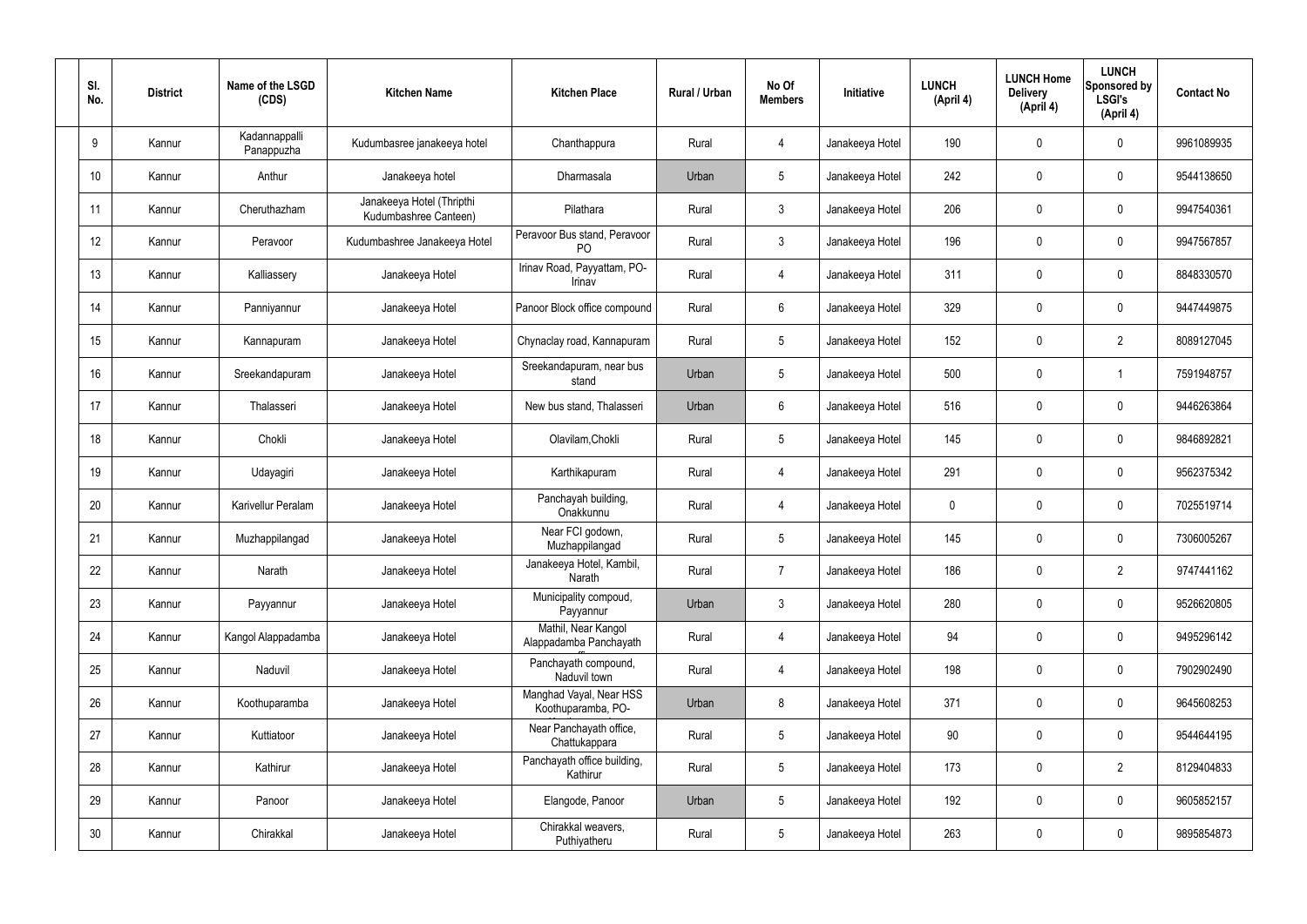| Sl. No. | District | Name of the LSGD (CDS) | Kitchen Name | Kitchen Place | Rural / Urban | No Of Members | Initiative | LUNCH (April 4) | LUNCH Home Delivery (April 4) | LUNCH Sponsored by LSGI's (April 4) | Contact No |
|---|---|---|---|---|---|---|---|---|---|---|---|
| 9 | Kannur | Kadannappalli Panappuzha | Kudumbasree janakeeya hotel | Chanthappura | Rural | 4 | Janakeeya Hotel | 190 | 0 | 0 | 9961089935 |
| 10 | Kannur | Anthur | Janakeeya hotel | Dharmasala | Urban | 5 | Janakeeya Hotel | 242 | 0 | 0 | 9544138650 |
| 11 | Kannur | Cheruthazham | Janakeeya Hotel (Thripthi Kudumbashree Canteen) | Pilathara | Rural | 3 | Janakeeya Hotel | 206 | 0 | 0 | 9947540361 |
| 12 | Kannur | Peravoor | Kudumbashree Janakeeya Hotel | Peravoor Bus stand, Peravoor PO | Rural | 3 | Janakeeya Hotel | 196 | 0 | 0 | 9947567857 |
| 13 | Kannur | Kalliassery | Janakeeya Hotel | Irinav Road, Payyattam, PO-Irinav | Rural | 4 | Janakeeya Hotel | 311 | 0 | 0 | 8848330570 |
| 14 | Kannur | Panniyannur | Janakeeya Hotel | Panoor Block office compound | Rural | 6 | Janakeeya Hotel | 329 | 0 | 0 | 9447449875 |
| 15 | Kannur | Kannapuram | Janakeeya Hotel | Chynaclay road, Kannapuram | Rural | 5 | Janakeeya Hotel | 152 | 0 | 2 | 8089127045 |
| 16 | Kannur | Sreekandapuram | Janakeeya Hotel | Sreekandapuram, near bus stand | Urban | 5 | Janakeeya Hotel | 500 | 0 | 1 | 7591948757 |
| 17 | Kannur | Thalasseri | Janakeeya Hotel | New bus stand, Thalasseri | Urban | 6 | Janakeeya Hotel | 516 | 0 | 0 | 9446263864 |
| 18 | Kannur | Chokli | Janakeeya Hotel | Olavilam,Chokli | Rural | 5 | Janakeeya Hotel | 145 | 0 | 0 | 9846892821 |
| 19 | Kannur | Udayagiri | Janakeeya Hotel | Karthikapuram | Rural | 4 | Janakeeya Hotel | 291 | 0 | 0 | 9562375342 |
| 20 | Kannur | Karivellur Peralam | Janakeeya Hotel | Panchayah building, Onakkunnu | Rural | 4 | Janakeeya Hotel | 0 | 0 | 0 | 7025519714 |
| 21 | Kannur | Muzhappilangad | Janakeeya Hotel | Near FCI godown, Muzhappilangad | Rural | 5 | Janakeeya Hotel | 145 | 0 | 0 | 7306005267 |
| 22 | Kannur | Narath | Janakeeya Hotel | Janakeeya Hotel, Kambil, Narath | Rural | 7 | Janakeeya Hotel | 186 | 0 | 2 | 9747441162 |
| 23 | Kannur | Payyannur | Janakeeya Hotel | Municipality compoud, Payyannur | Urban | 3 | Janakeeya Hotel | 280 | 0 | 0 | 9526620805 |
| 24 | Kannur | Kangol Alappadamba | Janakeeya Hotel | Mathil, Near Kangol Alappadamba Panchayath | Rural | 4 | Janakeeya Hotel | 94 | 0 | 0 | 9495296142 |
| 25 | Kannur | Naduvil | Janakeeya Hotel | Panchayath compound, Naduvil town | Rural | 4 | Janakeeya Hotel | 198 | 0 | 0 | 7902902490 |
| 26 | Kannur | Koothuparamba | Janakeeya Hotel | Manghad Vayal, Near HSS Koothuparamba, PO- | Urban | 8 | Janakeeya Hotel | 371 | 0 | 0 | 9645608253 |
| 27 | Kannur | Kuttiatoor | Janakeeya Hotel | Near Panchayath office, Chattukappara | Rural | 5 | Janakeeya Hotel | 90 | 0 | 0 | 9544644195 |
| 28 | Kannur | Kathirur | Janakeeya Hotel | Panchayath office building, Kathirur | Rural | 5 | Janakeeya Hotel | 173 | 0 | 2 | 8129404833 |
| 29 | Kannur | Panoor | Janakeeya Hotel | Elangode, Panoor | Urban | 5 | Janakeeya Hotel | 192 | 0 | 0 | 9605852157 |
| 30 | Kannur | Chirakkal | Janakeeya Hotel | Chirakkal weavers, Puthiyatheru | Rural | 5 | Janakeeya Hotel | 263 | 0 | 0 | 9895854873 |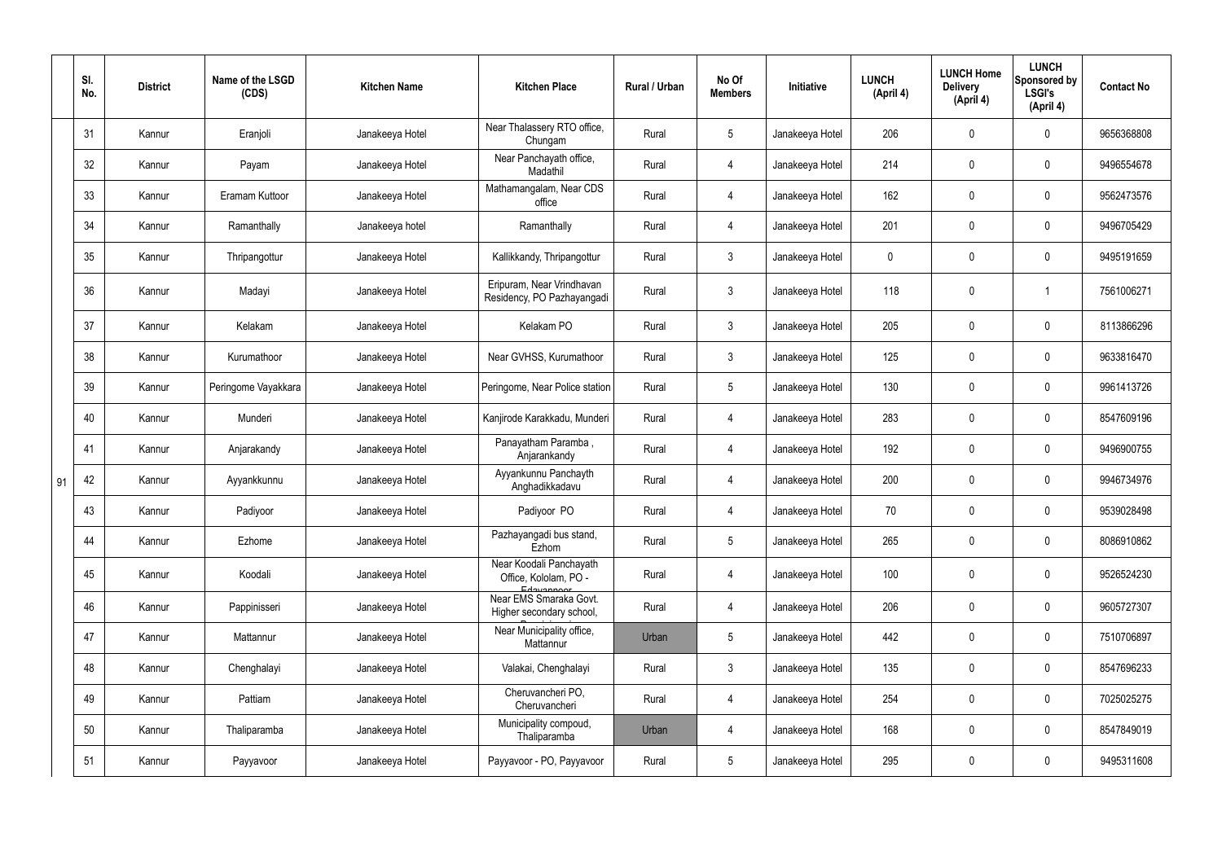|  | Sl. No. | District | Name of the LSGD (CDS) | Kitchen Name | Kitchen Place | Rural / Urban | No Of Members | Initiative | LUNCH (April 4) | LUNCH Home Delivery (April 4) | LUNCH Sponsored by LSGI's (April 4) | Contact No |
|---|---|---|---|---|---|---|---|---|---|---|---|---|
|  | 31 | Kannur | Eranjoli | Janakeeya Hotel | Near Thalassery RTO office, Chungam | Rural | 5 | Janakeeya Hotel | 206 | 0 | 0 | 9656368808 |
|  | 32 | Kannur | Payam | Janakeeya Hotel | Near Panchayath office, Madathil | Rural | 4 | Janakeeya Hotel | 214 | 0 | 0 | 9496554678 |
|  | 33 | Kannur | Eramam Kuttoor | Janakeeya Hotel | Mathamangalam, Near CDS office | Rural | 4 | Janakeeya Hotel | 162 | 0 | 0 | 9562473576 |
|  | 34 | Kannur | Ramanthally | Janakeeya hotel | Ramanthally | Rural | 4 | Janakeeya Hotel | 201 | 0 | 0 | 9496705429 |
|  | 35 | Kannur | Thripangottur | Janakeeya Hotel | Kallikkandy, Thripangottur | Rural | 3 | Janakeeya Hotel | 0 | 0 | 0 | 9495191659 |
|  | 36 | Kannur | Madayi | Janakeeya Hotel | Eripuram, Near Vrindhavan Residency, PO Pazhayangadi | Rural | 3 | Janakeeya Hotel | 118 | 0 | 1 | 7561006271 |
|  | 37 | Kannur | Kelakam | Janakeeya Hotel | Kelakam PO | Rural | 3 | Janakeeya Hotel | 205 | 0 | 0 | 8113866296 |
|  | 38 | Kannur | Kurumathoor | Janakeeya Hotel | Near GVHSS, Kurumathoor | Rural | 3 | Janakeeya Hotel | 125 | 0 | 0 | 9633816470 |
|  | 39 | Kannur | Peringome Vayakkara | Janakeeya Hotel | Peringome, Near Police station | Rural | 5 | Janakeeya Hotel | 130 | 0 | 0 | 9961413726 |
|  | 40 | Kannur | Munderi | Janakeeya Hotel | Kanjirode Karakkadu, Munderi | Rural | 4 | Janakeeya Hotel | 283 | 0 | 0 | 8547609196 |
|  | 41 | Kannur | Anjarakandy | Janakeeya Hotel | Panayatham Paramba , Anjarankandy | Rural | 4 | Janakeeya Hotel | 192 | 0 | 0 | 9496900755 |
| 91 | 42 | Kannur | Ayyankkunnu | Janakeeya Hotel | Ayyankunnu Panchayth Anghadikkadavu | Rural | 4 | Janakeeya Hotel | 200 | 0 | 0 | 9946734976 |
|  | 43 | Kannur | Padiyoor | Janakeeya Hotel | Padiyoor PO | Rural | 4 | Janakeeya Hotel | 70 | 0 | 0 | 9539028498 |
|  | 44 | Kannur | Ezhome | Janakeeya Hotel | Pazhayangadi bus stand, Ezhom | Rural | 5 | Janakeeya Hotel | 265 | 0 | 0 | 8086910862 |
|  | 45 | Kannur | Koodali | Janakeeya Hotel | Near Koodali Panchayath Office, Kololam, PO - Edavannoor | Rural | 4 | Janakeeya Hotel | 100 | 0 | 0 | 9526524230 |
|  | 46 | Kannur | Pappinisseri | Janakeeya Hotel | Near EMS Smaraka Govt. Higher secondary school, | Rural | 4 | Janakeeya Hotel | 206 | 0 | 0 | 9605727307 |
|  | 47 | Kannur | Mattannur | Janakeeya Hotel | Near Municipality office, Mattannur | Urban | 5 | Janakeeya Hotel | 442 | 0 | 0 | 7510706897 |
|  | 48 | Kannur | Chenghalayi | Janakeeya Hotel | Valakai, Chenghalayi | Rural | 3 | Janakeeya Hotel | 135 | 0 | 0 | 8547696233 |
|  | 49 | Kannur | Pattiam | Janakeeya Hotel | Cheruvancheri PO, Cheruvancheri | Rural | 4 | Janakeeya Hotel | 254 | 0 | 0 | 7025025275 |
|  | 50 | Kannur | Thaliparamba | Janakeeya Hotel | Municipality compoud, Thaliparamba | Urban | 4 | Janakeeya Hotel | 168 | 0 | 0 | 8547849019 |
|  | 51 | Kannur | Payyavoor | Janakeeya Hotel | Payyavoor - PO, Payyavoor | Rural | 5 | Janakeeya Hotel | 295 | 0 | 0 | 9495311608 |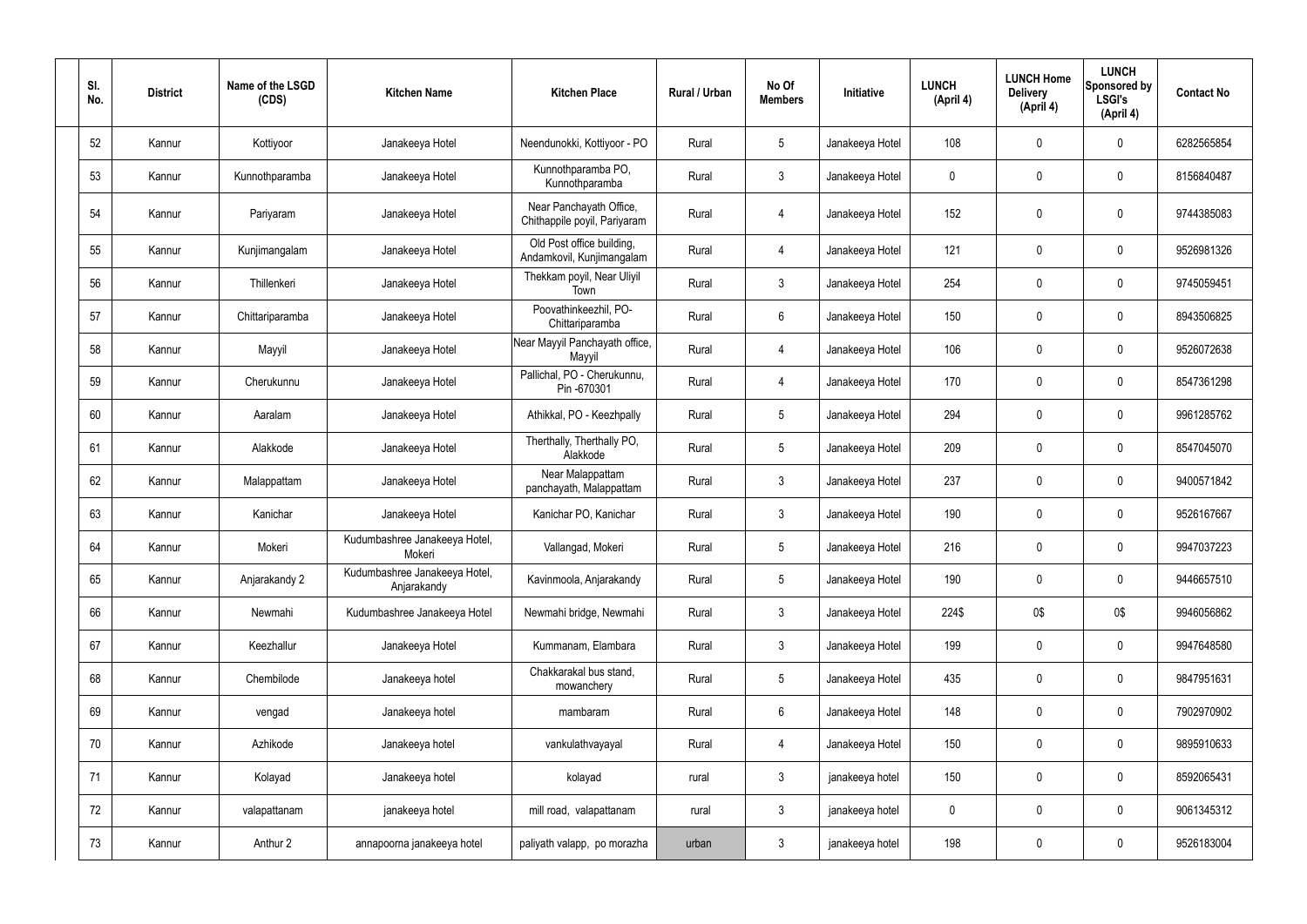| Sl. No. | District | Name of the LSGD (CDS) | Kitchen Name | Kitchen Place | Rural / Urban | No Of Members | Initiative | LUNCH (April 4) | LUNCH Home Delivery (April 4) | LUNCH Sponsored by LSGI's (April 4) | Contact No |
|---|---|---|---|---|---|---|---|---|---|---|---|
| 52 | Kannur | Kottiyoor | Janakeeya Hotel | Neendunokki, Kottiyoor - PO | Rural | 5 | Janakeeya Hotel | 108 | 0 | 0 | 6282565854 |
| 53 | Kannur | Kunnothparamba | Janakeeya Hotel | Kunnothparamba PO, Kunnothparamba | Rural | 3 | Janakeeya Hotel | 0 | 0 | 0 | 8156840487 |
| 54 | Kannur | Pariyaram | Janakeeya Hotel | Near Panchayath Office, Chithappile poyil, Pariyaram | Rural | 4 | Janakeeya Hotel | 152 | 0 | 0 | 9744385083 |
| 55 | Kannur | Kunjimangalam | Janakeeya Hotel | Old Post office building, Andamkovil, Kunjimangalam | Rural | 4 | Janakeeya Hotel | 121 | 0 | 0 | 9526981326 |
| 56 | Kannur | Thillenkeri | Janakeeya Hotel | Thekkam poyil, Near Uliyil Town | Rural | 3 | Janakeeya Hotel | 254 | 0 | 0 | 9745059451 |
| 57 | Kannur | Chittariparamba | Janakeeya Hotel | Poovathinkeezhil, PO-Chittariparamba | Rural | 6 | Janakeeya Hotel | 150 | 0 | 0 | 8943506825 |
| 58 | Kannur | Mayyil | Janakeeya Hotel | Near Mayyil Panchayath office, Mayyil | Rural | 4 | Janakeeya Hotel | 106 | 0 | 0 | 9526072638 |
| 59 | Kannur | Cherukunnu | Janakeeya Hotel | Pallichal, PO - Cherukunnu, Pin -670301 | Rural | 4 | Janakeeya Hotel | 170 | 0 | 0 | 8547361298 |
| 60 | Kannur | Aaralam | Janakeeya Hotel | Athikkal, PO - Keezhpally | Rural | 5 | Janakeeya Hotel | 294 | 0 | 0 | 9961285762 |
| 61 | Kannur | Alakkode | Janakeeya Hotel | Therthally, Therthally PO, Alakkode | Rural | 5 | Janakeeya Hotel | 209 | 0 | 0 | 8547045070 |
| 62 | Kannur | Malappattam | Janakeeya Hotel | Near Malappattam panchayath, Malappattam | Rural | 3 | Janakeeya Hotel | 237 | 0 | 0 | 9400571842 |
| 63 | Kannur | Kanichar | Janakeeya Hotel | Kanichar PO, Kanichar | Rural | 3 | Janakeeya Hotel | 190 | 0 | 0 | 9526167667 |
| 64 | Kannur | Mokeri | Kudumbashree Janakeeya Hotel, Mokeri | Vallangad, Mokeri | Rural | 5 | Janakeeya Hotel | 216 | 0 | 0 | 9947037223 |
| 65 | Kannur | Anjarakandy 2 | Kudumbashree Janakeeya Hotel, Anjarakandy | Kavinmoola, Anjarakandy | Rural | 5 | Janakeeya Hotel | 190 | 0 | 0 | 9446657510 |
| 66 | Kannur | Newmahi | Kudumbashree Janakeeya Hotel | Newmahi bridge, Newmahi | Rural | 3 | Janakeeya Hotel | 224$ | 0$ | 0$ | 9946056862 |
| 67 | Kannur | Keezhallur | Janakeeya Hotel | Kummanam, Elambara | Rural | 3 | Janakeeya Hotel | 199 | 0 | 0 | 9947648580 |
| 68 | Kannur | Chembilode | Janakeeya hotel | Chakkarakal bus stand, mowanchery | Rural | 5 | Janakeeya Hotel | 435 | 0 | 0 | 9847951631 |
| 69 | Kannur | vengad | Janakeeya hotel | mambaram | Rural | 6 | Janakeeya Hotel | 148 | 0 | 0 | 7902970902 |
| 70 | Kannur | Azhikode | Janakeeya hotel | vankulathvayayal | Rural | 4 | Janakeeya Hotel | 150 | 0 | 0 | 9895910633 |
| 71 | Kannur | Kolayad | Janakeeya hotel | kolayad | rural | 3 | janakeeya hotel | 150 | 0 | 0 | 8592065431 |
| 72 | Kannur | valapattanam | janakeeya hotel | mill road, valapattanam | rural | 3 | janakeeya hotel | 0 | 0 | 0 | 9061345312 |
| 73 | Kannur | Anthur 2 | annapoorna janakeeya hotel | paliyath valapp, po morazha | urban | 3 | janakeeya hotel | 198 | 0 | 0 | 9526183004 |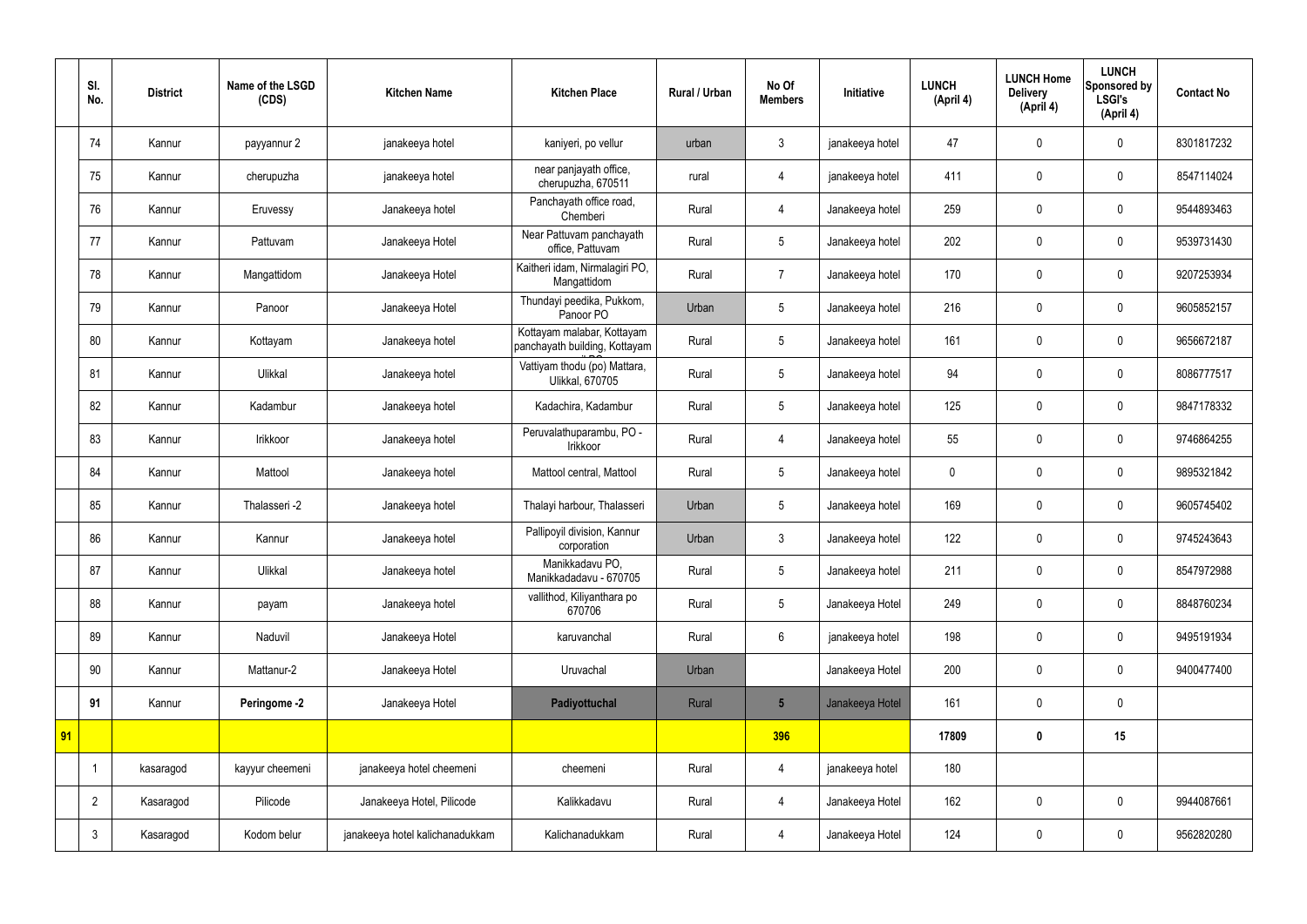| | Sl. No. | District | Name of the LSGD (CDS) | Kitchen Name | Kitchen Place | Rural / Urban | No Of Members | Initiative | LUNCH (April 4) | LUNCH Home Delivery (April 4) | LUNCH Sponsored by LSGI's (April 4) | Contact No |
|---|---|---|---|---|---|---|---|---|---|---|---|---|
| | 74 | Kannur | payyannur 2 | janakeeya hotel | kaniyeri, po vellur | urban | 3 | janakeeya hotel | 47 | 0 | 0 | 8301817232 |
| | 75 | Kannur | cherupuzha | janakeeya hotel | near panjayath office, cherupuzha, 670511 | rural | 4 | janakeeya hotel | 411 | 0 | 0 | 8547114024 |
| | 76 | Kannur | Eruvessy | Janakeeya hotel | Panchayath office road, Chemberi | Rural | 4 | Janakeeya hotel | 259 | 0 | 0 | 9544893463 |
| | 77 | Kannur | Pattuvam | Janakeeya Hotel | Near Pattuvam panchayath office, Pattuvam | Rural | 5 | Janakeeya hotel | 202 | 0 | 0 | 9539731430 |
| | 78 | Kannur | Mangattidom | Janakeeya Hotel | Kaitheri idam, Nirmalagiri PO, Mangattidom | Rural | 7 | Janakeeya hotel | 170 | 0 | 0 | 9207253934 |
| | 79 | Kannur | Panoor | Janakeeya Hotel | Thundayi peedika, Pukkom, Panoor PO | Urban | 5 | Janakeeya hotel | 216 | 0 | 0 | 9605852157 |
| | 80 | Kannur | Kottayam | Janakeeya hotel | Kottayam malabar, Kottayam panchayath building, Kottayam | Rural | 5 | Janakeeya hotel | 161 | 0 | 0 | 9656672187 |
| | 81 | Kannur | Ulikkal | Janakeeya hotel | Vattiyam thodu (po) Mattara, Ulikkal, 670705 | Rural | 5 | Janakeeya hotel | 94 | 0 | 0 | 8086777517 |
| | 82 | Kannur | Kadambur | Janakeeya hotel | Kadachira, Kadambur | Rural | 5 | Janakeeya hotel | 125 | 0 | 0 | 9847178332 |
| | 83 | Kannur | Irikkoor | Janakeeya hotel | Peruvalathuparambu, PO - Irikkoor | Rural | 4 | Janakeeya hotel | 55 | 0 | 0 | 9746864255 |
| | 84 | Kannur | Mattool | Janakeeya hotel | Mattool central, Mattool | Rural | 5 | Janakeeya hotel | 0 | 0 | 0 | 9895321842 |
| | 85 | Kannur | Thalasseri -2 | Janakeeya hotel | Thalayi harbour, Thalasseri | Urban | 5 | Janakeeya hotel | 169 | 0 | 0 | 9605745402 |
| | 86 | Kannur | Kannur | Janakeeya hotel | Pallipoyil division, Kannur corporation | Urban | 3 | Janakeeya hotel | 122 | 0 | 0 | 9745243643 |
| | 87 | Kannur | Ulikkal | Janakeeya hotel | Manikkadavu PO, Manikkadadavu - 670705 | Rural | 5 | Janakeeya hotel | 211 | 0 | 0 | 8547972988 |
| | 88 | Kannur | payam | Janakeeya hotel | vallithod, Kiliyanthara po 670706 | Rural | 5 | Janakeeya Hotel | 249 | 0 | 0 | 8848760234 |
| | 89 | Kannur | Naduvil | Janakeeya Hotel | karuvanchal | Rural | 6 | janakeeya hotel | 198 | 0 | 0 | 9495191934 |
| | 90 | Kannur | Mattanur-2 | Janakeeya Hotel | Uruvachal | Urban | | Janakeeya Hotel | 200 | 0 | 0 | 9400477400 |
| | **91** | Kannur | **Peringome -2** | Janakeeya Hotel | **Padiyottuchal** | Rural | **5** | Janakeeya Hotel | 161 | 0 | 0 | |
| **91** | | | | | | | **396** | | **17809** | **0** | **15** | |
| | 1 | kasaragod | kayyur cheemeni | janakeeya hotel cheemeni | cheemeni | Rural | 4 | janakeeya hotel | 180 | | | |
| | 2 | Kasaragod | Pilicode | Janakeeya Hotel, Pilicode | Kalikkadavu | Rural | 4 | Janakeeya Hotel | 162 | 0 | 0 | 9944087661 |
| | 3 | Kasaragod | Kodom belur | janakeeya hotel kalichanadukkam | Kalichanadukkam | Rural | 4 | Janakeeya Hotel | 124 | 0 | 0 | 9562820280 |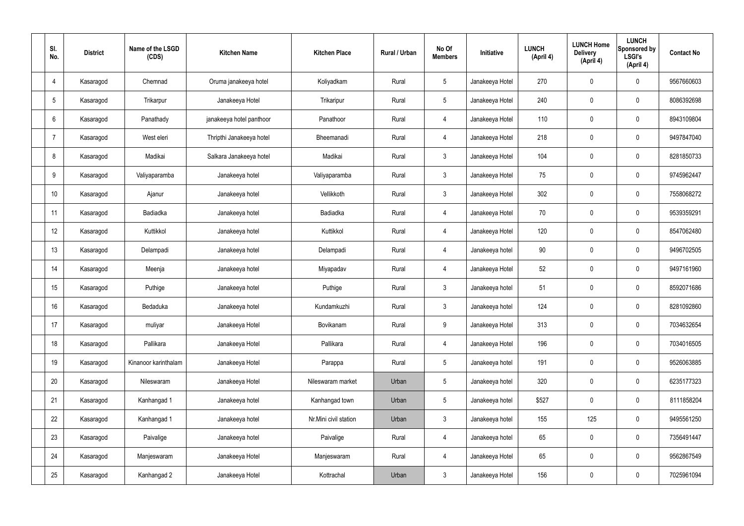| Sl. No. | District | Name of the LSGD (CDS) | Kitchen Name | Kitchen Place | Rural / Urban | No Of Members | Initiative | LUNCH (April 4) | LUNCH Home Delivery (April 4) | LUNCH Sponsored by LSGI's (April 4) | Contact No |
|---|---|---|---|---|---|---|---|---|---|---|---|
| 4 | Kasaragod | Chemnad | Oruma janakeeya hotel | Koliyadkam | Rural | 5 | Janakeeya Hotel | 270 | 0 | 0 | 9567660603 |
| 5 | Kasaragod | Trikarpur | Janakeeya Hotel | Trikaripur | Rural | 5 | Janakeeya Hotel | 240 | 0 | 0 | 8086392698 |
| 6 | Kasaragod | Panathady | janakeeya hotel panthoor | Panathoor | Rural | 4 | Janakeeya Hotel | 110 | 0 | 0 | 8943109804 |
| 7 | Kasaragod | West eleri | Thripthi Janakeeya hotel | Bheemanadi | Rural | 4 | Janakeeya Hotel | 218 | 0 | 0 | 9497847040 |
| 8 | Kasaragod | Madikai | Salkara Janakeeya hotel | Madikai | Rural | 3 | Janakeeya Hotel | 104 | 0 | 0 | 8281850733 |
| 9 | Kasaragod | Valiyaparamba | Janakeeya hotel | Valiyaparamba | Rural | 3 | Janakeeya Hotel | 75 | 0 | 0 | 9745962447 |
| 10 | Kasaragod | Ajanur | Janakeeya hotel | Vellikkoth | Rural | 3 | Janakeeya Hotel | 302 | 0 | 0 | 7558068272 |
| 11 | Kasaragod | Badiadka | Janakeeya hotel | Badiadka | Rural | 4 | Janakeeya Hotel | 70 | 0 | 0 | 9539359291 |
| 12 | Kasaragod | Kuttikkol | Janakeeya hotel | Kuttikkol | Rural | 4 | Janakeeya Hotel | 120 | 0 | 0 | 8547062480 |
| 13 | Kasaragod | Delampadi | Janakeeya hotel | Delampadi | Rural | 4 | Janakeeya hotel | 90 | 0 | 0 | 9496702505 |
| 14 | Kasaragod | Meenja | Janakeeya hotel | Miyapadav | Rural | 4 | Janakeeya Hotel | 52 | 0 | 0 | 9497161960 |
| 15 | Kasaragod | Puthige | Janakeeya hotel | Puthige | Rural | 3 | Janakeeya hotel | 51 | 0 | 0 | 8592071686 |
| 16 | Kasaragod | Bedaduka | Janakeeya hotel | Kundamkuzhi | Rural | 3 | Janakeeya hotel | 124 | 0 | 0 | 8281092860 |
| 17 | Kasaragod | muliyar | Janakeeya Hotel | Bovikanam | Rural | 9 | Janakeeya Hotel | 313 | 0 | 0 | 7034632654 |
| 18 | Kasaragod | Pallikara | Janakeeya Hotel | Pallikara | Rural | 4 | Janakeeya Hotel | 196 | 0 | 0 | 7034016505 |
| 19 | Kasaragod | Kinanoor karinthalam | Janakeeya Hotel | Parappa | Rural | 5 | Janakeeya hotel | 191 | 0 | 0 | 9526063885 |
| 20 | Kasaragod | Nileswaram | Janakeeya Hotel | Nileswaram market | Urban | 5 | Janakeeya hotel | 320 | 0 | 0 | 6235177323 |
| 21 | Kasaragod | Kanhangad 1 | Janakeeya hotel | Kanhangad town | Urban | 5 | Janakeeya hotel | $527 | 0 | 0 | 8111858204 |
| 22 | Kasaragod | Kanhangad 1 | Janakeeya hotel | Nr.Mini civil station | Urban | 3 | Janakeeya hotel | 155 | 125 | 0 | 9495561250 |
| 23 | Kasaragod | Paivalige | Janakeeya hotel | Paivalige | Rural | 4 | Janakeeya hotel | 65 | 0 | 0 | 7356491447 |
| 24 | Kasaragod | Manjeswaram | Janakeeya Hotel | Manjeswaram | Rural | 4 | Janakeeya Hotel | 65 | 0 | 0 | 9562867549 |
| 25 | Kasaragod | Kanhangad 2 | Janakeeya Hotel | Kottrachal | Urban | 3 | Janakeeya Hotel | 156 | 0 | 0 | 7025961094 |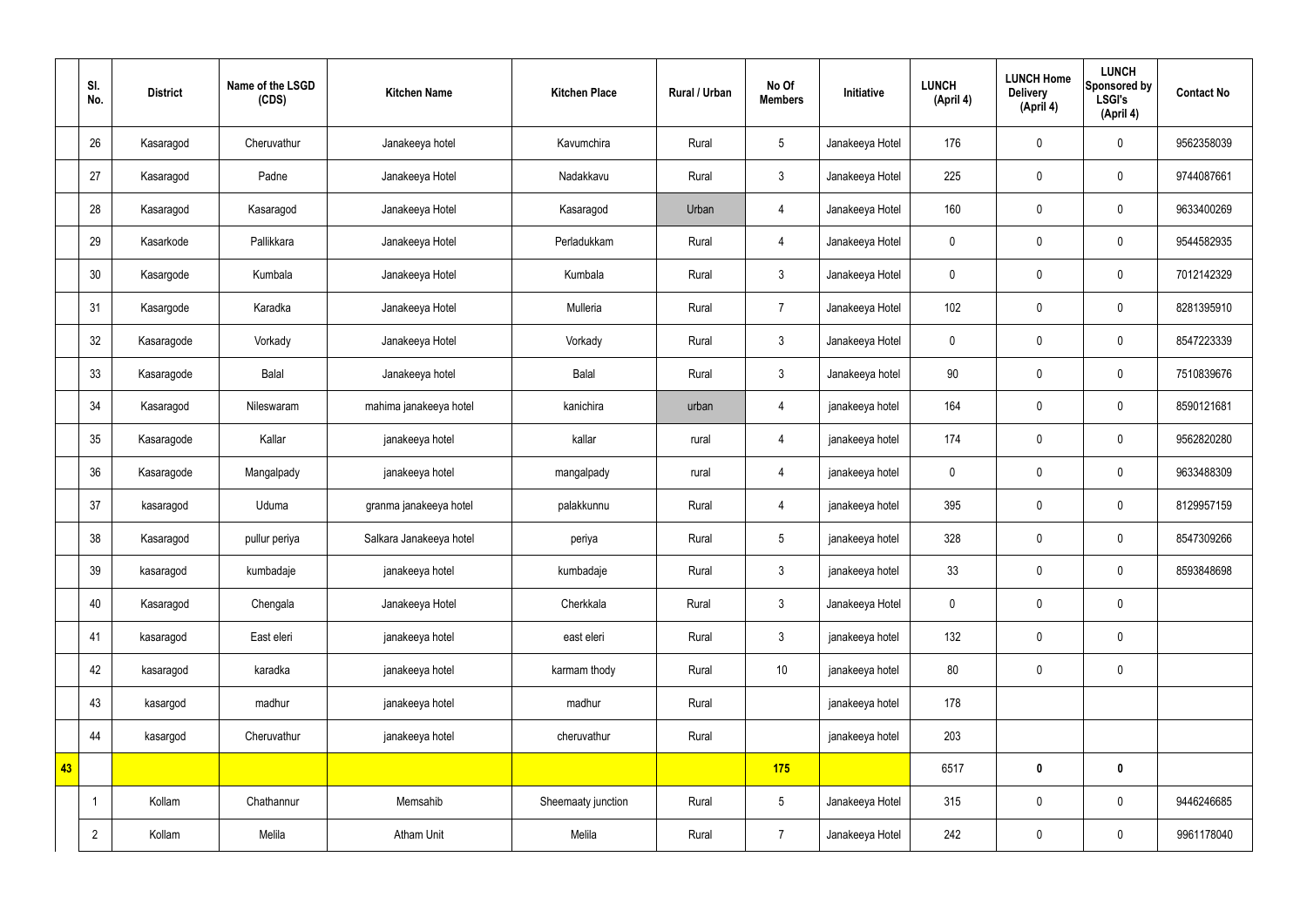| | Sl. No. | District | Name of the LSGD (CDS) | Kitchen Name | Kitchen Place | Rural / Urban | No Of Members | Initiative | LUNCH (April 4) | LUNCH Home Delivery (April 4) | LUNCH Sponsored by LSGI's (April 4) | Contact No |
|---|---|---|---|---|---|---|---|---|---|---|---|---|
| | 26 | Kasaragod | Cheruvathur | Janakeeya hotel | Kavumchira | Rural | 5 | Janakeeya Hotel | 176 | 0 | 0 | 9562358039 |
| | 27 | Kasaragod | Padne | Janakeeya Hotel | Nadakkavu | Rural | 3 | Janakeeya Hotel | 225 | 0 | 0 | 9744087661 |
| | 28 | Kasaragod | Kasaragod | Janakeeya Hotel | Kasaragod | Urban | 4 | Janakeeya Hotel | 160 | 0 | 0 | 9633400269 |
| | 29 | Kasarkode | Pallikkara | Janakeeya Hotel | Perladukkam | Rural | 4 | Janakeeya Hotel | 0 | 0 | 0 | 9544582935 |
| | 30 | Kasargode | Kumbala | Janakeeya Hotel | Kumbala | Rural | 3 | Janakeeya Hotel | 0 | 0 | 0 | 7012142329 |
| | 31 | Kasargode | Karadka | Janakeeya Hotel | Mulleria | Rural | 7 | Janakeeya Hotel | 102 | 0 | 0 | 8281395910 |
| | 32 | Kasaragode | Vorkady | Janakeeya Hotel | Vorkady | Rural | 3 | Janakeeya Hotel | 0 | 0 | 0 | 8547223339 |
| | 33 | Kasaragode | Balal | Janakeeya hotel | Balal | Rural | 3 | Janakeeya hotel | 90 | 0 | 0 | 7510839676 |
| | 34 | Kasaragod | Nileswaram | mahima janakeeya hotel | kanichira | urban | 4 | janakeeya hotel | 164 | 0 | 0 | 8590121681 |
| | 35 | Kasaragode | Kallar | janakeeya hotel | kallar | rural | 4 | janakeeya hotel | 174 | 0 | 0 | 9562820280 |
| | 36 | Kasaragode | Mangalpady | janakeeya hotel | mangalpady | rural | 4 | janakeeya hotel | 0 | 0 | 0 | 9633488309 |
| | 37 | kasaragod | Uduma | granma janakeeya hotel | palakkunnu | Rural | 4 | janakeeya hotel | 395 | 0 | 0 | 8129957159 |
| | 38 | Kasaragod | pullur periya | Salkara Janakeeya hotel | periya | Rural | 5 | janakeeya hotel | 328 | 0 | 0 | 8547309266 |
| | 39 | kasaragod | kumbadaje | janakeeya hotel | kumbadaje | Rural | 3 | janakeeya hotel | 33 | 0 | 0 | 8593848698 |
| | 40 | Kasaragod | Chengala | Janakeeya Hotel | Cherkkala | Rural | 3 | Janakeeya Hotel | 0 | 0 | 0 | |
| | 41 | kasaragod | East eleri | janakeeya hotel | east eleri | Rural | 3 | janakeeya hotel | 132 | 0 | 0 | |
| | 42 | kasaragod | karadka | janakeeya hotel | karmam thody | Rural | 10 | janakeeya hotel | 80 | 0 | 0 | |
| | 43 | kasargod | madhur | janakeeya hotel | madhur | Rural | | janakeeya hotel | 178 | | | |
| | 44 | kasargod | Cheruvathur | janakeeya hotel | cheruvathur | Rural | | janakeeya hotel | 203 | | | |
| **43** | | | | | | | **175** | | 6517 | **0** | **0** | |
| | 1 | Kollam | Chathannur | Memsahib | Sheemaaty junction | Rural | 5 | Janakeeya Hotel | 315 | 0 | 0 | 9446246685 |
| | 2 | Kollam | Melila | Atham Unit | Melila | Rural | 7 | Janakeeya Hotel | 242 | 0 | 0 | 9961178040 |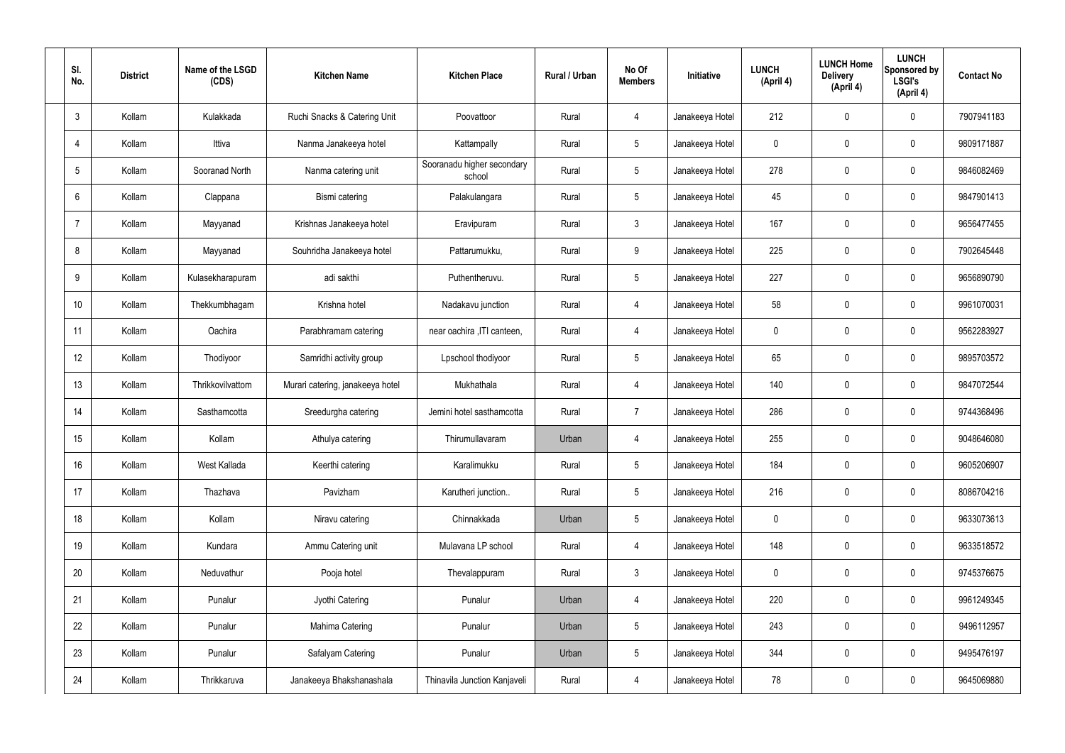| Sl. No. | District | Name of the LSGD (CDS) | Kitchen Name | Kitchen Place | Rural / Urban | No Of Members | Initiative | LUNCH (April 4) | LUNCH Home Delivery (April 4) | LUNCH Sponsored by LSGI's (April 4) | Contact No |
|---|---|---|---|---|---|---|---|---|---|---|---|
| 3 | Kollam | Kulakkada | Ruchi Snacks & Catering Unit | Poovattoor | Rural | 4 | Janakeeya Hotel | 212 | 0 | 0 | 7907941183 |
| 4 | Kollam | Ittiva | Nanma Janakeeya hotel | Kattampally | Rural | 5 | Janakeeya Hotel | 0 | 0 | 0 | 9809171887 |
| 5 | Kollam | Sooranad North | Nanma catering unit | Sooranadu higher secondary school | Rural | 5 | Janakeeya Hotel | 278 | 0 | 0 | 9846082469 |
| 6 | Kollam | Clappana | Bismi catering | Palakulangara | Rural | 5 | Janakeeya Hotel | 45 | 0 | 0 | 9847901413 |
| 7 | Kollam | Mayyanad | Krishnas Janakeeya hotel | Eravipuram | Rural | 3 | Janakeeya Hotel | 167 | 0 | 0 | 9656477455 |
| 8 | Kollam | Mayyanad | Souhridha Janakeeya hotel | Pattarumukku, | Rural | 9 | Janakeeya Hotel | 225 | 0 | 0 | 7902645448 |
| 9 | Kollam | Kulasekharapuram | adi sakthi | Puthentheruvu. | Rural | 5 | Janakeeya Hotel | 227 | 0 | 0 | 9656890790 |
| 10 | Kollam | Thekkumbhagam | Krishna hotel | Nadakavu junction | Rural | 4 | Janakeeya Hotel | 58 | 0 | 0 | 9961070031 |
| 11 | Kollam | Oachira | Parabhramam catering | near oachira ,ITI canteen, | Rural | 4 | Janakeeya Hotel | 0 | 0 | 0 | 9562283927 |
| 12 | Kollam | Thodiyoor | Samridhi activity group | Lpschool thodiyoor | Rural | 5 | Janakeeya Hotel | 65 | 0 | 0 | 9895703572 |
| 13 | Kollam | Thrikkovilvattom | Murari catering, janakeeya hotel | Mukhathala | Rural | 4 | Janakeeya Hotel | 140 | 0 | 0 | 9847072544 |
| 14 | Kollam | Sasthamcotta | Sreedurgha catering | Jemini hotel sasthamcotta | Rural | 7 | Janakeeya Hotel | 286 | 0 | 0 | 9744368496 |
| 15 | Kollam | Kollam | Athulya catering | Thirumullavaram | Urban | 4 | Janakeeya Hotel | 255 | 0 | 0 | 9048646080 |
| 16 | Kollam | West Kallada | Keerthi catering | Karalimukku | Rural | 5 | Janakeeya Hotel | 184 | 0 | 0 | 9605206907 |
| 17 | Kollam | Thazhava | Pavizham | Karutheri junction.. | Rural | 5 | Janakeeya Hotel | 216 | 0 | 0 | 8086704216 |
| 18 | Kollam | Kollam | Niravu catering | Chinnakkada | Urban | 5 | Janakeeya Hotel | 0 | 0 | 0 | 9633073613 |
| 19 | Kollam | Kundara | Ammu Catering unit | Mulavana LP school | Rural | 4 | Janakeeya Hotel | 148 | 0 | 0 | 9633518572 |
| 20 | Kollam | Neduvathur | Pooja hotel | Thevalappuram | Rural | 3 | Janakeeya Hotel | 0 | 0 | 0 | 9745376675 |
| 21 | Kollam | Punalur | Jyothi Catering | Punalur | Urban | 4 | Janakeeya Hotel | 220 | 0 | 0 | 9961249345 |
| 22 | Kollam | Punalur | Mahima Catering | Punalur | Urban | 5 | Janakeeya Hotel | 243 | 0 | 0 | 9496112957 |
| 23 | Kollam | Punalur | Safalyam Catering | Punalur | Urban | 5 | Janakeeya Hotel | 344 | 0 | 0 | 9495476197 |
| 24 | Kollam | Thrikkaruva | Janakeeya Bhakshanashala | Thinavila Junction Kanjaveli | Rural | 4 | Janakeeya Hotel | 78 | 0 | 0 | 9645069880 |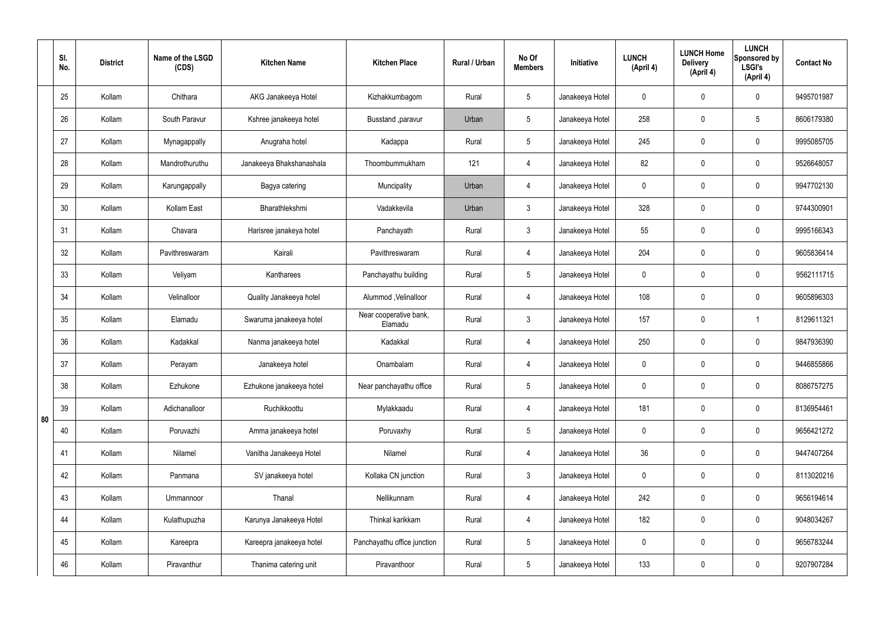| | Sl. No. | District | Name of the LSGD (CDS) | Kitchen Name | Kitchen Place | Rural / Urban | No Of Members | Initiative | LUNCH (April 4) | LUNCH Home Delivery (April 4) | LUNCH Sponsored by LSGI's (April 4) | Contact No |
|---|---|---|---|---|---|---|---|---|---|---|---|---|
| 80 | 25 | Kollam | Chithara | AKG Janakeeya Hotel | Kizhakkumbagom | Rural | 5 | Janakeeya Hotel | 0 | 0 | 0 | 9495701987 |
| | 26 | Kollam | South Paravur | Kshree janakeeya hotel | Busstand ,paravur | Urban | 5 | Janakeeya Hotel | 258 | 0 | 5 | 8606179380 |
| | 27 | Kollam | Mynagappally | Anugraha hotel | Kadappa | Rural | 5 | Janakeeya Hotel | 245 | 0 | 0 | 9995085705 |
| | 28 | Kollam | Mandrothuruthu | Janakeeya Bhakshanashala | Thoombummukham | 121 | 4 | Janakeeya Hotel | 82 | 0 | 0 | 9526648057 |
| | 29 | Kollam | Karungappally | Bagya catering | Muncipality | Urban | 4 | Janakeeya Hotel | 0 | 0 | 0 | 9947702130 |
| | 30 | Kollam | Kollam East | Bharathlekshmi | Vadakkevila | Urban | 3 | Janakeeya Hotel | 328 | 0 | 0 | 9744300901 |
| | 31 | Kollam | Chavara | Harisree janakeya hotel | Panchayath | Rural | 3 | Janakeeya Hotel | 55 | 0 | 0 | 9995166343 |
| | 32 | Kollam | Pavithreswaram | Kairali | Pavithreswaram | Rural | 4 | Janakeeya Hotel | 204 | 0 | 0 | 9605836414 |
| | 33 | Kollam | Veliyam | Kantharees | Panchayathu building | Rural | 5 | Janakeeya Hotel | 0 | 0 | 0 | 9562111715 |
| | 34 | Kollam | Velinalloor | Quality Janakeeya hotel | Alummod ,Velinalloor | Rural | 4 | Janakeeya Hotel | 108 | 0 | 0 | 9605896303 |
| | 35 | Kollam | Elamadu | Swaruma janakeeya hotel | Near cooperative bank, Elamadu | Rural | 3 | Janakeeya Hotel | 157 | 0 | 1 | 8129611321 |
| | 36 | Kollam | Kadakkal | Nanma janakeeya hotel | Kadakkal | Rural | 4 | Janakeeya Hotel | 250 | 0 | 0 | 9847936390 |
| | 37 | Kollam | Perayam | Janakeeya hotel | Onambalam | Rural | 4 | Janakeeya Hotel | 0 | 0 | 0 | 9446855866 |
| | 38 | Kollam | Ezhukone | Ezhukone janakeeya hotel | Near panchayathu office | Rural | 5 | Janakeeya Hotel | 0 | 0 | 0 | 8086757275 |
| | 39 | Kollam | Adichanalloor | Ruchikkoottu | Mylakkaadu | Rural | 4 | Janakeeya Hotel | 181 | 0 | 0 | 8136954461 |
| | 40 | Kollam | Poruvazhi | Amma janakeeya hotel | Poruvaxhy | Rural | 5 | Janakeeya Hotel | 0 | 0 | 0 | 9656421272 |
| | 41 | Kollam | Nilamel | Vanitha Janakeeya Hotel | Nilamel | Rural | 4 | Janakeeya Hotel | 36 | 0 | 0 | 9447407264 |
| | 42 | Kollam | Panmana | SV janakeeya hotel | Kollaka CN junction | Rural | 3 | Janakeeya Hotel | 0 | 0 | 0 | 8113020216 |
| | 43 | Kollam | Ummannoor | Thanal | Nellikunnam | Rural | 4 | Janakeeya Hotel | 242 | 0 | 0 | 9656194614 |
| | 44 | Kollam | Kulathupuzha | Karunya Janakeeya Hotel | Thinkal karikkam | Rural | 4 | Janakeeya Hotel | 182 | 0 | 0 | 9048034267 |
| | 45 | Kollam | Kareepra | Kareepra janakeeya hotel | Panchayathu office junction | Rural | 5 | Janakeeya Hotel | 0 | 0 | 0 | 9656783244 |
| | 46 | Kollam | Piravanthur | Thanima catering unit | Piravanthoor | Rural | 5 | Janakeeya Hotel | 133 | 0 | 0 | 9207907284 |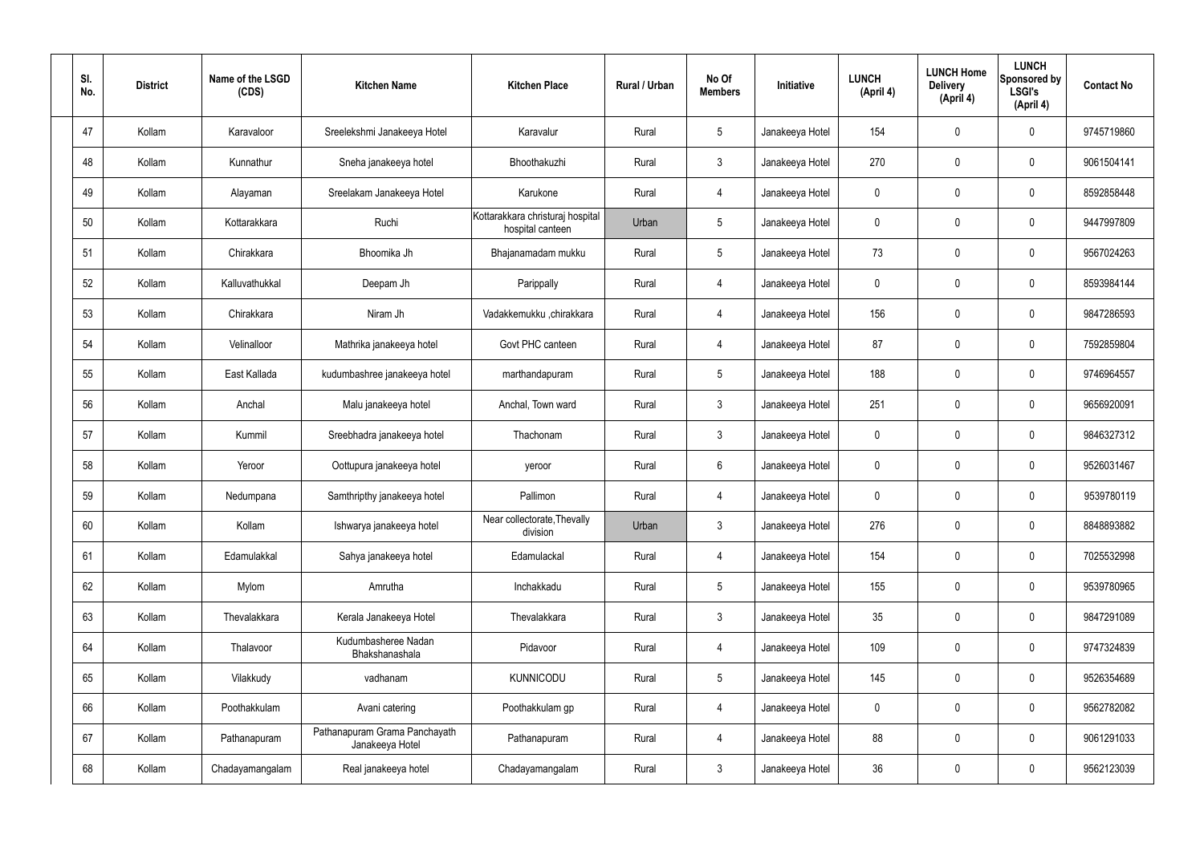| Sl. No. | District | Name of the LSGD (CDS) | Kitchen Name | Kitchen Place | Rural / Urban | No Of Members | Initiative | LUNCH (April 4) | LUNCH Home Delivery (April 4) | LUNCH Sponsored by LSGI's (April 4) | Contact No |
|---|---|---|---|---|---|---|---|---|---|---|---|
| 47 | Kollam | Karavaloor | Sreelekshmi Janakeeya Hotel | Karavalur | Rural | 5 | Janakeeya Hotel | 154 | 0 | 0 | 9745719860 |
| 48 | Kollam | Kunnathur | Sneha janakeeya hotel | Bhoothakuzhi | Rural | 3 | Janakeeya Hotel | 270 | 0 | 0 | 9061504141 |
| 49 | Kollam | Alayaman | Sreelakam Janakeeya Hotel | Karukone | Rural | 4 | Janakeeya Hotel | 0 | 0 | 0 | 8592858448 |
| 50 | Kollam | Kottarakkara | Ruchi | Kottarakkara christuraj hospital hospital canteen | Urban | 5 | Janakeeya Hotel | 0 | 0 | 0 | 9447997809 |
| 51 | Kollam | Chirakkara | Bhoomika Jh | Bhajanamadam mukku | Rural | 5 | Janakeeya Hotel | 73 | 0 | 0 | 9567024263 |
| 52 | Kollam | Kalluvathukkal | Deepam Jh | Parippally | Rural | 4 | Janakeeya Hotel | 0 | 0 | 0 | 8593984144 |
| 53 | Kollam | Chirakkara | Niram Jh | Vadakkemukku ,chirakkara | Rural | 4 | Janakeeya Hotel | 156 | 0 | 0 | 9847286593 |
| 54 | Kollam | Velinalloor | Mathrika janakeeya hotel | Govt PHC canteen | Rural | 4 | Janakeeya Hotel | 87 | 0 | 0 | 7592859804 |
| 55 | Kollam | East Kallada | kudumbashree janakeeya hotel | marthandapuram | Rural | 5 | Janakeeya Hotel | 188 | 0 | 0 | 9746964557 |
| 56 | Kollam | Anchal | Malu janakeeya hotel | Anchal, Town ward | Rural | 3 | Janakeeya Hotel | 251 | 0 | 0 | 9656920091 |
| 57 | Kollam | Kummil | Sreebhadra janakeeya hotel | Thachonam | Rural | 3 | Janakeeya Hotel | 0 | 0 | 0 | 9846327312 |
| 58 | Kollam | Yeroor | Oottupura janakeeya hotel | yeroor | Rural | 6 | Janakeeya Hotel | 0 | 0 | 0 | 9526031467 |
| 59 | Kollam | Nedumpana | Samthripthy janakeeya hotel | Pallimon | Rural | 4 | Janakeeya Hotel | 0 | 0 | 0 | 9539780119 |
| 60 | Kollam | Kollam | Ishwarya janakeeya hotel | Near collectorate,Thevally division | Urban | 3 | Janakeeya Hotel | 276 | 0 | 0 | 8848893882 |
| 61 | Kollam | Edamulakkal | Sahya janakeeya hotel | Edamulackal | Rural | 4 | Janakeeya Hotel | 154 | 0 | 0 | 7025532998 |
| 62 | Kollam | Mylom | Amrutha | Inchakkadu | Rural | 5 | Janakeeya Hotel | 155 | 0 | 0 | 9539780965 |
| 63 | Kollam | Thevalakkara | Kerala Janakeeya Hotel | Thevalakkara | Rural | 3 | Janakeeya Hotel | 35 | 0 | 0 | 9847291089 |
| 64 | Kollam | Thalavoor | Kudumbasheree Nadan Bhakshanashala | Pidavoor | Rural | 4 | Janakeeya Hotel | 109 | 0 | 0 | 9747324839 |
| 65 | Kollam | Vilakkudy | vadhanam | KUNNICODU | Rural | 5 | Janakeeya Hotel | 145 | 0 | 0 | 9526354689 |
| 66 | Kollam | Poothakkulam | Avani catering | Poothakkulam gp | Rural | 4 | Janakeeya Hotel | 0 | 0 | 0 | 9562782082 |
| 67 | Kollam | Pathanapuram | Pathanapuram Grama Panchayath Janakeeya Hotel | Pathanapuram | Rural | 4 | Janakeeya Hotel | 88 | 0 | 0 | 9061291033 |
| 68 | Kollam | Chadayamangalam | Real janakeeya hotel | Chadayamangalam | Rural | 3 | Janakeeya Hotel | 36 | 0 | 0 | 9562123039 |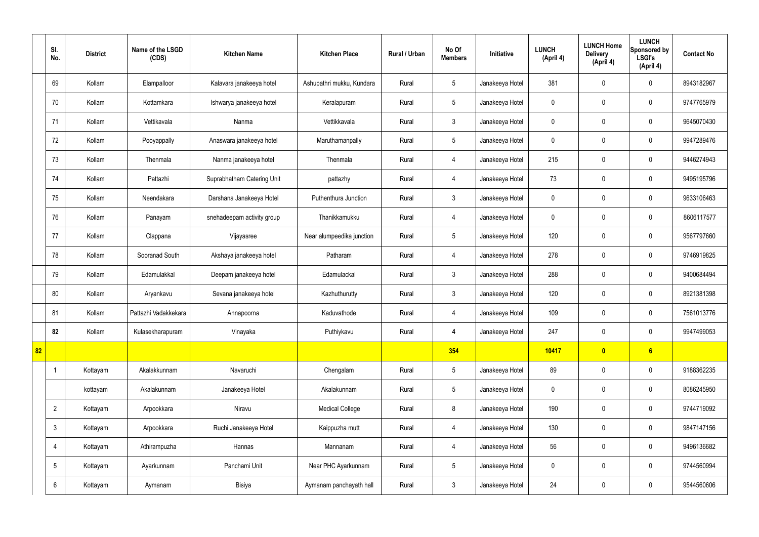| | Sl. No. | District | Name of the LSGD (CDS) | Kitchen Name | Kitchen Place | Rural / Urban | No Of Members | Initiative | LUNCH (April 4) | LUNCH Home Delivery (April 4) | LUNCH Sponsored by LSGI's (April 4) | Contact No |
|---|---|---|---|---|---|---|---|---|---|---|---|---|
| | 69 | Kollam | Elampalloor | Kalavara janakeeya hotel | Ashupathri mukku, Kundara | Rural | 5 | Janakeeya Hotel | 381 | 0 | 0 | 8943182967 |
| | 70 | Kollam | Kottamkara | Ishwarya janakeeya hotel | Keralapuram | Rural | 5 | Janakeeya Hotel | 0 | 0 | 0 | 9747765979 |
| | 71 | Kollam | Vettikavala | Nanma | Vettikkavala | Rural | 3 | Janakeeya Hotel | 0 | 0 | 0 | 9645070430 |
| | 72 | Kollam | Pooyappally | Anaswara janakeeya hotel | Maruthamanpally | Rural | 5 | Janakeeya Hotel | 0 | 0 | 0 | 9947289476 |
| | 73 | Kollam | Thenmala | Nanma janakeeya hotel | Thenmala | Rural | 4 | Janakeeya Hotel | 215 | 0 | 0 | 9446274943 |
| | 74 | Kollam | Pattazhi | Suprabhatham Catering Unit | pattazhy | Rural | 4 | Janakeeya Hotel | 73 | 0 | 0 | 9495195796 |
| | 75 | Kollam | Neendakara | Darshana Janakeeya Hotel | Puthenthura Junction | Rural | 3 | Janakeeya Hotel | 0 | 0 | 0 | 9633106463 |
| | 76 | Kollam | Panayam | snehadeepam activity group | Thanikkamukku | Rural | 4 | Janakeeya Hotel | 0 | 0 | 0 | 8606117577 |
| | 77 | Kollam | Clappana | Vijayasree | Near alumpeedika junction | Rural | 5 | Janakeeya Hotel | 120 | 0 | 0 | 9567797660 |
| | 78 | Kollam | Sooranad South | Akshaya janakeeya hotel | Patharam | Rural | 4 | Janakeeya Hotel | 278 | 0 | 0 | 9746919825 |
| | 79 | Kollam | Edamulakkal | Deepam janakeeya hotel | Edamulackal | Rural | 3 | Janakeeya Hotel | 288 | 0 | 0 | 9400684494 |
| | 80 | Kollam | Aryankavu | Sevana janakeeya hotel | Kazhuthurutty | Rural | 3 | Janakeeya Hotel | 120 | 0 | 0 | 8921381398 |
| | 81 | Kollam | Pattazhi Vadakkekara | Annapoorna | Kaduvathode | Rural | 4 | Janakeeya Hotel | 109 | 0 | 0 | 7561013776 |
| | **82** | Kollam | Kulasekharapuram | Vinayaka | Puthiykavu | Rural | **4** | Janakeeya Hotel | 247 | 0 | 0 | 9947499053 |
| **82** | | | | | | | **354** | | **10417** | **0** | **6** | |
| | 1 | Kottayam | Akalakkunnam | Navaruchi | Chengalam | Rural | 5 | Janakeeya Hotel | 89 | 0 | 0 | 9188362235 |
| | | kottayam | Akalakunnam | Janakeeya Hotel | Akalakunnam | Rural | 5 | Janakeeya Hotel | 0 | 0 | 0 | 8086245950 |
| | 2 | Kottayam | Arpookkara | Niravu | Medical College | Rural | 8 | Janakeeya Hotel | 190 | 0 | 0 | 9744719092 |
| | 3 | Kottayam | Arpookkara | Ruchi Janakeeya Hotel | Kaippuzha mutt | Rural | 4 | Janakeeya Hotel | 130 | 0 | 0 | 9847147156 |
| | 4 | Kottayam | Athirampuzha | Hannas | Mannanam | Rural | 4 | Janakeeya Hotel | 56 | 0 | 0 | 9496136682 |
| | 5 | Kottayam | Ayarkunnam | Panchami Unit | Near PHC Ayarkunnam | Rural | 5 | Janakeeya Hotel | 0 | 0 | 0 | 9744560994 |
| | 6 | Kottayam | Aymanam | Bisiya | Aymanam panchayath hall | Rural | 3 | Janakeeya Hotel | 24 | 0 | 0 | 9544560606 |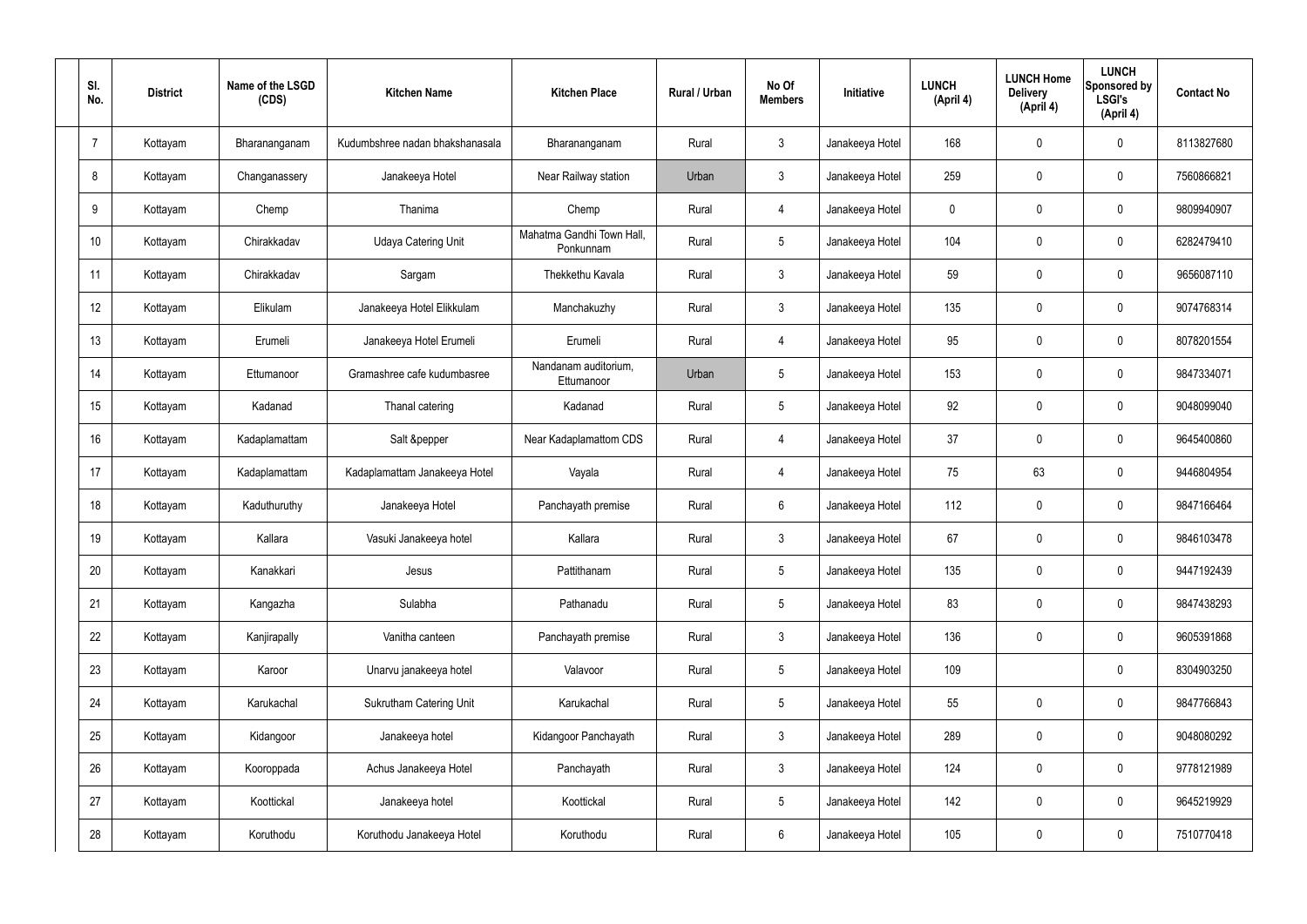| Sl. No. | District | Name of the LSGD (CDS) | Kitchen Name | Kitchen Place | Rural / Urban | No Of Members | Initiative | LUNCH (April 4) | LUNCH Home Delivery (April 4) | LUNCH Sponsored by LSGI's (April 4) | Contact No |
|---|---|---|---|---|---|---|---|---|---|---|---|
| 7 | Kottayam | Bharananganam | Kudumbshree nadan bhakshanasala | Bharananganam | Rural | 3 | Janakeeya Hotel | 168 | 0 | 0 | 8113827680 |
| 8 | Kottayam | Changanassery | Janakeeya Hotel | Near Railway station | Urban | 3 | Janakeeya Hotel | 259 | 0 | 0 | 7560866821 |
| 9 | Kottayam | Chemp | Thanima | Chemp | Rural | 4 | Janakeeya Hotel | 0 | 0 | 0 | 9809940907 |
| 10 | Kottayam | Chirakkadav | Udaya Catering Unit | Mahatma Gandhi Town Hall, Ponkunnam | Rural | 5 | Janakeeya Hotel | 104 | 0 | 0 | 6282479410 |
| 11 | Kottayam | Chirakkadav | Sargam | Thekkethu Kavala | Rural | 3 | Janakeeya Hotel | 59 | 0 | 0 | 9656087110 |
| 12 | Kottayam | Elikulam | Janakeeya Hotel Elikkulam | Manchakuzhy | Rural | 3 | Janakeeya Hotel | 135 | 0 | 0 | 9074768314 |
| 13 | Kottayam | Erumeli | Janakeeya Hotel Erumeli | Erumeli | Rural | 4 | Janakeeya Hotel | 95 | 0 | 0 | 8078201554 |
| 14 | Kottayam | Ettumanoor | Gramashree cafe kudumbasree | Nandanam auditorium, Ettumanoor | Urban | 5 | Janakeeya Hotel | 153 | 0 | 0 | 9847334071 |
| 15 | Kottayam | Kadanad | Thanal catering | Kadanad | Rural | 5 | Janakeeya Hotel | 92 | 0 | 0 | 9048099040 |
| 16 | Kottayam | Kadaplamattam | Salt &pepper | Near Kadaplamattom CDS | Rural | 4 | Janakeeya Hotel | 37 | 0 | 0 | 9645400860 |
| 17 | Kottayam | Kadaplamattam | Kadaplamattam Janakeeya Hotel | Vayala | Rural | 4 | Janakeeya Hotel | 75 | 63 | 0 | 9446804954 |
| 18 | Kottayam | Kaduthuruthy | Janakeeya Hotel | Panchayath premise | Rural | 6 | Janakeeya Hotel | 112 | 0 | 0 | 9847166464 |
| 19 | Kottayam | Kallara | Vasuki Janakeeya hotel | Kallara | Rural | 3 | Janakeeya Hotel | 67 | 0 | 0 | 9846103478 |
| 20 | Kottayam | Kanakkari | Jesus | Pattithanam | Rural | 5 | Janakeeya Hotel | 135 | 0 | 0 | 9447192439 |
| 21 | Kottayam | Kangazha | Sulabha | Pathanadu | Rural | 5 | Janakeeya Hotel | 83 | 0 | 0 | 9847438293 |
| 22 | Kottayam | Kanjirapally | Vanitha canteen | Panchayath premise | Rural | 3 | Janakeeya Hotel | 136 | 0 | 0 | 9605391868 |
| 23 | Kottayam | Karoor | Unarvu janakeeya hotel | Valavoor | Rural | 5 | Janakeeya Hotel | 109 | | 0 | 8304903250 |
| 24 | Kottayam | Karukachal | Sukrutham Catering Unit | Karukachal | Rural | 5 | Janakeeya Hotel | 55 | 0 | 0 | 9847766843 |
| 25 | Kottayam | Kidangoor | Janakeeya hotel | Kidangoor Panchayath | Rural | 3 | Janakeeya Hotel | 289 | 0 | 0 | 9048080292 |
| 26 | Kottayam | Kooroppada | Achus Janakeeya Hotel | Panchayath | Rural | 3 | Janakeeya Hotel | 124 | 0 | 0 | 9778121989 |
| 27 | Kottayam | Koottickal | Janakeeya hotel | Koottickal | Rural | 5 | Janakeeya Hotel | 142 | 0 | 0 | 9645219929 |
| 28 | Kottayam | Koruthodu | Koruthodu Janakeeya Hotel | Koruthodu | Rural | 6 | Janakeeya Hotel | 105 | 0 | 0 | 7510770418 |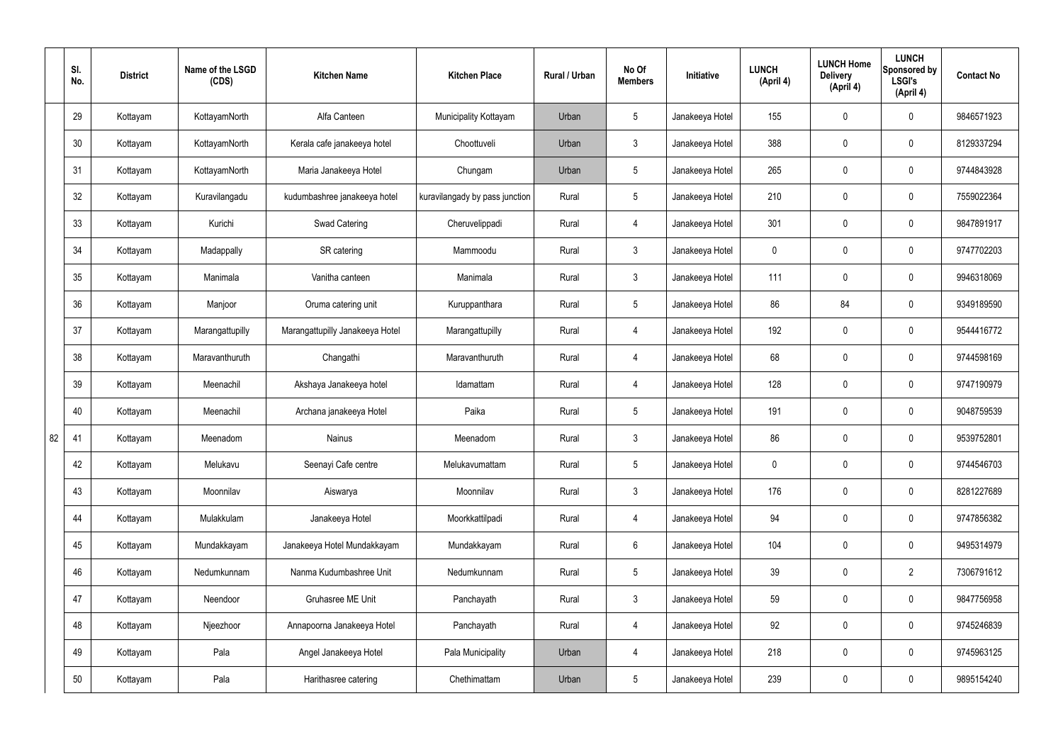|  | Sl. No. | District | Name of the LSGD (CDS) | Kitchen Name | Kitchen Place | Rural / Urban | No Of Members | Initiative | LUNCH (April 4) | LUNCH Home Delivery (April 4) | LUNCH Sponsored by LSGI's (April 4) | Contact No |
|---|---|---|---|---|---|---|---|---|---|---|---|---|
|  | 29 | Kottayam | KottayamNorth | Alfa Canteen | Municipality Kottayam | Urban | 5 | Janakeeya Hotel | 155 | 0 | 0 | 9846571923 |
|  | 30 | Kottayam | KottayamNorth | Kerala cafe janakeeya hotel | Choottuveli | Urban | 3 | Janakeeya Hotel | 388 | 0 | 0 | 8129337294 |
|  | 31 | Kottayam | KottayamNorth | Maria Janakeeya Hotel | Chungam | Urban | 5 | Janakeeya Hotel | 265 | 0 | 0 | 9744843928 |
|  | 32 | Kottayam | Kuravilangadu | kudumbashree janakeeya hotel | kuravilangady by pass junction | Rural | 5 | Janakeeya Hotel | 210 | 0 | 0 | 7559022364 |
|  | 33 | Kottayam | Kurichi | Swad Catering | Cheruvelippadi | Rural | 4 | Janakeeya Hotel | 301 | 0 | 0 | 9847891917 |
|  | 34 | Kottayam | Madappally | SR catering | Mammoodu | Rural | 3 | Janakeeya Hotel | 0 | 0 | 0 | 9747702203 |
|  | 35 | Kottayam | Manimala | Vanitha canteen | Manimala | Rural | 3 | Janakeeya Hotel | 111 | 0 | 0 | 9946318069 |
|  | 36 | Kottayam | Manjoor | Oruma catering unit | Kuruppanthara | Rural | 5 | Janakeeya Hotel | 86 | 84 | 0 | 9349189590 |
|  | 37 | Kottayam | Marangattupilly | Marangattupilly Janakeeya Hotel | Marangattupilly | Rural | 4 | Janakeeya Hotel | 192 | 0 | 0 | 9544416772 |
|  | 38 | Kottayam | Maravanthuruth | Changathi | Maravanthuruth | Rural | 4 | Janakeeya Hotel | 68 | 0 | 0 | 9744598169 |
|  | 39 | Kottayam | Meenachil | Akshaya Janakeeya hotel | Idamattam | Rural | 4 | Janakeeya Hotel | 128 | 0 | 0 | 9747190979 |
|  | 40 | Kottayam | Meenachil | Archana janakeeya Hotel | Paika | Rural | 5 | Janakeeya Hotel | 191 | 0 | 0 | 9048759539 |
| 82 | 41 | Kottayam | Meenadom | Nainus | Meenadom | Rural | 3 | Janakeeya Hotel | 86 | 0 | 0 | 9539752801 |
|  | 42 | Kottayam | Melukavu | Seenayi Cafe centre | Melukavumattam | Rural | 5 | Janakeeya Hotel | 0 | 0 | 0 | 9744546703 |
|  | 43 | Kottayam | Moonnilav | Aiswarya | Moonnilav | Rural | 3 | Janakeeya Hotel | 176 | 0 | 0 | 8281227689 |
|  | 44 | Kottayam | Mulakkulam | Janakeeya Hotel | Moorkkattilpadi | Rural | 4 | Janakeeya Hotel | 94 | 0 | 0 | 9747856382 |
|  | 45 | Kottayam | Mundakkayam | Janakeeya Hotel Mundakkayam | Mundakkayam | Rural | 6 | Janakeeya Hotel | 104 | 0 | 0 | 9495314979 |
|  | 46 | Kottayam | Nedumkunnam | Nanma Kudumbashree Unit | Nedumkunnam | Rural | 5 | Janakeeya Hotel | 39 | 0 | 2 | 7306791612 |
|  | 47 | Kottayam | Neendoor | Gruhasree ME Unit | Panchayath | Rural | 3 | Janakeeya Hotel | 59 | 0 | 0 | 9847756958 |
|  | 48 | Kottayam | Njeezhoor | Annapoorna Janakeeya Hotel | Panchayath | Rural | 4 | Janakeeya Hotel | 92 | 0 | 0 | 9745246839 |
|  | 49 | Kottayam | Pala | Angel Janakeeya Hotel | Pala Municipality | Urban | 4 | Janakeeya Hotel | 218 | 0 | 0 | 9745963125 |
|  | 50 | Kottayam | Pala | Harithasree catering | Chethimattam | Urban | 5 | Janakeeya Hotel | 239 | 0 | 0 | 9895154240 |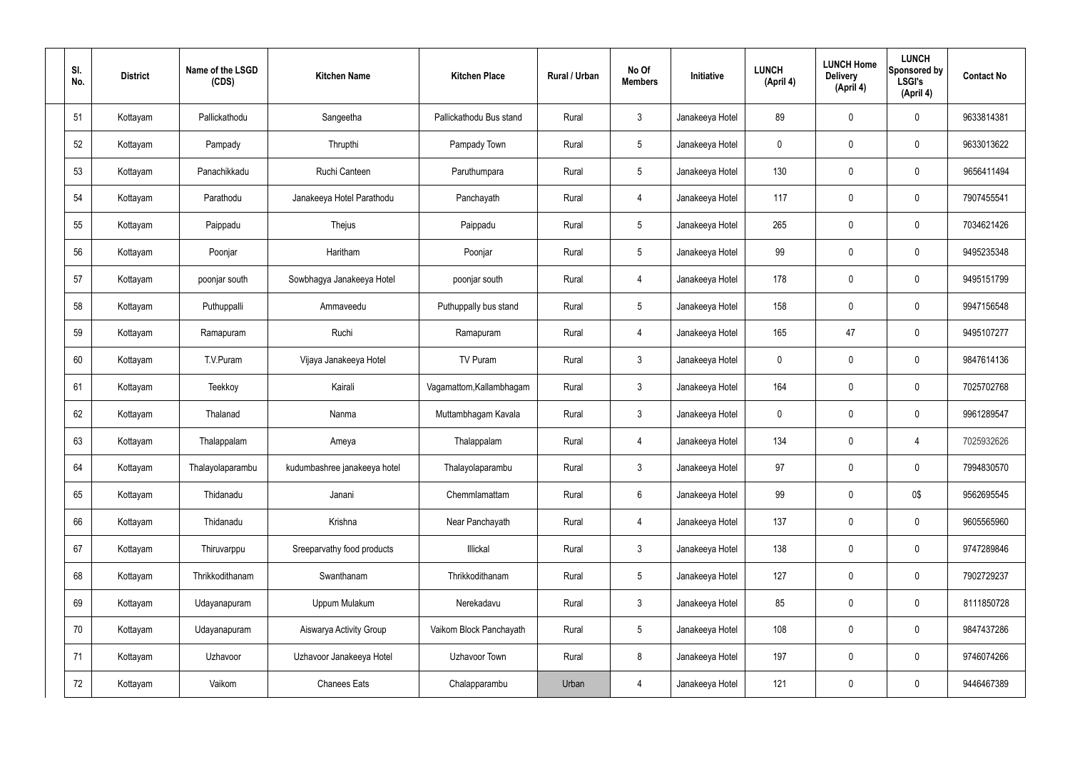| Sl. No. | District | Name of the LSGD (CDS) | Kitchen Name | Kitchen Place | Rural / Urban | No Of Members | Initiative | LUNCH (April 4) | LUNCH Home Delivery (April 4) | LUNCH Sponsored by LSGI's (April 4) | Contact No |
|---|---|---|---|---|---|---|---|---|---|---|---|
| 51 | Kottayam | Pallickathodu | Sangeetha | Pallickathodu Bus stand | Rural | 3 | Janakeeya Hotel | 89 | 0 | 0 | 9633814381 |
| 52 | Kottayam | Pampady | Thrupthi | Pampady Town | Rural | 5 | Janakeeya Hotel | 0 | 0 | 0 | 9633013622 |
| 53 | Kottayam | Panachikkadu | Ruchi Canteen | Paruthumpara | Rural | 5 | Janakeeya Hotel | 130 | 0 | 0 | 9656411494 |
| 54 | Kottayam | Parathodu | Janakeeya Hotel Parathodu | Panchayath | Rural | 4 | Janakeeya Hotel | 117 | 0 | 0 | 7907455541 |
| 55 | Kottayam | Paippadu | Thejus | Paippadu | Rural | 5 | Janakeeya Hotel | 265 | 0 | 0 | 7034621426 |
| 56 | Kottayam | Poonjar | Haritham | Poonjar | Rural | 5 | Janakeeya Hotel | 99 | 0 | 0 | 9495235348 |
| 57 | Kottayam | poonjar south | Sowbhagya Janakeeya Hotel | poonjar south | Rural | 4 | Janakeeya Hotel | 178 | 0 | 0 | 9495151799 |
| 58 | Kottayam | Puthuppalli | Ammaveedu | Puthuppally bus stand | Rural | 5 | Janakeeya Hotel | 158 | 0 | 0 | 9947156548 |
| 59 | Kottayam | Ramapuram | Ruchi | Ramapuram | Rural | 4 | Janakeeya Hotel | 165 | 47 | 0 | 9495107277 |
| 60 | Kottayam | T.V.Puram | Vijaya Janakeeya Hotel | TV Puram | Rural | 3 | Janakeeya Hotel | 0 | 0 | 0 | 9847614136 |
| 61 | Kottayam | Teekkoy | Kairali | Vagamattom,Kallambhagam | Rural | 3 | Janakeeya Hotel | 164 | 0 | 0 | 7025702768 |
| 62 | Kottayam | Thalanad | Nanma | Muttambhagam Kavala | Rural | 3 | Janakeeya Hotel | 0 | 0 | 0 | 9961289547 |
| 63 | Kottayam | Thalappalam | Ameya | Thalappalam | Rural | 4 | Janakeeya Hotel | 134 | 0 | 4 | 7025932626 |
| 64 | Kottayam | Thalayolaparambu | kudumbashree janakeeya hotel | Thalayolaparambu | Rural | 3 | Janakeeya Hotel | 97 | 0 | 0 | 7994830570 |
| 65 | Kottayam | Thidanadu | Janani | Chemmlamattam | Rural | 6 | Janakeeya Hotel | 99 | 0 | 0$ | 9562695545 |
| 66 | Kottayam | Thidanadu | Krishna | Near Panchayath | Rural | 4 | Janakeeya Hotel | 137 | 0 | 0 | 9605565960 |
| 67 | Kottayam | Thiruvarppu | Sreeparvathy food products | Illickal | Rural | 3 | Janakeeya Hotel | 138 | 0 | 0 | 9747289846 |
| 68 | Kottayam | Thrikkodithanam | Swanthanam | Thrikkodithanam | Rural | 5 | Janakeeya Hotel | 127 | 0 | 0 | 7902729237 |
| 69 | Kottayam | Udayanapuram | Uppum Mulakum | Nerekadavu | Rural | 3 | Janakeeya Hotel | 85 | 0 | 0 | 8111850728 |
| 70 | Kottayam | Udayanapuram | Aiswarya Activity Group | Vaikom Block Panchayath | Rural | 5 | Janakeeya Hotel | 108 | 0 | 0 | 9847437286 |
| 71 | Kottayam | Uzhavoor | Uzhavoor Janakeeya Hotel | Uzhavoor Town | Rural | 8 | Janakeeya Hotel | 197 | 0 | 0 | 9746074266 |
| 72 | Kottayam | Vaikom | Chanees Eats | Chalapparambu | Urban | 4 | Janakeeya Hotel | 121 | 0 | 0 | 9446467389 |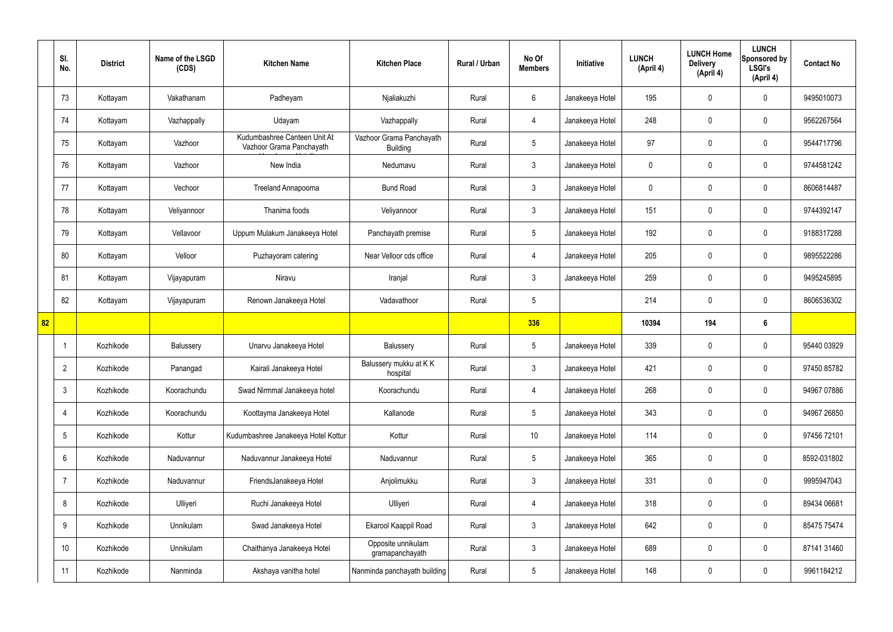|  | Sl. No. | District | Name of the LSGD (CDS) | Kitchen Name | Kitchen Place | Rural / Urban | No Of Members | Initiative | LUNCH (April 4) | LUNCH Home Delivery (April 4) | LUNCH Sponsored by LSGI's (April 4) | Contact No |
|---|---|---|---|---|---|---|---|---|---|---|---|---|
|  | 73 | Kottayam | Vakathanam | Padheyam | Njaliakuzhi | Rural | 6 | Janakeeya Hotel | 195 | 0 | 0 | 9495010073 |
|  | 74 | Kottayam | Vazhappally | Udayam | Vazhappally | Rural | 4 | Janakeeya Hotel | 248 | 0 | 0 | 9562267564 |
|  | 75 | Kottayam | Vazhoor | Kudumbashree Canteen Unit At Vazhoor Grama Panchayath | Vazhoor Grama Panchayath Building | Rural | 5 | Janakeeya Hotel | 97 | 0 | 0 | 9544717796 |
|  | 76 | Kottayam | Vazhoor | New India | Nedumavu | Rural | 3 | Janakeeya Hotel | 0 | 0 | 0 | 9744581242 |
|  | 77 | Kottayam | Vechoor | Treeland Annapoorna | Bund Road | Rural | 3 | Janakeeya Hotel | 0 | 0 | 0 | 8606814487 |
|  | 78 | Kottayam | Veliyannoor | Thanima foods | Veliyannoor | Rural | 3 | Janakeeya Hotel | 151 | 0 | 0 | 9744392147 |
|  | 79 | Kottayam | Vellavoor | Uppum Mulakum Janakeeya Hotel | Panchayath premise | Rural | 5 | Janakeeya Hotel | 192 | 0 | 0 | 9188317288 |
|  | 80 | Kottayam | Velloor | Puzhayoram catering | Near Velloor cds office | Rural | 4 | Janakeeya Hotel | 205 | 0 | 0 | 9895522286 |
|  | 81 | Kottayam | Vijayapuram | Niravu | Iranjal | Rural | 3 | Janakeeya Hotel | 259 | 0 | 0 | 9495245895 |
|  | 82 | Kottayam | Vijayapuram | Renown Janakeeya Hotel | Vadavathoor | Rural | 5 |  | 214 | 0 | 0 | 8606536302 |
| 82 |  |  |  |  |  |  | 336 |  | 10394 | 194 | 6 |  |
|  | 1 | Kozhikode | Balussery | Unarvu Janakeeya Hotel | Balussery | Rural | 5 | Janakeeya Hotel | 339 | 0 | 0 | 95440 03929 |
|  | 2 | Kozhikode | Panangad | Kairali Janakeeya Hotel | Balussery mukku at K K hospital | Rural | 3 | Janakeeya Hotel | 421 | 0 | 0 | 97450 85782 |
|  | 3 | Kozhikode | Koorachundu | Swad Nirmmal Janakeeya hotel | Koorachundu | Rural | 4 | Janakeeya Hotel | 268 | 0 | 0 | 94967 07886 |
|  | 4 | Kozhikode | Koorachundu | Koottayma Janakeeya Hotel | Kallanode | Rural | 5 | Janakeeya Hotel | 343 | 0 | 0 | 94967 26850 |
|  | 5 | Kozhikode | Kottur | Kudumbashree Janakeeya Hotel Kottur | Kottur | Rural | 10 | Janakeeya Hotel | 114 | 0 | 0 | 97456 72101 |
|  | 6 | Kozhikode | Naduvannur | Naduvannur Janakeeya Hotel | Naduvannur | Rural | 5 | Janakeeya Hotel | 365 | 0 | 0 | 8592-031802 |
|  | 7 | Kozhikode | Naduvannur | FriendsJanakeeya Hotel | Anjolimukku | Rural | 3 | Janakeeya Hotel | 331 | 0 | 0 | 9995947043 |
|  | 8 | Kozhikode | Ulliyeri | Ruchi Janakeeya Hotel | Ulliyeri | Rural | 4 | Janakeeya Hotel | 318 | 0 | 0 | 89434 06681 |
|  | 9 | Kozhikode | Unnikulam | Swad Janakeeya Hotel | Ekarool Kaappil Road | Rural | 3 | Janakeeya Hotel | 642 | 0 | 0 | 85475 75474 |
|  | 10 | Kozhikode | Unnikulam | Chaithanya Janakeeya Hotel | Opposite unnikulam gramapanchayath | Rural | 3 | Janakeeya Hotel | 689 | 0 | 0 | 87141 31460 |
|  | 11 | Kozhikode | Nanminda | Akshaya vanitha hotel | Nanminda panchayath building | Rural | 5 | Janakeeya Hotel | 148 | 0 | 0 | 9961184212 |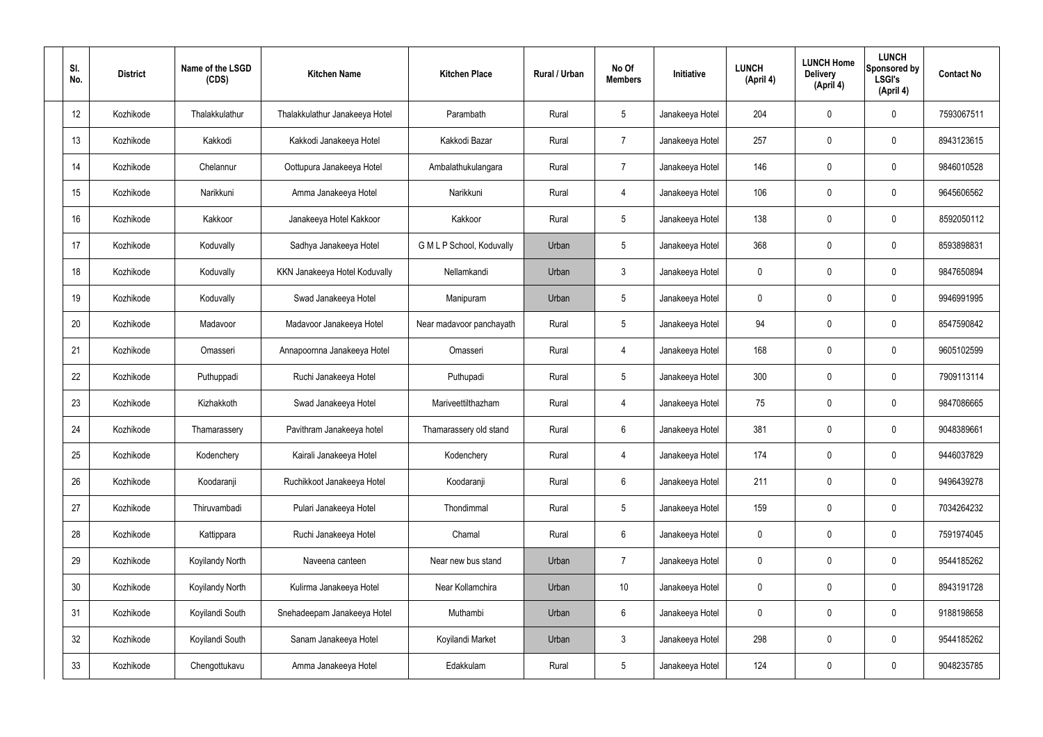| Sl. No. | District | Name of the LSGD (CDS) | Kitchen Name | Kitchen Place | Rural / Urban | No Of Members | Initiative | LUNCH (April 4) | LUNCH Home Delivery (April 4) | LUNCH Sponsored by LSGI's (April 4) | Contact No |
|---|---|---|---|---|---|---|---|---|---|---|---|
| 12 | Kozhikode | Thalakkulathur | Thalakkulathur Janakeeya Hotel | Parambath | Rural | 5 | Janakeeya Hotel | 204 | 0 | 0 | 7593067511 |
| 13 | Kozhikode | Kakkodi | Kakkodi Janakeeya Hotel | Kakkodi Bazar | Rural | 7 | Janakeeya Hotel | 257 | 0 | 0 | 8943123615 |
| 14 | Kozhikode | Chelannur | Oottupura Janakeeya Hotel | Ambalathukulangara | Rural | 7 | Janakeeya Hotel | 146 | 0 | 0 | 9846010528 |
| 15 | Kozhikode | Narikkuni | Amma Janakeeya Hotel | Narikkuni | Rural | 4 | Janakeeya Hotel | 106 | 0 | 0 | 9645606562 |
| 16 | Kozhikode | Kakkoor | Janakeeya Hotel Kakkoor | Kakkoor | Rural | 5 | Janakeeya Hotel | 138 | 0 | 0 | 8592050112 |
| 17 | Kozhikode | Koduvally | Sadhya Janakeeya Hotel | G M L P School, Koduvally | Urban | 5 | Janakeeya Hotel | 368 | 0 | 0 | 8593898831 |
| 18 | Kozhikode | Koduvally | KKN Janakeeya Hotel Koduvally | Nellamkandi | Urban | 3 | Janakeeya Hotel | 0 | 0 | 0 | 9847650894 |
| 19 | Kozhikode | Koduvally | Swad Janakeeya Hotel | Manipuram | Urban | 5 | Janakeeya Hotel | 0 | 0 | 0 | 9946991995 |
| 20 | Kozhikode | Madavoor | Madavoor Janakeeya Hotel | Near madavoor panchayath | Rural | 5 | Janakeeya Hotel | 94 | 0 | 0 | 8547590842 |
| 21 | Kozhikode | Omasseri | Annapoornna Janakeeya Hotel | Omasseri | Rural | 4 | Janakeeya Hotel | 168 | 0 | 0 | 9605102599 |
| 22 | Kozhikode | Puthuppadi | Ruchi Janakeeya Hotel | Puthupadi | Rural | 5 | Janakeeya Hotel | 300 | 0 | 0 | 7909113114 |
| 23 | Kozhikode | Kizhakkoth | Swad Janakeeya Hotel | Mariveettilthazham | Rural | 4 | Janakeeya Hotel | 75 | 0 | 0 | 9847086665 |
| 24 | Kozhikode | Thamarassery | Pavithram Janakeeya hotel | Thamarassery old stand | Rural | 6 | Janakeeya Hotel | 381 | 0 | 0 | 9048389661 |
| 25 | Kozhikode | Kodenchery | Kairali Janakeeya Hotel | Kodenchery | Rural | 4 | Janakeeya Hotel | 174 | 0 | 0 | 9446037829 |
| 26 | Kozhikode | Koodaranji | Ruchikkoot Janakeeya Hotel | Koodaranji | Rural | 6 | Janakeeya Hotel | 211 | 0 | 0 | 9496439278 |
| 27 | Kozhikode | Thiruvambadi | Pulari Janakeeya Hotel | Thondimmal | Rural | 5 | Janakeeya Hotel | 159 | 0 | 0 | 7034264232 |
| 28 | Kozhikode | Kattippara | Ruchi Janakeeya Hotel | Chamal | Rural | 6 | Janakeeya Hotel | 0 | 0 | 0 | 7591974045 |
| 29 | Kozhikode | Koyilandy North | Naveena canteen | Near new bus stand | Urban | 7 | Janakeeya Hotel | 0 | 0 | 0 | 9544185262 |
| 30 | Kozhikode | Koyilandy North | Kulirma Janakeeya Hotel | Near Kollamchira | Urban | 10 | Janakeeya Hotel | 0 | 0 | 0 | 8943191728 |
| 31 | Kozhikode | Koyilandi South | Snehadeepam Janakeeya Hotel | Muthambi | Urban | 6 | Janakeeya Hotel | 0 | 0 | 0 | 9188198658 |
| 32 | Kozhikode | Koyilandi South | Sanam Janakeeya Hotel | Koyilandi Market | Urban | 3 | Janakeeya Hotel | 298 | 0 | 0 | 9544185262 |
| 33 | Kozhikode | Chengottukavu | Amma Janakeeya Hotel | Edakkulam | Rural | 5 | Janakeeya Hotel | 124 | 0 | 0 | 9048235785 |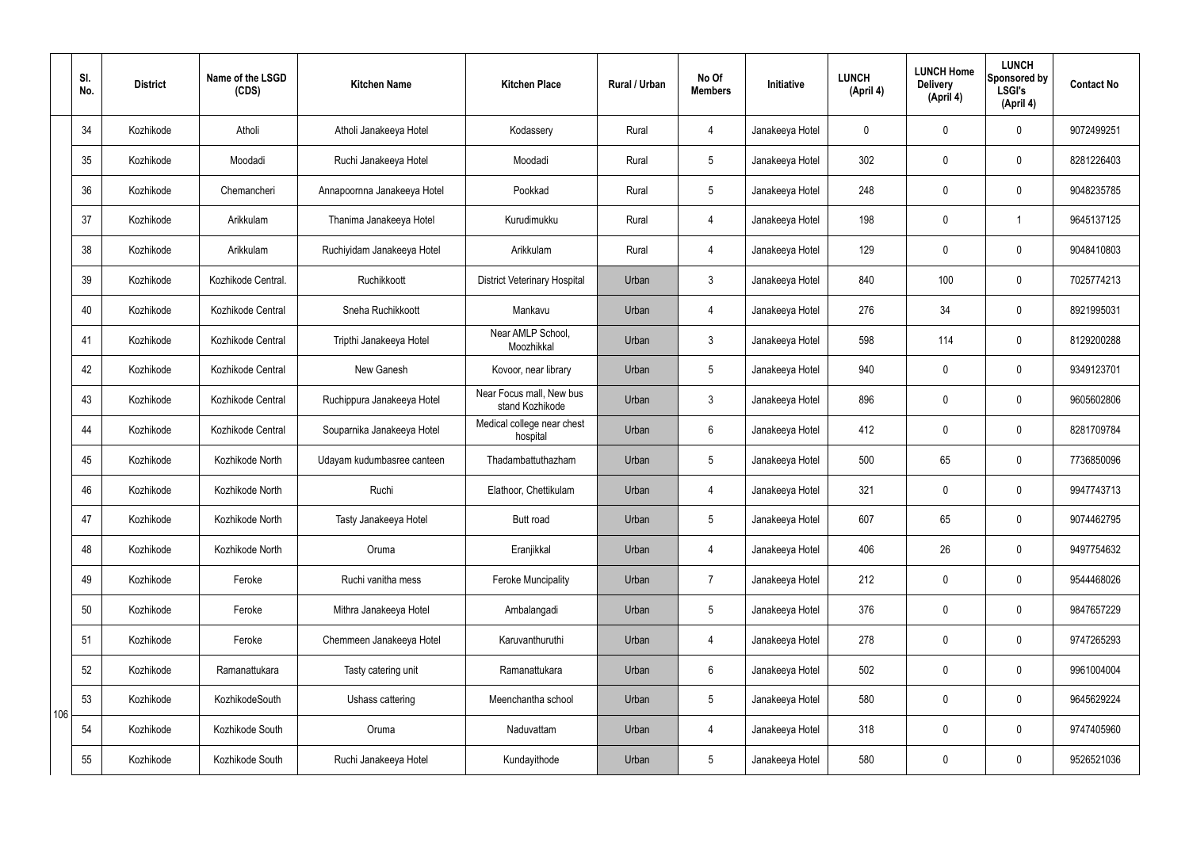| | Sl. No. | District | Name of the LSGD (CDS) | Kitchen Name | Kitchen Place | Rural / Urban | No Of Members | Initiative | LUNCH (April 4) | LUNCH Home Delivery (April 4) | LUNCH Sponsored by LSGI's (April 4) | Contact No |
|---|---|---|---|---|---|---|---|---|---|---|---|---|
| 106 | 34 | Kozhikode | Atholi | Atholi Janakeeya Hotel | Kodassery | Rural | 4 | Janakeeya Hotel | 0 | 0 | 0 | 9072499251 |
| | 35 | Kozhikode | Moodadi | Ruchi Janakeeya Hotel | Moodadi | Rural | 5 | Janakeeya Hotel | 302 | 0 | 0 | 8281226403 |
| | 36 | Kozhikode | Chemancheri | Annapoornna Janakeeya Hotel | Pookkad | Rural | 5 | Janakeeya Hotel | 248 | 0 | 0 | 9048235785 |
| | 37 | Kozhikode | Arikkulam | Thanima Janakeeya Hotel | Kurudimukku | Rural | 4 | Janakeeya Hotel | 198 | 0 | 1 | 9645137125 |
| | 38 | Kozhikode | Arikkulam | Ruchiyidam Janakeeya Hotel | Arikkulam | Rural | 4 | Janakeeya Hotel | 129 | 0 | 0 | 9048410803 |
| | 39 | Kozhikode | Kozhikode Central. | Ruchikkoott | District Veterinary Hospital | Urban | 3 | Janakeeya Hotel | 840 | 100 | 0 | 7025774213 |
| | 40 | Kozhikode | Kozhikode Central | Sneha Ruchikkoott | Mankavu | Urban | 4 | Janakeeya Hotel | 276 | 34 | 0 | 8921995031 |
| | 41 | Kozhikode | Kozhikode Central | Tripthi Janakeeya Hotel | Near AMLP School, Moozhikkal | Urban | 3 | Janakeeya Hotel | 598 | 114 | 0 | 8129200288 |
| | 42 | Kozhikode | Kozhikode Central | New Ganesh | Kovoor, near library | Urban | 5 | Janakeeya Hotel | 940 | 0 | 0 | 9349123701 |
| | 43 | Kozhikode | Kozhikode Central | Ruchippura Janakeeya Hotel | Near Focus mall, New bus stand Kozhikode | Urban | 3 | Janakeeya Hotel | 896 | 0 | 0 | 9605602806 |
| | 44 | Kozhikode | Kozhikode Central | Souparnika Janakeeya Hotel | Medical college near chest hospital | Urban | 6 | Janakeeya Hotel | 412 | 0 | 0 | 8281709784 |
| | 45 | Kozhikode | Kozhikode North | Udayam kudumbasree canteen | Thadambattuthazham | Urban | 5 | Janakeeya Hotel | 500 | 65 | 0 | 7736850096 |
| | 46 | Kozhikode | Kozhikode North | Ruchi | Elathoor, Chettikulam | Urban | 4 | Janakeeya Hotel | 321 | 0 | 0 | 9947743713 |
| | 47 | Kozhikode | Kozhikode North | Tasty Janakeeya Hotel | Butt road | Urban | 5 | Janakeeya Hotel | 607 | 65 | 0 | 9074462795 |
| | 48 | Kozhikode | Kozhikode North | Oruma | Eranjikkal | Urban | 4 | Janakeeya Hotel | 406 | 26 | 0 | 9497754632 |
| | 49 | Kozhikode | Feroke | Ruchi vanitha mess | Feroke Muncipality | Urban | 7 | Janakeeya Hotel | 212 | 0 | 0 | 9544468026 |
| | 50 | Kozhikode | Feroke | Mithra Janakeeya Hotel | Ambalangadi | Urban | 5 | Janakeeya Hotel | 376 | 0 | 0 | 9847657229 |
| | 51 | Kozhikode | Feroke | Chemmeen Janakeeya Hotel | Karuvanthuruthi | Urban | 4 | Janakeeya Hotel | 278 | 0 | 0 | 9747265293 |
| | 52 | Kozhikode | Ramanattukara | Tasty catering unit | Ramanattukara | Urban | 6 | Janakeeya Hotel | 502 | 0 | 0 | 9961004004 |
| | 53 | Kozhikode | KozhikodeSouth | Ushass cattering | Meenchantha school | Urban | 5 | Janakeeya Hotel | 580 | 0 | 0 | 9645629224 |
| | 54 | Kozhikode | Kozhikode South | Oruma | Naduvattam | Urban | 4 | Janakeeya Hotel | 318 | 0 | 0 | 9747405960 |
| | 55 | Kozhikode | Kozhikode South | Ruchi Janakeeya Hotel | Kundayithode | Urban | 5 | Janakeeya Hotel | 580 | 0 | 0 | 9526521036 |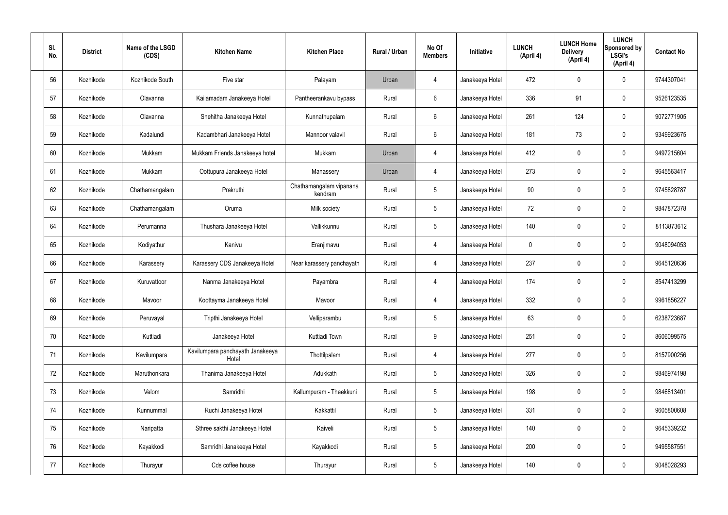| Sl. No. | District | Name of the LSGD (CDS) | Kitchen Name | Kitchen Place | Rural / Urban | No Of Members | Initiative | LUNCH (April 4) | LUNCH Home Delivery (April 4) | LUNCH Sponsored by LSGI's (April 4) | Contact No |
|---|---|---|---|---|---|---|---|---|---|---|---|
| 56 | Kozhikode | Kozhikode South | Five star | Palayam | Urban | 4 | Janakeeya Hotel | 472 | 0 | 0 | 9744307041 |
| 57 | Kozhikode | Olavanna | Kailamadam Janakeeya Hotel | Pantheerankavu bypass | Rural | 6 | Janakeeya Hotel | 336 | 91 | 0 | 9526123535 |
| 58 | Kozhikode | Olavanna | Snehitha Janakeeya Hotel | Kunnathupalam | Rural | 6 | Janakeeya Hotel | 261 | 124 | 0 | 9072771905 |
| 59 | Kozhikode | Kadalundi | Kadambhari Janakeeya Hotel | Mannoor valavil | Rural | 6 | Janakeeya Hotel | 181 | 73 | 0 | 9349923675 |
| 60 | Kozhikode | Mukkam | Mukkam Friends Janakeeya hotel | Mukkam | Urban | 4 | Janakeeya Hotel | 412 | 0 | 0 | 9497215604 |
| 61 | Kozhikode | Mukkam | Oottupura Janakeeya Hotel | Manassery | Urban | 4 | Janakeeya Hotel | 273 | 0 | 0 | 9645563417 |
| 62 | Kozhikode | Chathamangalam | Prakruthi | Chathamangalam vipanana kendram | Rural | 5 | Janakeeya Hotel | 90 | 0 | 0 | 9745828787 |
| 63 | Kozhikode | Chathamangalam | Oruma | Milk society | Rural | 5 | Janakeeya Hotel | 72 | 0 | 0 | 9847872378 |
| 64 | Kozhikode | Perumanna | Thushara Janakeeya Hotel | Vallikkunnu | Rural | 5 | Janakeeya Hotel | 140 | 0 | 0 | 8113873612 |
| 65 | Kozhikode | Kodiyathur | Kanivu | Eranjimavu | Rural | 4 | Janakeeya Hotel | 0 | 0 | 0 | 9048094053 |
| 66 | Kozhikode | Karassery | Karassery CDS Janakeeya Hotel | Near karassery panchayath | Rural | 4 | Janakeeya Hotel | 237 | 0 | 0 | 9645120636 |
| 67 | Kozhikode | Kuruvattoor | Nanma Janakeeya Hotel | Payambra | Rural | 4 | Janakeeya Hotel | 174 | 0 | 0 | 8547413299 |
| 68 | Kozhikode | Mavoor | Koottayma Janakeeya Hotel | Mavoor | Rural | 4 | Janakeeya Hotel | 332 | 0 | 0 | 9961856227 |
| 69 | Kozhikode | Peruvayal | Tripthi Janakeeya Hotel | Velliparambu | Rural | 5 | Janakeeya Hotel | 63 | 0 | 0 | 6238723687 |
| 70 | Kozhikode | Kuttiadi | Janakeeya Hotel | Kuttiadi Town | Rural | 9 | Janakeeya Hotel | 251 | 0 | 0 | 8606099575 |
| 71 | Kozhikode | Kavilumpara | Kavilumpara panchayath Janakeeya Hotel | Thottilpalam | Rural | 4 | Janakeeya Hotel | 277 | 0 | 0 | 8157900256 |
| 72 | Kozhikode | Maruthonkara | Thanima Janakeeya Hotel | Adukkath | Rural | 5 | Janakeeya Hotel | 326 | 0 | 0 | 9846974198 |
| 73 | Kozhikode | Velom | Samridhi | Kallumpuram - Theekkuni | Rural | 5 | Janakeeya Hotel | 198 | 0 | 0 | 9846813401 |
| 74 | Kozhikode | Kunnummal | Ruchi Janakeeya Hotel | Kakkattil | Rural | 5 | Janakeeya Hotel | 331 | 0 | 0 | 9605800608 |
| 75 | Kozhikode | Naripatta | Sthree sakthi Janakeeya Hotel | Kaiveli | Rural | 5 | Janakeeya Hotel | 140 | 0 | 0 | 9645339232 |
| 76 | Kozhikode | Kayakkodi | Samridhi Janakeeya Hotel | Kayakkodi | Rural | 5 | Janakeeya Hotel | 200 | 0 | 0 | 9495587551 |
| 77 | Kozhikode | Thurayur | Cds coffee house | Thurayur | Rural | 5 | Janakeeya Hotel | 140 | 0 | 0 | 9048028293 |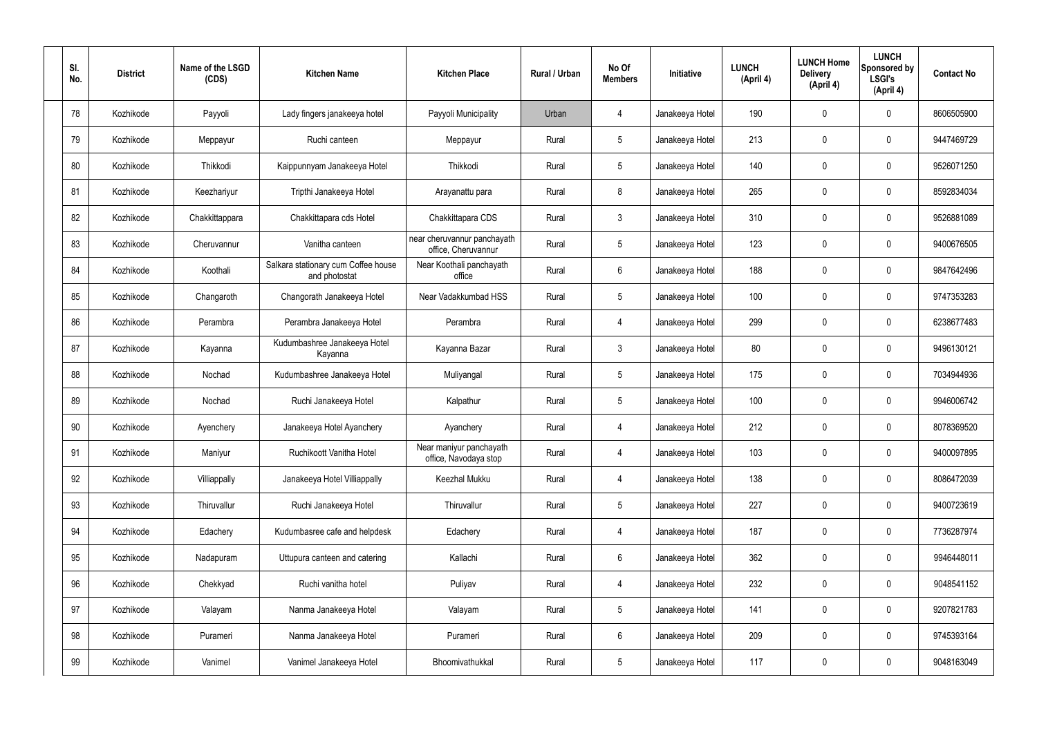| Sl. No. | District | Name of the LSGD (CDS) | Kitchen Name | Kitchen Place | Rural / Urban | No Of Members | Initiative | LUNCH (April 4) | LUNCH Home Delivery (April 4) | LUNCH Sponsored by LSGI's (April 4) | Contact No |
|---|---|---|---|---|---|---|---|---|---|---|---|
| 78 | Kozhikode | Payyoli | Lady fingers janakeeya hotel | Payyoli Municipality | Urban | 4 | Janakeeya Hotel | 190 | 0 | 0 | 8606505900 |
| 79 | Kozhikode | Meppayur | Ruchi canteen | Meppayur | Rural | 5 | Janakeeya Hotel | 213 | 0 | 0 | 9447469729 |
| 80 | Kozhikode | Thikkodi | Kaippunnyam Janakeeya Hotel | Thikkodi | Rural | 5 | Janakeeya Hotel | 140 | 0 | 0 | 9526071250 |
| 81 | Kozhikode | Keezhariyur | Tripthi Janakeeya Hotel | Arayanattu para | Rural | 8 | Janakeeya Hotel | 265 | 0 | 0 | 8592834034 |
| 82 | Kozhikode | Chakkittappara | Chakkittapara cds Hotel | Chakkittapara CDS | Rural | 3 | Janakeeya Hotel | 310 | 0 | 0 | 9526881089 |
| 83 | Kozhikode | Cheruvannur | Vanitha canteen | near cheruvannur panchayath office, Cheruvannur | Rural | 5 | Janakeeya Hotel | 123 | 0 | 0 | 9400676505 |
| 84 | Kozhikode | Koothali | Salkara stationary cum Coffee house and photostat | Near Koothali panchayath office | Rural | 6 | Janakeeya Hotel | 188 | 0 | 0 | 9847642496 |
| 85 | Kozhikode | Changaroth | Changorath Janakeeya Hotel | Near Vadakkumbad HSS | Rural | 5 | Janakeeya Hotel | 100 | 0 | 0 | 9747353283 |
| 86 | Kozhikode | Perambra | Perambra Janakeeya Hotel | Perambra | Rural | 4 | Janakeeya Hotel | 299 | 0 | 0 | 6238677483 |
| 87 | Kozhikode | Kayanna | Kudumbashree Janakeeya Hotel Kayanna | Kayanna Bazar | Rural | 3 | Janakeeya Hotel | 80 | 0 | 0 | 9496130121 |
| 88 | Kozhikode | Nochad | Kudumbashree Janakeeya Hotel | Muliyangal | Rural | 5 | Janakeeya Hotel | 175 | 0 | 0 | 7034944936 |
| 89 | Kozhikode | Nochad | Ruchi Janakeeya Hotel | Kalpathur | Rural | 5 | Janakeeya Hotel | 100 | 0 | 0 | 9946006742 |
| 90 | Kozhikode | Ayenchery | Janakeeya Hotel Ayanchery | Ayanchery | Rural | 4 | Janakeeya Hotel | 212 | 0 | 0 | 8078369520 |
| 91 | Kozhikode | Maniyur | Ruchikoott Vanitha Hotel | Near maniyur panchayath office, Navodaya stop | Rural | 4 | Janakeeya Hotel | 103 | 0 | 0 | 9400097895 |
| 92 | Kozhikode | Villiappally | Janakeeya Hotel Villiappally | Keezhal Mukku | Rural | 4 | Janakeeya Hotel | 138 | 0 | 0 | 8086472039 |
| 93 | Kozhikode | Thiruvallur | Ruchi Janakeeya Hotel | Thiruvallur | Rural | 5 | Janakeeya Hotel | 227 | 0 | 0 | 9400723619 |
| 94 | Kozhikode | Edachery | Kudumbasree cafe and helpdesk | Edachery | Rural | 4 | Janakeeya Hotel | 187 | 0 | 0 | 7736287974 |
| 95 | Kozhikode | Nadapuram | Uttupura canteen and catering | Kallachi | Rural | 6 | Janakeeya Hotel | 362 | 0 | 0 | 9946448011 |
| 96 | Kozhikode | Chekkyad | Ruchi vanitha hotel | Puliyav | Rural | 4 | Janakeeya Hotel | 232 | 0 | 0 | 9048541152 |
| 97 | Kozhikode | Valayam | Nanma Janakeeya Hotel | Valayam | Rural | 5 | Janakeeya Hotel | 141 | 0 | 0 | 9207821783 |
| 98 | Kozhikode | Purameri | Nanma Janakeeya Hotel | Purameri | Rural | 6 | Janakeeya Hotel | 209 | 0 | 0 | 9745393164 |
| 99 | Kozhikode | Vanimel | Vanimel Janakeeya Hotel | Bhoomivathukkal | Rural | 5 | Janakeeya Hotel | 117 | 0 | 0 | 9048163049 |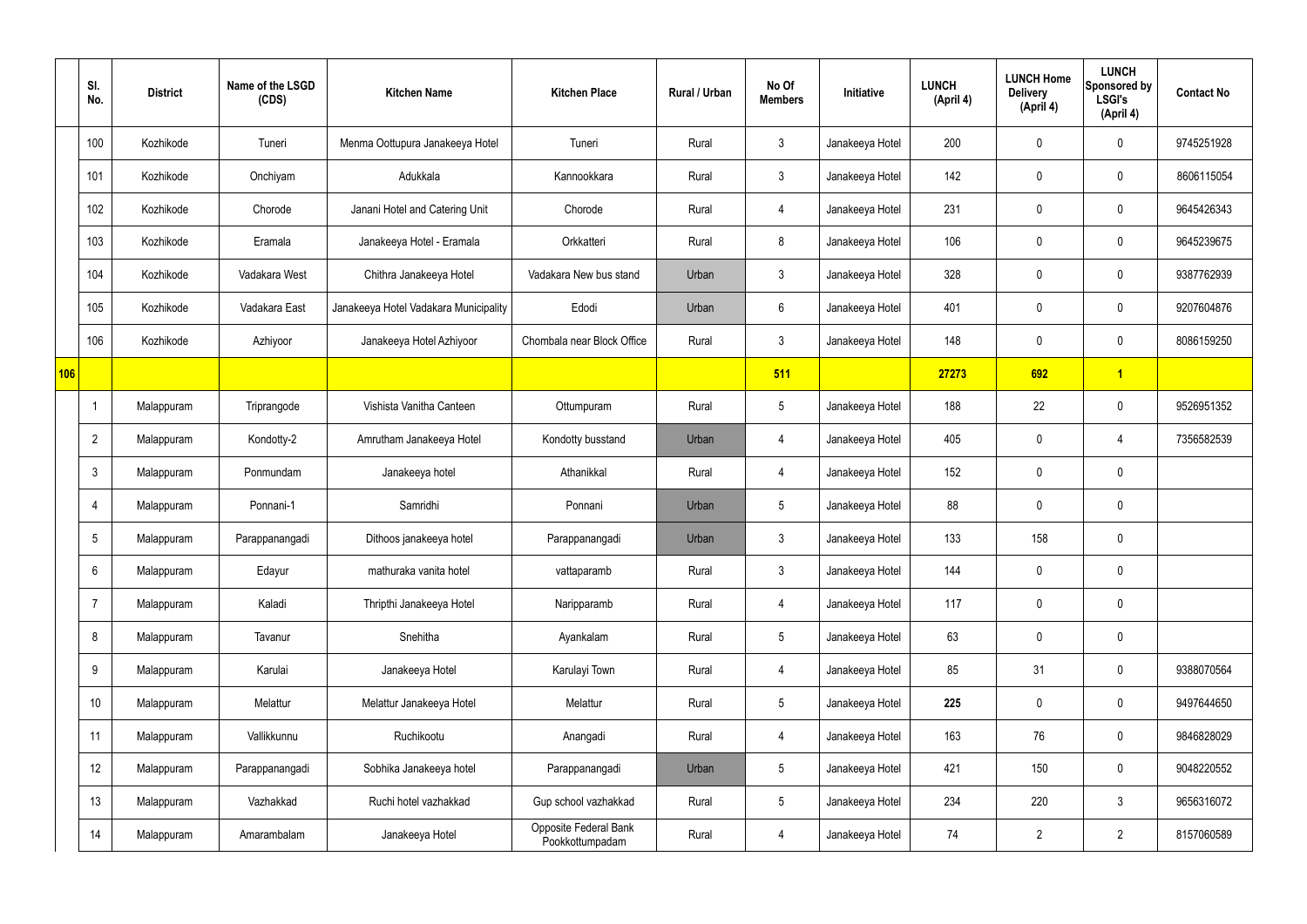| | Sl. No. | District | Name of the LSGD (CDS) | Kitchen Name | Kitchen Place | Rural / Urban | No Of Members | Initiative | LUNCH (April 4) | LUNCH Home Delivery (April 4) | LUNCH Sponsored by LSGI's (April 4) | Contact No |
|---|---|---|---|---|---|---|---|---|---|---|---|---|
| | 100 | Kozhikode | Tuneri | Menma Oottupura Janakeeya Hotel | Tuneri | Rural | 3 | Janakeeya Hotel | 200 | 0 | 0 | 9745251928 |
| | 101 | Kozhikode | Onchiyam | Adukkala | Kannookkara | Rural | 3 | Janakeeya Hotel | 142 | 0 | 0 | 8606115054 |
| | 102 | Kozhikode | Chorode | Janani Hotel and Catering Unit | Chorode | Rural | 4 | Janakeeya Hotel | 231 | 0 | 0 | 9645426343 |
| | 103 | Kozhikode | Eramala | Janakeeya Hotel - Eramala | Orkkatteri | Rural | 8 | Janakeeya Hotel | 106 | 0 | 0 | 9645239675 |
| | 104 | Kozhikode | Vadakara West | Chithra Janakeeya Hotel | Vadakara New bus stand | Urban | 3 | Janakeeya Hotel | 328 | 0 | 0 | 9387762939 |
| | 105 | Kozhikode | Vadakara East | Janakeeya Hotel Vadakara Municipality | Edodi | Urban | 6 | Janakeeya Hotel | 401 | 0 | 0 | 9207604876 |
| | 106 | Kozhikode | Azhiyoor | Janakeeya Hotel Azhiyoor | Chombala near Block Office | Rural | 3 | Janakeeya Hotel | 148 | 0 | 0 | 8086159250 |
| **106** | | | | | | | **511** | | **27273** | **692** | **1** | |
| | 1 | Malappuram | Triprangode | Vishista Vanitha Canteen | Ottumpuram | Rural | 5 | Janakeeya Hotel | 188 | 22 | 0 | 9526951352 |
| | 2 | Malappuram | Kondotty-2 | Amrutham Janakeeya Hotel | Kondotty busstand | Urban | 4 | Janakeeya Hotel | 405 | 0 | 4 | 7356582539 |
| | 3 | Malappuram | Ponmundam | Janakeeya hotel | Athanikkal | Rural | 4 | Janakeeya Hotel | 152 | 0 | 0 | |
| | 4 | Malappuram | Ponnani-1 | Samridhi | Ponnani | Urban | 5 | Janakeeya Hotel | 88 | 0 | 0 | |
| | 5 | Malappuram | Parappanangadi | Dithoos janakeeya hotel | Parappanangadi | Urban | 3 | Janakeeya Hotel | 133 | 158 | 0 | |
| | 6 | Malappuram | Edayur | mathuraka vanita hotel | vattaparamb | Rural | 3 | Janakeeya Hotel | 144 | 0 | 0 | |
| | 7 | Malappuram | Kaladi | Thripthi Janakeeya Hotel | Naripparamb | Rural | 4 | Janakeeya Hotel | 117 | 0 | 0 | |
| | 8 | Malappuram | Tavanur | Snehitha | Ayankalam | Rural | 5 | Janakeeya Hotel | 63 | 0 | 0 | |
| | 9 | Malappuram | Karulai | Janakeeya Hotel | Karulayi Town | Rural | 4 | Janakeeya Hotel | 85 | 31 | 0 | 9388070564 |
| | 10 | Malappuram | Melattur | Melattur Janakeeya Hotel | Melattur | Rural | 5 | Janakeeya Hotel | **225** | 0 | 0 | 9497644650 |
| | 11 | Malappuram | Vallikkunnu | Ruchikootu | Anangadi | Rural | 4 | Janakeeya Hotel | 163 | 76 | 0 | 9846828029 |
| | 12 | Malappuram | Parappanangadi | Sobhika Janakeeya hotel | Parappanangadi | Urban | 5 | Janakeeya Hotel | 421 | 150 | 0 | 9048220552 |
| | 13 | Malappuram | Vazhakkad | Ruchi hotel vazhakkad | Gup school vazhakkad | Rural | 5 | Janakeeya Hotel | 234 | 220 | 3 | 9656316072 |
| | 14 | Malappuram | Amarambalam | Janakeeya Hotel | Opposite Federal Bank Pookkottumpadam | Rural | 4 | Janakeeya Hotel | 74 | 2 | 2 | 8157060589 |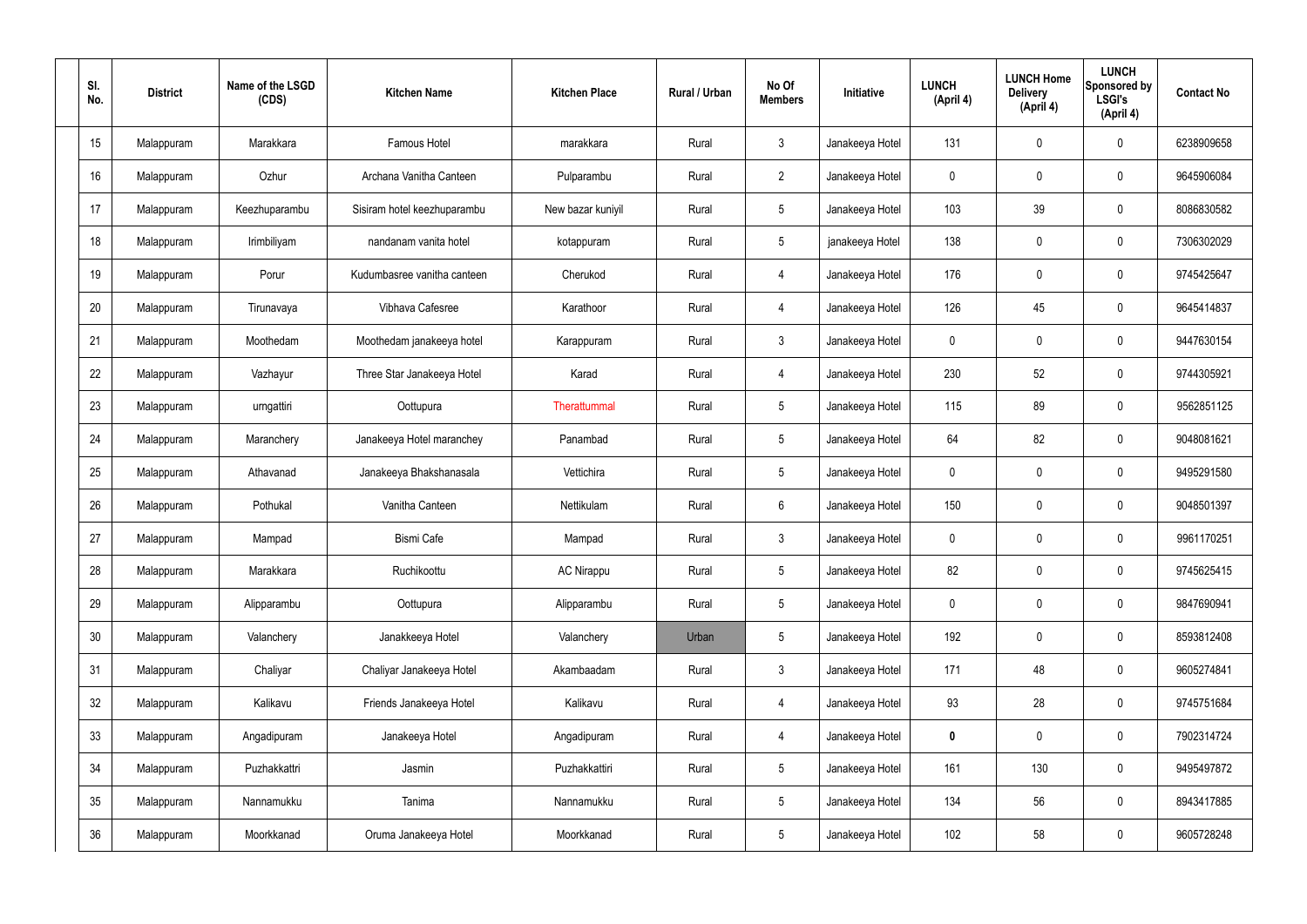| Sl. No. | District | Name of the LSGD (CDS) | Kitchen Name | Kitchen Place | Rural / Urban | No Of Members | Initiative | LUNCH (April 4) | LUNCH Home Delivery (April 4) | LUNCH Sponsored by LSGI's (April 4) | Contact No |
|---|---|---|---|---|---|---|---|---|---|---|---|
| 15 | Malappuram | Marakkara | Famous Hotel | marakkara | Rural | 3 | Janakeeya Hotel | 131 | 0 | 0 | 6238909658 |
| 16 | Malappuram | Ozhur | Archana Vanitha Canteen | Pulparambu | Rural | 2 | Janakeeya Hotel | 0 | 0 | 0 | 9645906084 |
| 17 | Malappuram | Keezhuparambu | Sisiram hotel keezhuparambu | New bazar kuniyil | Rural | 5 | Janakeeya Hotel | 103 | 39 | 0 | 8086830582 |
| 18 | Malappuram | Irimbiliyam | nandanam vanita hotel | kotappuram | Rural | 5 | janakeeya Hotel | 138 | 0 | 0 | 7306302029 |
| 19 | Malappuram | Porur | Kudumbasree vanitha canteen | Cherukod | Rural | 4 | Janakeeya Hotel | 176 | 0 | 0 | 9745425647 |
| 20 | Malappuram | Tirunavaya | Vibhava Cafesree | Karathoor | Rural | 4 | Janakeeya Hotel | 126 | 45 | 0 | 9645414837 |
| 21 | Malappuram | Moothedam | Moothedam janakeeya hotel | Karappuram | Rural | 3 | Janakeeya Hotel | 0 | 0 | 0 | 9447630154 |
| 22 | Malappuram | Vazhayur | Three Star Janakeeya Hotel | Karad | Rural | 4 | Janakeeya Hotel | 230 | 52 | 0 | 9744305921 |
| 23 | Malappuram | urngattiri | Oottupura | Therattummal | Rural | 5 | Janakeeya Hotel | 115 | 89 | 0 | 9562851125 |
| 24 | Malappuram | Maranchery | Janakeeya Hotel maranchey | Panambad | Rural | 5 | Janakeeya Hotel | 64 | 82 | 0 | 9048081621 |
| 25 | Malappuram | Athavanad | Janakeeya Bhakshanasala | Vettichira | Rural | 5 | Janakeeya Hotel | 0 | 0 | 0 | 9495291580 |
| 26 | Malappuram | Pothukal | Vanitha Canteen | Nettikulam | Rural | 6 | Janakeeya Hotel | 150 | 0 | 0 | 9048501397 |
| 27 | Malappuram | Mampad | Bismi Cafe | Mampad | Rural | 3 | Janakeeya Hotel | 0 | 0 | 0 | 9961170251 |
| 28 | Malappuram | Marakkara | Ruchikoottu | AC Nirappu | Rural | 5 | Janakeeya Hotel | 82 | 0 | 0 | 9745625415 |
| 29 | Malappuram | Alipparambu | Oottupura | Alipparambu | Rural | 5 | Janakeeya Hotel | 0 | 0 | 0 | 9847690941 |
| 30 | Malappuram | Valanchery | Janakkeeya Hotel | Valanchery | Urban | 5 | Janakeeya Hotel | 192 | 0 | 0 | 8593812408 |
| 31 | Malappuram | Chaliyar | Chaliyar Janakeeya Hotel | Akambaadam | Rural | 3 | Janakeeya Hotel | 171 | 48 | 0 | 9605274841 |
| 32 | Malappuram | Kalikavu | Friends Janakeeya Hotel | Kalikavu | Rural | 4 | Janakeeya Hotel | 93 | 28 | 0 | 9745751684 |
| 33 | Malappuram | Angadipuram | Janakeeya Hotel | Angadipuram | Rural | 4 | Janakeeya Hotel | **0** | 0 | 0 | 7902314724 |
| 34 | Malappuram | Puzhakkattri | Jasmin | Puzhakkattiri | Rural | 5 | Janakeeya Hotel | 161 | 130 | 0 | 9495497872 |
| 35 | Malappuram | Nannamukku | Tanima | Nannamukku | Rural | 5 | Janakeeya Hotel | 134 | 56 | 0 | 8943417885 |
| 36 | Malappuram | Moorkkanad | Oruma Janakeeya Hotel | Moorkkanad | Rural | 5 | Janakeeya Hotel | 102 | 58 | 0 | 9605728248 |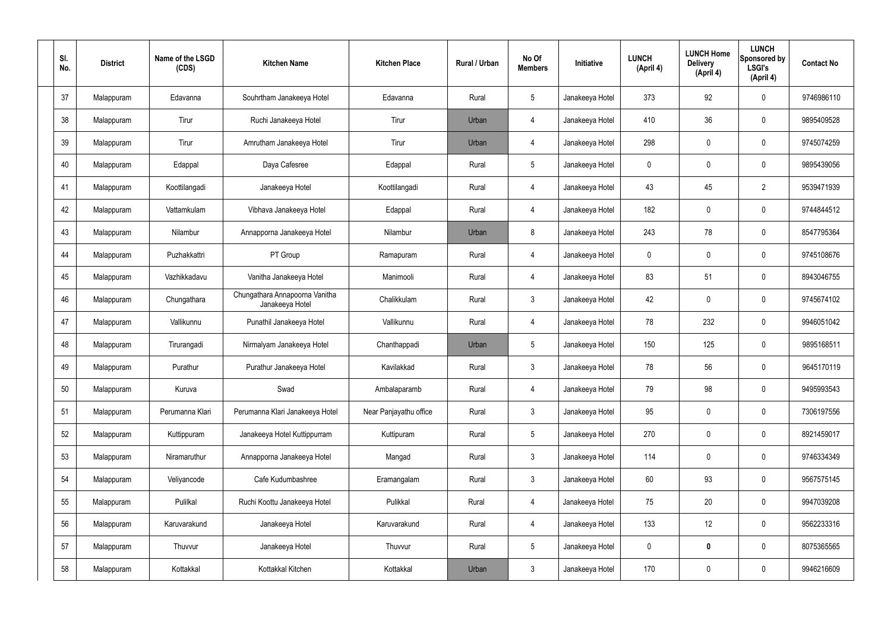| Sl. No. | District | Name of the LSGD (CDS) | Kitchen Name | Kitchen Place | Rural / Urban | No Of Members | Initiative | LUNCH (April 4) | LUNCH Home Delivery (April 4) | LUNCH Sponsored by LSGI's (April 4) | Contact No |
|---|---|---|---|---|---|---|---|---|---|---|---|
| 37 | Malappuram | Edavanna | Souhrtham Janakeeya Hotel | Edavanna | Rural | 5 | Janakeeya Hotel | 373 | 92 | 0 | 9746986110 |
| 38 | Malappuram | Tirur | Ruchi Janakeeya Hotel | Tirur | Urban | 4 | Janakeeya Hotel | 410 | 36 | 0 | 9895409528 |
| 39 | Malappuram | Tirur | Amrutham Janakeeya Hotel | Tirur | Urban | 4 | Janakeeya Hotel | 298 | 0 | 0 | 9745074259 |
| 40 | Malappuram | Edappal | Daya Cafesree | Edappal | Rural | 5 | Janakeeya Hotel | 0 | 0 | 0 | 9895439056 |
| 41 | Malappuram | Koottilangadi | Janakeeya Hotel | Koottilangadi | Rural | 4 | Janakeeya Hotel | 43 | 45 | 2 | 9539471939 |
| 42 | Malappuram | Vattamkulam | Vibhava Janakeeya Hotel | Edappal | Rural | 4 | Janakeeya Hotel | 182 | 0 | 0 | 9744844512 |
| 43 | Malappuram | Nilambur | Annapporna Janakeeya Hotel | Nilambur | Urban | 8 | Janakeeya Hotel | 243 | 78 | 0 | 8547795364 |
| 44 | Malappuram | Puzhakkattri | PT Group | Ramapuram | Rural | 4 | Janakeeya Hotel | 0 | 0 | 0 | 9745108676 |
| 45 | Malappuram | Vazhikkadavu | Vanitha Janakeeya Hotel | Manimooli | Rural | 4 | Janakeeya Hotel | 83 | 51 | 0 | 8943046755 |
| 46 | Malappuram | Chungathara | Chungathara Annapoorna Vanitha Janakeeya Hotel | Chalikkulam | Rural | 3 | Janakeeya Hotel | 42 | 0 | 0 | 9745674102 |
| 47 | Malappuram | Vallikunnu | Punathil Janakeeya Hotel | Vallikunnu | Rural | 4 | Janakeeya Hotel | 78 | 232 | 0 | 9946051042 |
| 48 | Malappuram | Tirurangadi | Nirmalyam Janakeeya Hotel | Chanthappadi | Urban | 5 | Janakeeya Hotel | 150 | 125 | 0 | 9895168511 |
| 49 | Malappuram | Purathur | Purathur Janakeeya Hotel | Kavilakkad | Rural | 3 | Janakeeya Hotel | 78 | 56 | 0 | 9645170119 |
| 50 | Malappuram | Kuruva | Swad | Ambalaparamb | Rural | 4 | Janakeeya Hotel | 79 | 98 | 0 | 9495993543 |
| 51 | Malappuram | Perumanna Klari | Perumanna Klari Janakeeya Hotel | Near Panjayathu office | Rural | 3 | Janakeeya Hotel | 95 | 0 | 0 | 7306197556 |
| 52 | Malappuram | Kuttippuram | Janakeeya Hotel Kuttippurram | Kuttipuram | Rural | 5 | Janakeeya Hotel | 270 | 0 | 0 | 8921459017 |
| 53 | Malappuram | Niramaruthur | Annapporna Janakeeya Hotel | Mangad | Rural | 3 | Janakeeya Hotel | 114 | 0 | 0 | 9746334349 |
| 54 | Malappuram | Veliyancode | Cafe Kudumbashree | Eramangalam | Rural | 3 | Janakeeya Hotel | 60 | 93 | 0 | 9567575145 |
| 55 | Malappuram | Pulilkal | Ruchi Koottu Janakeeya Hotel | Pulikkal | Rural | 4 | Janakeeya Hotel | 75 | 20 | 0 | 9947039208 |
| 56 | Malappuram | Karuvarakund | Janakeeya Hotel | Karuvarakund | Rural | 4 | Janakeeya Hotel | 133 | 12 | 0 | 9562233316 |
| 57 | Malappuram | Thuvvur | Janakeeya Hotel | Thuvvur | Rural | 5 | Janakeeya Hotel | 0 | **0** | 0 | 8075365565 |
| 58 | Malappuram | Kottakkal | Kottakkal Kitchen | Kottakkal | Urban | 3 | Janakeeya Hotel | 170 | 0 | 0 | 9946216609 |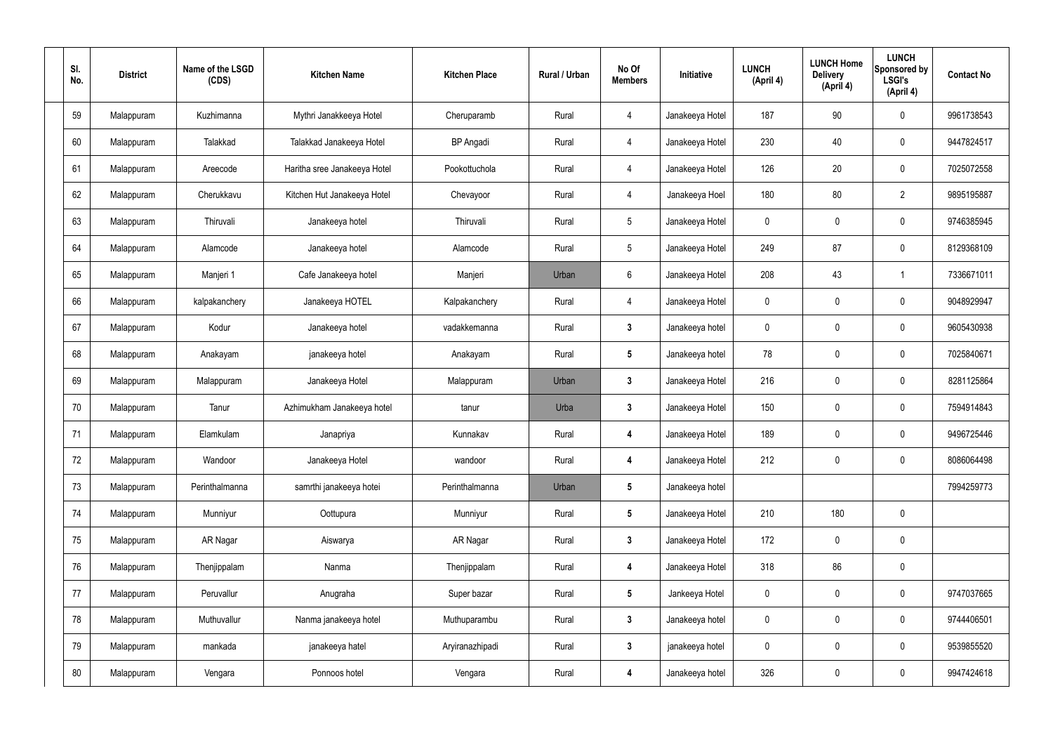| Sl. No. | District | Name of the LSGD (CDS) | Kitchen Name | Kitchen Place | Rural / Urban | No Of Members | Initiative | LUNCH (April 4) | LUNCH Home Delivery (April 4) | LUNCH Sponsored by LSGI's (April 4) | Contact No |
|---|---|---|---|---|---|---|---|---|---|---|---|
| 59 | Malappuram | Kuzhimanna | Mythri Janakkeeya Hotel | Cheruparamb | Rural | 4 | Janakeeya Hotel | 187 | 90 | 0 | 9961738543 |
| 60 | Malappuram | Talakkad | Talakkad Janakeeya Hotel | BP Angadi | Rural | 4 | Janakeeya Hotel | 230 | 40 | 0 | 9447824517 |
| 61 | Malappuram | Areecode | Haritha sree Janakeeya Hotel | Pookottuchola | Rural | 4 | Janakeeya Hotel | 126 | 20 | 0 | 7025072558 |
| 62 | Malappuram | Cherukkavu | Kitchen Hut Janakeeya Hotel | Chevayoor | Rural | 4 | Janakeeya Hoel | 180 | 80 | 2 | 9895195887 |
| 63 | Malappuram | Thiruvali | Janakeeya hotel | Thiruvali | Rural | 5 | Janakeeya Hotel | 0 | 0 | 0 | 9746385945 |
| 64 | Malappuram | Alamcode | Janakeeya hotel | Alamcode | Rural | 5 | Janakeeya Hotel | 249 | 87 | 0 | 8129368109 |
| 65 | Malappuram | Manjeri 1 | Cafe Janakeeya hotel | Manjeri | Urban | 6 | Janakeeya Hotel | 208 | 43 | 1 | 7336671011 |
| 66 | Malappuram | kalpakanchery | Janakeeya HOTEL | Kalpakanchery | Rural | 4 | Janakeeya Hotel | 0 | 0 | 0 | 9048929947 |
| 67 | Malappuram | Kodur | Janakeeya hotel | vadakkemanna | Rural | 3 | Janakeeya hotel | 0 | 0 | 0 | 9605430938 |
| 68 | Malappuram | Anakayam | janakeeya hotel | Anakayam | Rural | 5 | Janakeeya hotel | 78 | 0 | 0 | 7025840671 |
| 69 | Malappuram | Malappuram | Janakeeya Hotel | Malappuram | Urban | 3 | Janakeeya Hotel | 216 | 0 | 0 | 8281125864 |
| 70 | Malappuram | Tanur | Azhimukham Janakeeya hotel | tanur | Urba | 3 | Janakeeya Hotel | 150 | 0 | 0 | 7594914843 |
| 71 | Malappuram | Elamkulam | Janapriya | Kunnakav | Rural | 4 | Janakeeya Hotel | 189 | 0 | 0 | 9496725446 |
| 72 | Malappuram | Wandoor | Janakeeya Hotel | wandoor | Rural | 4 | Janakeeya Hotel | 212 | 0 | 0 | 8086064498 |
| 73 | Malappuram | Perinthalmanna | samrthi janakeeya hotei | Perinthalmanna | Urban | 5 | Janakeeya hotel | | | | 7994259773 |
| 74 | Malappuram | Munniyur | Oottupura | Munniyur | Rural | 5 | Janakeeya Hotel | 210 | 180 | 0 | |
| 75 | Malappuram | AR Nagar | Aiswarya | AR Nagar | Rural | 3 | Janakeeya Hotel | 172 | 0 | 0 | |
| 76 | Malappuram | Thenjippalam | Nanma | Thenjippalam | Rural | 4 | Janakeeya Hotel | 318 | 86 | 0 | |
| 77 | Malappuram | Peruvallur | Anugraha | Super bazar | Rural | 5 | Jankeeya Hotel | 0 | 0 | 0 | 9747037665 |
| 78 | Malappuram | Muthuvallur | Nanma janakeeya hotel | Muthuparambu | Rural | 3 | Janakeeya hotel | 0 | 0 | 0 | 9744406501 |
| 79 | Malappuram | mankada | janakeeya hatel | Aryiranazhipadi | Rural | 3 | janakeeya hotel | 0 | 0 | 0 | 9539855520 |
| 80 | Malappuram | Vengara | Ponnoos hotel | Vengara | Rural | 4 | Janakeeya hotel | 326 | 0 | 0 | 9947424618 |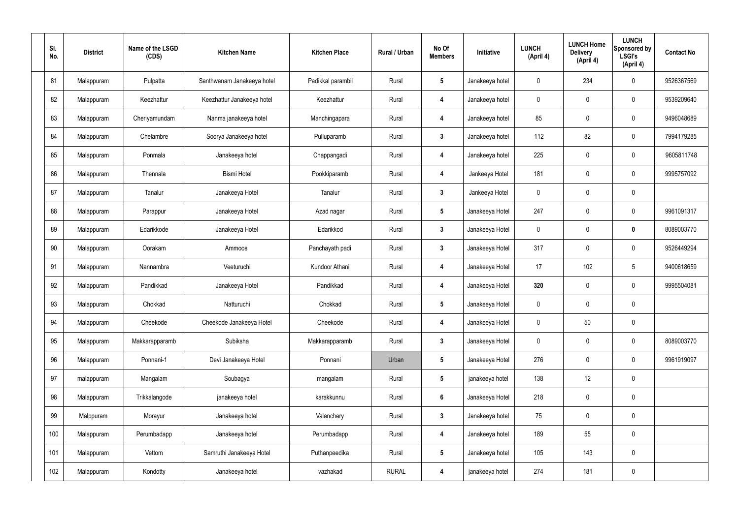| Sl. No. | District | Name of the LSGD (CDS) | Kitchen Name | Kitchen Place | Rural / Urban | No Of Members | Initiative | LUNCH (April 4) | LUNCH Home Delivery (April 4) | LUNCH Sponsored by LSGI's (April 4) | Contact No |
|---|---|---|---|---|---|---|---|---|---|---|---|
| 81 | Malappuram | Pulpatta | Santhwanam Janakeeya hotel | Padikkal parambil | Rural | **5** | Janakeeya hotel | 0 | 234 | 0 | 9526367569 |
| 82 | Malappuram | Keezhattur | Keezhattur Janakeeya hotel | Keezhattur | Rural | **4** | Janakeeya hotel | 0 | 0 | 0 | 9539209640 |
| 83 | Malappuram | Cheriyamundam | Nanma janakeeya hotel | Manchingapara | Rural | **4** | Janakeeya hotel | 85 | 0 | 0 | 9496048689 |
| 84 | Malappuram | Chelambre | Soorya Janakeeya hotel | Pulluparamb | Rural | **3** | Janakeeya hotel | 112 | 82 | 0 | 7994179285 |
| 85 | Malappuram | Ponmala | Janakeeya hotel | Chappangadi | Rural | **4** | Janakeeya hotel | 225 | 0 | 0 | 9605811748 |
| 86 | Malappuram | Thennala | Bismi Hotel | Pookkiparamb | Rural | **4** | Jankeeya Hotel | 181 | 0 | 0 | 9995757092 |
| 87 | Malappuram | Tanalur | Janakeeya Hotel | Tanalur | Rural | **3** | Jankeeya Hotel | 0 | 0 | 0 | |
| 88 | Malappuram | Parappur | Janakeeya Hotel | Azad nagar | Rural | **5** | Janakeeya Hotel | 247 | 0 | 0 | 9961091317 |
| 89 | Malappuram | Edarikkode | Janakeeya Hotel | Edarikkod | Rural | **3** | Janakeeya Hotel | 0 | 0 | **0** | 8089003770 |
| 90 | Malappuram | Oorakam | Ammoos | Panchayath padi | Rural | **3** | Janakeeya Hotel | 317 | 0 | 0 | 9526449294 |
| 91 | Malappuram | Nannambra | Veeturuchi | Kundoor Athani | Rural | **4** | Janakeeya Hotel | 17 | 102 | 5 | 9400618659 |
| 92 | Malappuram | Pandikkad | Janakeeya Hotel | Pandikkad | Rural | **4** | Janakeeya Hotel | **320** | 0 | 0 | 9995504081 |
| 93 | Malappuram | Chokkad | Natturuchi | Chokkad | Rural | **5** | Janakeeya Hotel | 0 | 0 | 0 | |
| 94 | Malappuram | Cheekode | Cheekode Janakeeya Hotel | Cheekode | Rural | **4** | Janakeeya Hotel | 0 | 50 | 0 | |
| 95 | Malappuram | Makkarapparamb | Subiksha | Makkarapparamb | Rural | **3** | Janakeeya Hotel | 0 | 0 | 0 | 8089003770 |
| 96 | Malappuram | Ponnani-1 | Devi Janakeeya Hotel | Ponnani | Urban | **5** | Janakeeya Hotel | 276 | 0 | 0 | 9961919097 |
| 97 | malappuram | Mangalam | Soubagya | mangalam | Rural | **5** | janakeeya hotel | 138 | 12 | 0 | |
| 98 | Malappuram | Trikkalangode | janakeeya hotel | karakkunnu | Rural | **6** | Janakeeya Hotel | 218 | 0 | 0 | |
| 99 | Malppuram | Morayur | Janakeeya hotel | Valanchery | Rural | **3** | Janakeeya hotel | 75 | 0 | 0 | |
| 100 | Malappuram | Perumbadapp | Janakeeya hotel | Perumbadapp | Rural | **4** | Janakeeya hotel | 189 | 55 | 0 | |
| 101 | Malappuram | Vettom | Samruthi Janakeeya Hotel | Puthanpeedika | Rural | **5** | Janakeeya hotel | 105 | 143 | 0 | |
| 102 | Malappuram | Kondotty | Janakeeya hotel | vazhakad | RURAL | **4** | janakeeya hotel | 274 | 181 | 0 | |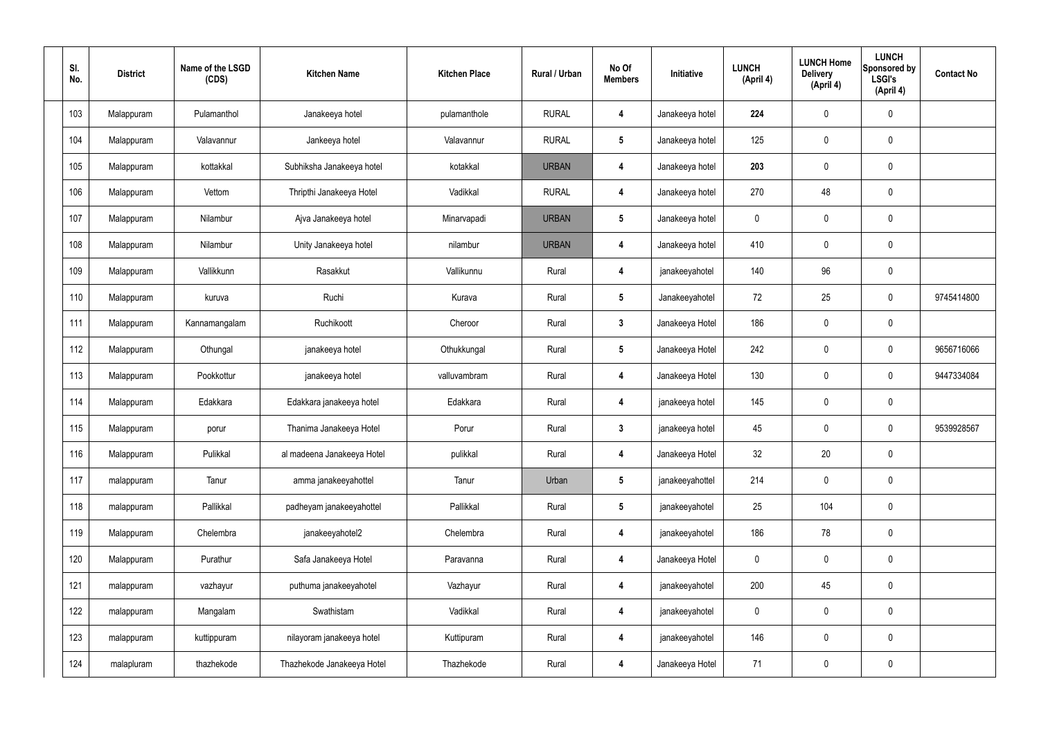| Sl. No. | District | Name of the LSGD (CDS) | Kitchen Name | Kitchen Place | Rural / Urban | No Of Members | Initiative | LUNCH (April 4) | LUNCH Home Delivery (April 4) | LUNCH Sponsored by LSGI's (April 4) | Contact No |
|---|---|---|---|---|---|---|---|---|---|---|---|
| 103 | Malappuram | Pulamanthol | Janakeeya hotel | pulamanthole | RURAL | 4 | Janakeeya hotel | 224 | 0 | 0 | |
| 104 | Malappuram | Valavannur | Jankeeya hotel | Valavannur | RURAL | 5 | Janakeeya hotel | 125 | 0 | 0 | |
| 105 | Malappuram | kottakkal | Subhiksha Janakeeya hotel | kotakkal | URBAN | 4 | Janakeeya hotel | 203 | 0 | 0 | |
| 106 | Malappuram | Vettom | Thripthi Janakeeya Hotel | Vadikkal | RURAL | 4 | Janakeeya hotel | 270 | 48 | 0 | |
| 107 | Malappuram | Nilambur | Ajva Janakeeya hotel | Minarvapadi | URBAN | 5 | Janakeeya hotel | 0 | 0 | 0 | |
| 108 | Malappuram | Nilambur | Unity Janakeeya hotel | nilambur | URBAN | 4 | Janakeeya hotel | 410 | 0 | 0 | |
| 109 | Malappuram | Vallikkunn | Rasakkut | Vallikunnu | Rural | 4 | janakeeyahotel | 140 | 96 | 0 | |
| 110 | Malappuram | kuruva | Ruchi | Kurava | Rural | 5 | Janakeeyahotel | 72 | 25 | 0 | 9745414800 |
| 111 | Malappuram | Kannamangalam | Ruchikoott | Cheroor | Rural | 3 | Janakeeya Hotel | 186 | 0 | 0 | |
| 112 | Malappuram | Othungal | janakeeya hotel | Othukkungal | Rural | 5 | Janakeeya Hotel | 242 | 0 | 0 | 9656716066 |
| 113 | Malappuram | Pookkottur | janakeeya hotel | valluvambram | Rural | 4 | Janakeeya Hotel | 130 | 0 | 0 | 9447334084 |
| 114 | Malappuram | Edakkara | Edakkara janakeeya hotel | Edakkara | Rural | 4 | janakeeya hotel | 145 | 0 | 0 | |
| 115 | Malappuram | porur | Thanima Janakeeya Hotel | Porur | Rural | 3 | janakeeya hotel | 45 | 0 | 0 | 9539928567 |
| 116 | Malappuram | Pulikkal | al madeena Janakeeya Hotel | pulikkal | Rural | 4 | Janakeeya Hotel | 32 | 20 | 0 | |
| 117 | malappuram | Tanur | amma janakeeyahottel | Tanur | Urban | 5 | janakeeyahottel | 214 | 0 | 0 | |
| 118 | malappuram | Pallikkal | padheyam janakeeyahottel | Pallikkal | Rural | 5 | janakeeyahotel | 25 | 104 | 0 | |
| 119 | Malappuram | Chelembra | janakeeyahotel2 | Chelembra | Rural | 4 | janakeeyahotel | 186 | 78 | 0 | |
| 120 | Malappuram | Purathur | Safa Janakeeya Hotel | Paravanna | Rural | 4 | Janakeeya Hotel | 0 | 0 | 0 | |
| 121 | malappuram | vazhayur | puthuma janakeeyahotel | Vazhayur | Rural | 4 | janakeeyahotel | 200 | 45 | 0 | |
| 122 | malappuram | Mangalam | Swathistam | Vadikkal | Rural | 4 | janakeeyahotel | 0 | 0 | 0 | |
| 123 | malappuram | kuttippuram | nilayoram janakeeya hotel | Kuttipuram | Rural | 4 | janakeeyahotel | 146 | 0 | 0 | |
| 124 | malapluram | thazhekode | Thazhekode Janakeeya Hotel | Thazhekode | Rural | 4 | Janakeeya Hotel | 71 | 0 | 0 | |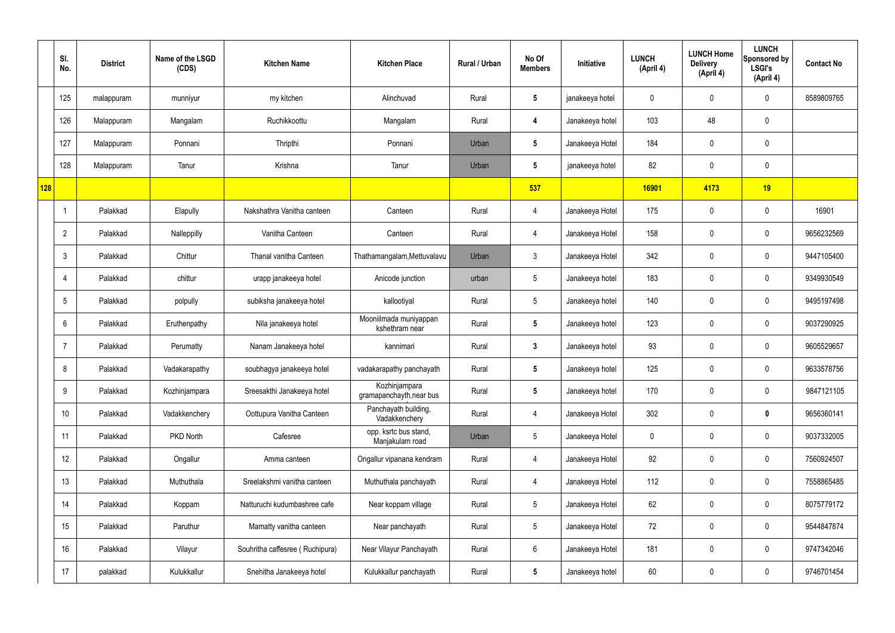|  | Sl. No. | District | Name of the LSGD (CDS) | Kitchen Name | Kitchen Place | Rural / Urban | No Of Members | Initiative | LUNCH (April 4) | LUNCH Home Delivery (April 4) | LUNCH Sponsored by LSGI's (April 4) | Contact No |
|---|---|---|---|---|---|---|---|---|---|---|---|---|
|  | 125 | malappuram | munniyur | my kitchen | Alinchuvad | Rural | 5 | janakeeya hotel | 0 | 0 | 0 | 8589809765 |
|  | 126 | Malappuram | Mangalam | Ruchikkoottu | Mangalam | Rural | 4 | Janakeeya hotel | 103 | 48 | 0 |  |
|  | 127 | Malappuram | Ponnani | Thripthi | Ponnani | Urban | 5 | Janakeeya Hotel | 184 | 0 | 0 |  |
|  | 128 | Malappuram | Tanur | Krishna | Tanur | Urban | 5 | janakeeya hotel | 82 | 0 | 0 |  |
| 128 |  |  |  |  |  |  | 537 |  | 16901 | 4173 | 19 |  |
|  | 1 | Palakkad | Elapully | Nakshathra Vanitha canteen | Canteen | Rural | 4 | Janakeeya Hotel | 175 | 0 | 0 | 16901 |
|  | 2 | Palakkad | Nalleppilly | Vanitha Canteen | Canteen | Rural | 4 | Janakeeya Hotel | 158 | 0 | 0 | 9656232569 |
|  | 3 | Palakkad | Chittur | Thanal vanitha Canteen | Thathamangalam,Mettuvalavu | Urban | 3 | Janakeeya Hotel | 342 | 0 | 0 | 9447105400 |
|  | 4 | Palakkad | chittur | urapp janakeeya hotel | Anicode junction | urban | 5 | Janakeeya hotel | 183 | 0 | 0 | 9349930549 |
|  | 5 | Palakkad | polpully | subiksha janakeeya hotel | kallootiyal | Rural | 5 | Janakeeya hotel | 140 | 0 | 0 | 9495197498 |
|  | 6 | Palakkad | Eruthenpathy | Nila janakeeya hotel | Mooniilmada muniyappan kshethram near | Rural | 5 | Janakeeya hotel | 123 | 0 | 0 | 9037290925 |
|  | 7 | Palakkad | Perumatty | Nanam Janakeeya hotel | kannimari | Rural | 3 | Janakeeya hotel | 93 | 0 | 0 | 9605529657 |
|  | 8 | Palakkad | Vadakarapathy | soubhagya janakeeya hotel | vadakarapathy panchayath | Rural | 5 | Janakeeya hotel | 125 | 0 | 0 | 9633578756 |
|  | 9 | Palakkad | Kozhinjampara | Sreesakthi Janakeeya hotel | Kozhinjampara gramapanchayth,near bus | Rural | 5 | Janakeeya hotel | 170 | 0 | 0 | 9847121105 |
|  | 10 | Palakkad | Vadakkenchery | Oottupura Vanitha Canteen | Panchayath building, Vadakkenchery | Rural | 4 | Janakeeya Hotel | 302 | 0 | 0 | 9656360141 |
|  | 11 | Palakkad | PKD North | Cafesree | opp. ksrtc bus stand, Manjakulam road | Urban | 5 | Janakeeya Hotel | 0 | 0 | 0 | 9037332005 |
|  | 12 | Palakkad | Ongallur | Amma canteen | Ongallur vipanana kendram | Rural | 4 | Janakeeya Hotel | 92 | 0 | 0 | 7560924507 |
|  | 13 | Palakkad | Muthuthala | Sreelakshmi vanitha canteen | Muthuthala panchayath | Rural | 4 | Janakeeya Hotel | 112 | 0 | 0 | 7558865485 |
|  | 14 | Palakkad | Koppam | Natturuchi kudumbashree cafe | Near koppam village | Rural | 5 | Janakeeya Hotel | 62 | 0 | 0 | 8075779172 |
|  | 15 | Palakkad | Paruthur | Mamatty vanitha canteen | Near panchayath | Rural | 5 | Janakeeya Hotel | 72 | 0 | 0 | 9544847874 |
|  | 16 | Palakkad | Vilayur | Souhritha caffesree ( Ruchipura) | Near Vilayur Panchayath | Rural | 6 | Janakeeya Hotel | 181 | 0 | 0 | 9747342046 |
|  | 17 | palakkad | Kulukkallur | Snehitha Janakeeya hotel | Kulukkallur panchayath | Rural | 5 | Janakeeya hotel | 60 | 0 | 0 | 9746701454 |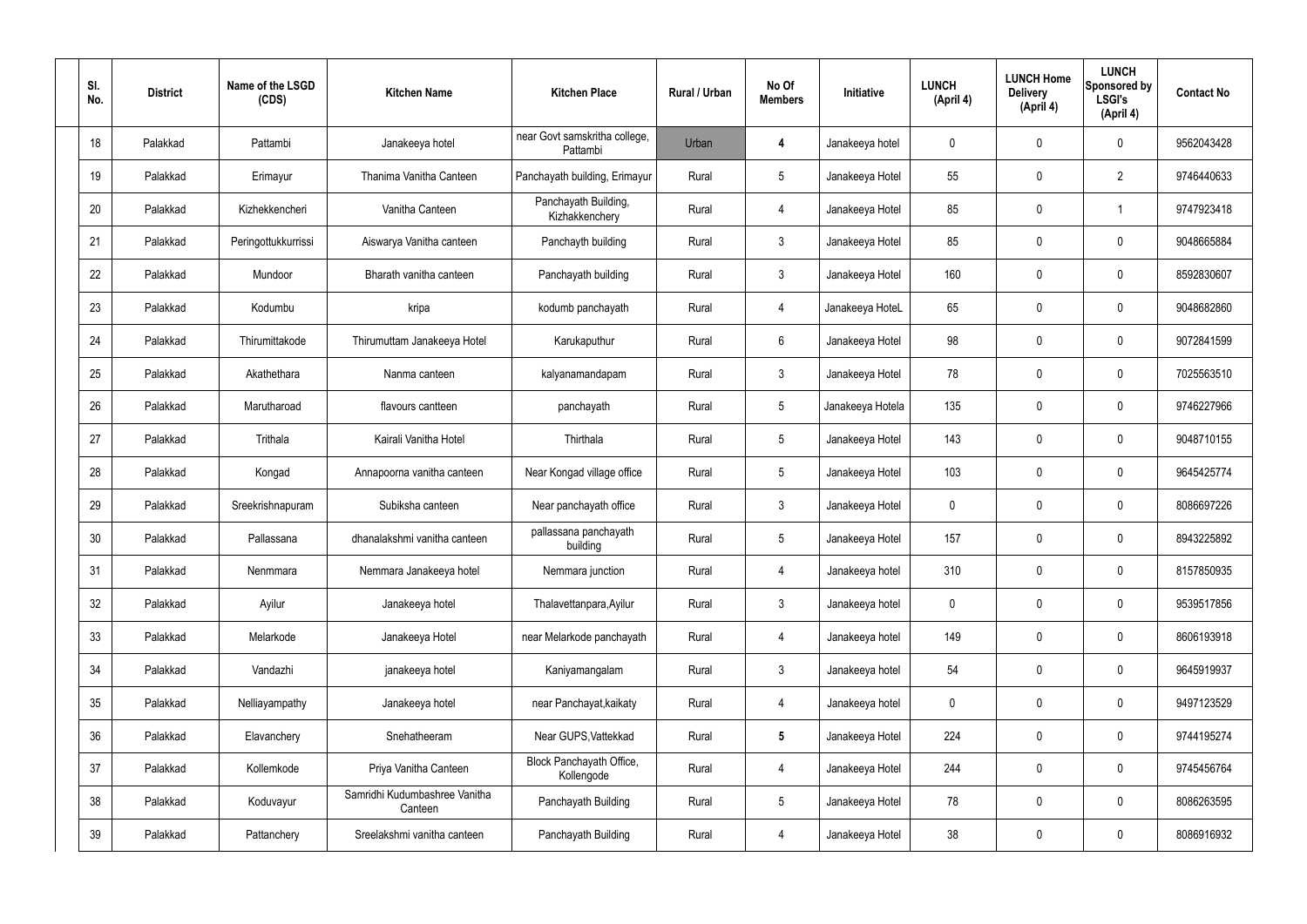| Sl. No. | District | Name of the LSGD (CDS) | Kitchen Name | Kitchen Place | Rural / Urban | No Of Members | Initiative | LUNCH (April 4) | LUNCH Home Delivery (April 4) | LUNCH Sponsored by LSGI's (April 4) | Contact No |
|---|---|---|---|---|---|---|---|---|---|---|---|
| 18 | Palakkad | Pattambi | Janakeeya hotel | near Govt samskritha college, Pattambi | Urban | **4** | Janakeeya hotel | 0 | 0 | 0 | 9562043428 |
| 19 | Palakkad | Erimayur | Thanima Vanitha Canteen | Panchayath building, Erimayur | Rural | 5 | Janakeeya Hotel | 55 | 0 | 2 | 9746440633 |
| 20 | Palakkad | Kizhekkencheri | Vanitha Canteen | Panchayath Building, Kizhakkenchery | Rural | 4 | Janakeeya Hotel | 85 | 0 | 1 | 9747923418 |
| 21 | Palakkad | Peringottukkurrissi | Aiswarya Vanitha canteen | Panchayth building | Rural | 3 | Janakeeya Hotel | 85 | 0 | 0 | 9048665884 |
| 22 | Palakkad | Mundoor | Bharath vanitha canteen | Panchayath building | Rural | 3 | Janakeeya Hotel | 160 | 0 | 0 | 8592830607 |
| 23 | Palakkad | Kodumbu | kripa | kodumb panchayath | Rural | 4 | Janakeeya HoteL | 65 | 0 | 0 | 9048682860 |
| 24 | Palakkad | Thirumittakode | Thirumuttam Janakeeya Hotel | Karukaputhur | Rural | 6 | Janakeeya Hotel | 98 | 0 | 0 | 9072841599 |
| 25 | Palakkad | Akathethara | Nanma canteen | kalyanamandapam | Rural | 3 | Janakeeya Hotel | 78 | 0 | 0 | 7025563510 |
| 26 | Palakkad | Marutharoad | flavours cantteen | panchayath | Rural | 5 | Janakeeya Hotela | 135 | 0 | 0 | 9746227966 |
| 27 | Palakkad | Trithala | Kairali Vanitha Hotel | Thirthala | Rural | 5 | Janakeeya Hotel | 143 | 0 | 0 | 9048710155 |
| 28 | Palakkad | Kongad | Annapoorna vanitha canteen | Near Kongad village office | Rural | 5 | Janakeeya Hotel | 103 | 0 | 0 | 9645425774 |
| 29 | Palakkad | Sreekrishnapuram | Subiksha canteen | Near panchayath office | Rural | 3 | Janakeeya Hotel | 0 | 0 | 0 | 8086697226 |
| 30 | Palakkad | Pallassana | dhanalakshmi vanitha canteen | pallassana panchayath building | Rural | 5 | Janakeeya Hotel | 157 | 0 | 0 | 8943225892 |
| 31 | Palakkad | Nenmmara | Nemmara Janakeeya hotel | Nemmara junction | Rural | 4 | Janakeeya hotel | 310 | 0 | 0 | 8157850935 |
| 32 | Palakkad | Ayilur | Janakeeya hotel | Thalavettanpara,Ayilur | Rural | 3 | Janakeeya hotel | 0 | 0 | 0 | 9539517856 |
| 33 | Palakkad | Melarkode | Janakeeya Hotel | near Melarkode panchayath | Rural | 4 | Janakeeya hotel | 149 | 0 | 0 | 8606193918 |
| 34 | Palakkad | Vandazhi | janakeeya hotel | Kaniyamangalam | Rural | 3 | Janakeeya hotel | 54 | 0 | 0 | 9645919937 |
| 35 | Palakkad | Nelliayampathy | Janakeeya hotel | near Panchayat,kaikaty | Rural | 4 | Janakeeya hotel | 0 | 0 | 0 | 9497123529 |
| 36 | Palakkad | Elavanchery | Snehatheeram | Near GUPS,Vattekkad | Rural | **5** | Janakeeya Hotel | 224 | 0 | 0 | 9744195274 |
| 37 | Palakkad | Kollemkode | Priya Vanitha Canteen | Block Panchayath Office, Kollengode | Rural | 4 | Janakeeya Hotel | 244 | 0 | 0 | 9745456764 |
| 38 | Palakkad | Koduvayur | Samridhi Kudumbashree Vanitha Canteen | Panchayath Building | Rural | 5 | Janakeeya Hotel | 78 | 0 | 0 | 8086263595 |
| 39 | Palakkad | Pattanchery | Sreelakshmi vanitha canteen | Panchayath Building | Rural | 4 | Janakeeya Hotel | 38 | 0 | 0 | 8086916932 |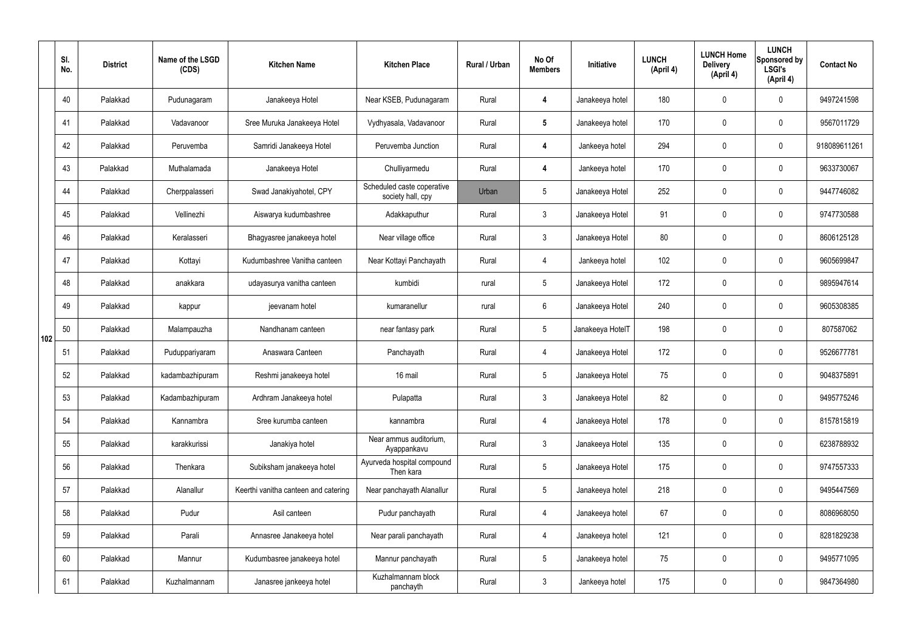|  | Sl. No. | District | Name of the LSGD (CDS) | Kitchen Name | Kitchen Place | Rural / Urban | No Of Members | Initiative | LUNCH (April 4) | LUNCH Home Delivery (April 4) | LUNCH Sponsored by LSGI's (April 4) | Contact No |
|---|---|---|---|---|---|---|---|---|---|---|---|---|
| 102 | 40 | Palakkad | Pudunagaram | Janakeeya Hotel | Near KSEB, Pudunagaram | Rural | 4 | Janakeeya hotel | 180 | 0 | 0 | 9497241598 |
|  | 41 | Palakkad | Vadavanoor | Sree Muruka Janakeeya Hotel | Vydhyasala, Vadavanoor | Rural | 5 | Janakeeya hotel | 170 | 0 | 0 | 9567011729 |
|  | 42 | Palakkad | Peruvemba | Samridi Janakeeya Hotel | Peruvemba Junction | Rural | 4 | Jankeeya hotel | 294 | 0 | 0 | 918089611261 |
|  | 43 | Palakkad | Muthalamada | Janakeeya Hotel | Chulliyarmedu | Rural | 4 | Jankeeya hotel | 170 | 0 | 0 | 9633730067 |
|  | 44 | Palakkad | Cherppalasseri | Swad Janakiyahotel, CPY | Scheduled caste coperative society hall, cpy | Urban | 5 | Janakeeya Hotel | 252 | 0 | 0 | 9447746082 |
|  | 45 | Palakkad | Vellinezhi | Aiswarya kudumbashree | Adakkaputhur | Rural | 3 | Janakeeya Hotel | 91 | 0 | 0 | 9747730588 |
|  | 46 | Palakkad | Keralasseri | Bhagyasree janakeeya hotel | Near village office | Rural | 3 | Janakeeya Hotel | 80 | 0 | 0 | 8606125128 |
|  | 47 | Palakkad | Kottayi | Kudumbashree Vanitha canteen | Near Kottayi Panchayath | Rural | 4 | Jankeeya hotel | 102 | 0 | 0 | 9605699847 |
|  | 48 | Palakkad | anakkara | udayasurya vanitha canteen | kumbidi | rural | 5 | Janakeeya Hotel | 172 | 0 | 0 | 9895947614 |
|  | 49 | Palakkad | kappur | jeevanam hotel | kumaranellur | rural | 6 | Janakeeya Hotel | 240 | 0 | 0 | 9605308385 |
|  | 50 | Palakkad | Malampauzha | Nandhanam canteen | near fantasy park | Rural | 5 | Janakeeya HotelT | 198 | 0 | 0 | 807587062 |
|  | 51 | Palakkad | Puduppariyaram | Anaswara Canteen | Panchayath | Rural | 4 | Janakeeya Hotel | 172 | 0 | 0 | 9526677781 |
|  | 52 | Palakkad | kadambazhipuram | Reshmi janakeeya hotel | 16 mail | Rural | 5 | Janakeeya Hotel | 75 | 0 | 0 | 9048375891 |
|  | 53 | Palakkad | Kadambazhipuram | Ardhram Janakeeya hotel | Pulapatta | Rural | 3 | Janakeeya Hotel | 82 | 0 | 0 | 9495775246 |
|  | 54 | Palakkad | Kannambra | Sree kurumba canteen | kannambra | Rural | 4 | Janakeeya Hotel | 178 | 0 | 0 | 8157815819 |
|  | 55 | Palakkad | karakkurissi | Janakiya hotel | Near ammus auditorium, Ayappankavu | Rural | 3 | Janakeeya Hotel | 135 | 0 | 0 | 6238788932 |
|  | 56 | Palakkad | Thenkara | Subiksham janakeeya hotel | Ayurveda hospital compound Then kara | Rural | 5 | Janakeeya Hotel | 175 | 0 | 0 | 9747557333 |
|  | 57 | Palakkad | Alanallur | Keerthi vanitha canteen and catering | Near panchayath Alanallur | Rural | 5 | Janakeeya hotel | 218 | 0 | 0 | 9495447569 |
|  | 58 | Palakkad | Pudur | Asil canteen | Pudur panchayath | Rural | 4 | Janakeeya hotel | 67 | 0 | 0 | 8086968050 |
|  | 59 | Palakkad | Parali | Annasree Janakeeya hotel | Near parali panchayath | Rural | 4 | Janakeeya hotel | 121 | 0 | 0 | 8281829238 |
|  | 60 | Palakkad | Mannur | Kudumbasree janakeeya hotel | Mannur panchayath | Rural | 5 | Janakeeya hotel | 75 | 0 | 0 | 9495771095 |
|  | 61 | Palakkad | Kuzhalmannam | Janasree jankeeya hotel | Kuzhalmannam block panchayth | Rural | 3 | Jankeeya hotel | 175 | 0 | 0 | 9847364980 |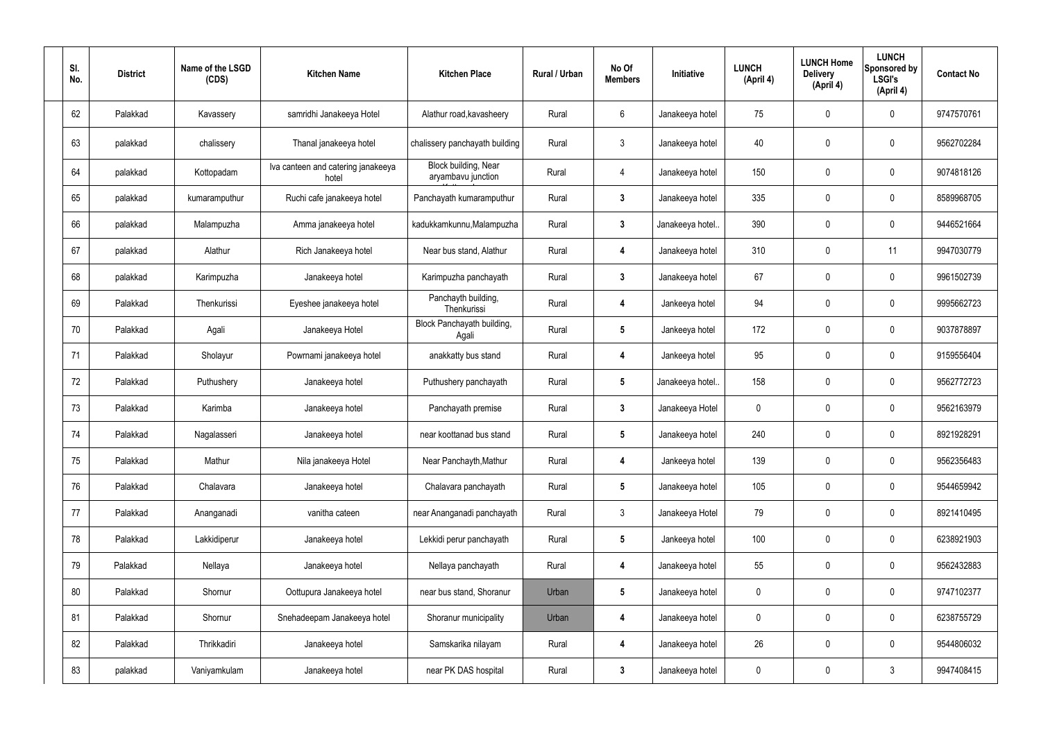| Sl. No. | District | Name of the LSGD (CDS) | Kitchen Name | Kitchen Place | Rural / Urban | No Of Members | Initiative | LUNCH (April 4) | LUNCH Home Delivery (April 4) | LUNCH Sponsored by LSGI's (April 4) | Contact No |
|---|---|---|---|---|---|---|---|---|---|---|---|
| 62 | Palakkad | Kavassery | samridhi Janakeeya Hotel | Alathur road,kavasheery | Rural | 6 | Janakeeya hotel | 75 | 0 | 0 | 9747570761 |
| 63 | palakkad | chalissery | Thanal janakeeya hotel | chalissery panchayath building | Rural | 3 | Janakeeya hotel | 40 | 0 | 0 | 9562702284 |
| 64 | palakkad | Kottopadam | Iva canteen and catering janakeeya hotel | Block building, Near aryambavu junction | Rural | 4 | Janakeeya hotel | 150 | 0 | 0 | 9074818126 |
| 65 | palakkad | kumaramputhur | Ruchi cafe janakeeya hotel | Panchayath kumaramputhur | Rural | 3 | Janakeeya hotel | 335 | 0 | 0 | 8589968705 |
| 66 | palakkad | Malampuzha | Amma janakeeya hotel | kadukkamkunnu,Malampuzha | Rural | 3 | Janakeeya hotel.. | 390 | 0 | 0 | 9446521664 |
| 67 | palakkad | Alathur | Rich Janakeeya hotel | Near bus stand, Alathur | Rural | 4 | Janakeeya hotel | 310 | 0 | 11 | 9947030779 |
| 68 | palakkad | Karimpuzha | Janakeeya hotel | Karimpuzha panchayath | Rural | 3 | Janakeeya hotel | 67 | 0 | 0 | 9961502739 |
| 69 | Palakkad | Thenkurissi | Eyeshee janakeeya hotel | Panchayth building, Thenkurissi | Rural | 4 | Jankeeya hotel | 94 | 0 | 0 | 9995662723 |
| 70 | Palakkad | Agali | Janakeeya Hotel | Block Panchayath building, Agali | Rural | 5 | Jankeeya hotel | 172 | 0 | 0 | 9037878897 |
| 71 | Palakkad | Sholayur | Powrnami janakeeya hotel | anakkatty bus stand | Rural | 4 | Jankeeya hotel | 95 | 0 | 0 | 9159556404 |
| 72 | Palakkad | Puthushery | Janakeeya hotel | Puthushery panchayath | Rural | 5 | Janakeeya hotel.. | 158 | 0 | 0 | 9562772723 |
| 73 | Palakkad | Karimba | Janakeeya hotel | Panchayath premise | Rural | 3 | Janakeeya Hotel | 0 | 0 | 0 | 9562163979 |
| 74 | Palakkad | Nagalasseri | Janakeeya hotel | near koottanad bus stand | Rural | 5 | Janakeeya hotel | 240 | 0 | 0 | 8921928291 |
| 75 | Palakkad | Mathur | Nila janakeeya Hotel | Near Panchayth,Mathur | Rural | 4 | Jankeeya hotel | 139 | 0 | 0 | 9562356483 |
| 76 | Palakkad | Chalavara | Janakeeya hotel | Chalavara panchayath | Rural | 5 | Janakeeya hotel | 105 | 0 | 0 | 9544659942 |
| 77 | Palakkad | Ananganadi | vanitha cateen | near Ananganadi panchayath | Rural | 3 | Janakeeya Hotel | 79 | 0 | 0 | 8921410495 |
| 78 | Palakkad | Lakkidiperur | Janakeeya hotel | Lekkidi perur panchayath | Rural | 5 | Jankeeya hotel | 100 | 0 | 0 | 6238921903 |
| 79 | Palakkad | Nellaya | Janakeeya hotel | Nellaya panchayath | Rural | 4 | Janakeeya hotel | 55 | 0 | 0 | 9562432883 |
| 80 | Palakkad | Shornur | Oottupura Janakeeya hotel | near bus stand, Shoranur | Urban | 5 | Janakeeya hotel | 0 | 0 | 0 | 9747102377 |
| 81 | Palakkad | Shornur | Snehadeepam Janakeeya hotel | Shoranur municipality | Urban | 4 | Janakeeya hotel | 0 | 0 | 0 | 6238755729 |
| 82 | Palakkad | Thrikkadiri | Janakeeya hotel | Samskarika nilayam | Rural | 4 | Janakeeya hotel | 26 | 0 | 0 | 9544806032 |
| 83 | palakkad | Vaniyamkulam | Janakeeya hotel | near PK DAS hospital | Rural | 3 | Janakeeya hotel | 0 | 0 | 3 | 9947408415 |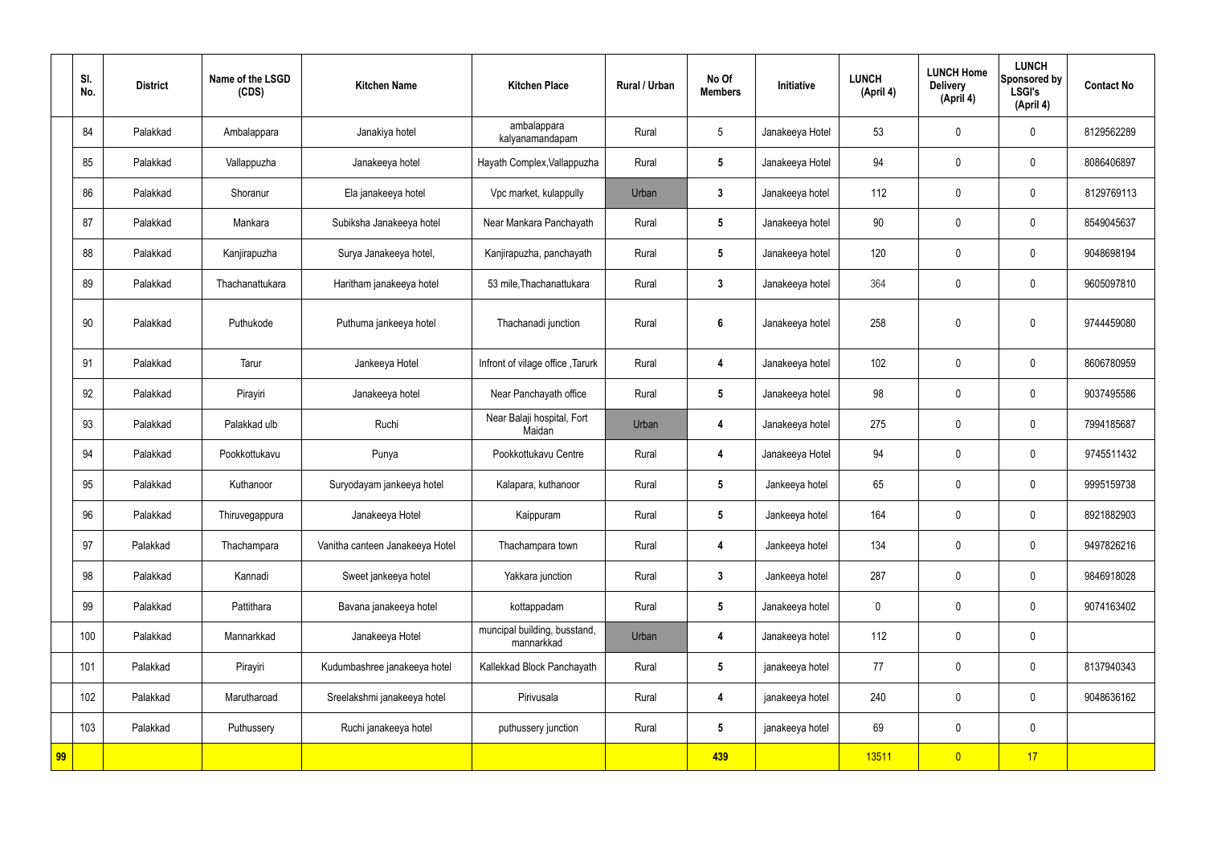| | Sl. No. | District | Name of the LSGD (CDS) | Kitchen Name | Kitchen Place | Rural / Urban | No Of Members | Initiative | LUNCH (April 4) | LUNCH Home Delivery (April 4) | LUNCH Sponsored by LSGI's (April 4) | Contact No |
|---|---|---|---|---|---|---|---|---|---|---|---|---|
| | 84 | Palakkad | Ambalappara | Janakiya hotel | ambalappara kalyanamandapam | Rural | 5 | Janakeeya Hotel | 53 | 0 | 0 | 8129562289 |
| | 85 | Palakkad | Vallappuzha | Janakeeya hotel | Hayath Complex,Vallappuzha | Rural | 5 | Janakeeya Hotel | 94 | 0 | 0 | 8086406897 |
| | 86 | Palakkad | Shoranur | Ela janakeeya hotel | Vpc market, kulappully | Urban | 3 | Janakeeya hotel | 112 | 0 | 0 | 8129769113 |
| | 87 | Palakkad | Mankara | Subiksha Janakeeya hotel | Near Mankara Panchayath | Rural | 5 | Janakeeya hotel | 90 | 0 | 0 | 8549045637 |
| | 88 | Palakkad | Kanjirapuzha | Surya Janakeeya hotel, | Kanjirapuzha, panchayath | Rural | 5 | Janakeeya hotel | 120 | 0 | 0 | 9048698194 |
| | 89 | Palakkad | Thachanattukara | Haritham janakeeya hotel | 53 mile,Thachanattukara | Rural | 3 | Janakeeya hotel | 364 | 0 | 0 | 9605097810 |
| | 90 | Palakkad | Puthukode | Puthuma jankeeya hotel | Thachanadi junction | Rural | 6 | Janakeeya hotel | 258 | 0 | 0 | 9744459080 |
| | 91 | Palakkad | Tarur | Jankeeya Hotel | Infront of vilage office ,Tarurk | Rural | 4 | Janakeeya hotel | 102 | 0 | 0 | 8606780959 |
| | 92 | Palakkad | Pirayiri | Janakeeya hotel | Near Panchayath office | Rural | 5 | Janakeeya hotel | 98 | 0 | 0 | 9037495586 |
| | 93 | Palakkad | Palakkad ulb | Ruchi | Near Balaji hospital, Fort Maidan | Urban | 4 | Janakeeya hotel | 275 | 0 | 0 | 7994185687 |
| | 94 | Palakkad | Pookkottukavu | Punya | Pookkottukavu Centre | Rural | 4 | Janakeeya Hotel | 94 | 0 | 0 | 9745511432 |
| | 95 | Palakkad | Kuthanoor | Suryodayam jankeeya hotel | Kalapara, kuthanoor | Rural | 5 | Jankeeya hotel | 65 | 0 | 0 | 9995159738 |
| | 96 | Palakkad | Thiruvegappura | Janakeeya Hotel | Kaippuram | Rural | 5 | Jankeeya hotel | 164 | 0 | 0 | 8921882903 |
| | 97 | Palakkad | Thachampara | Vanitha canteen Janakeeya Hotel | Thachampara town | Rural | 4 | Jankeeya hotel | 134 | 0 | 0 | 9497826216 |
| | 98 | Palakkad | Kannadi | Sweet jankeeya hotel | Yakkara junction | Rural | 3 | Jankeeya hotel | 287 | 0 | 0 | 9846918028 |
| | 99 | Palakkad | Pattithara | Bavana janakeeya hotel | kottappadam | Rural | 5 | Janakeeya hotel | 0 | 0 | 0 | 9074163402 |
| | 100 | Palakkad | Mannarkkad | Janakeeya Hotel | muncipal building, busstand, mannarkkad | Urban | 4 | Janakeeya hotel | 112 | 0 | 0 | |
| | 101 | Palakkad | Pirayiri | Kudumbashree janakeeya hotel | Kallekkad Block Panchayath | Rural | 5 | janakeeya hotel | 77 | 0 | 0 | 8137940343 |
| | 102 | Palakkad | Marutharoad | Sreelakshmi janakeeya hotel | Pirivusala | Rural | 4 | janakeeya hotel | 240 | 0 | 0 | 9048636162 |
| | 103 | Palakkad | Puthussery | Ruchi janakeeya hotel | puthussery junction | Rural | 5 | janakeeya hotel | 69 | 0 | 0 | |
| 99 | | | | | | | 439 | | 13511 | 0 | 17 | |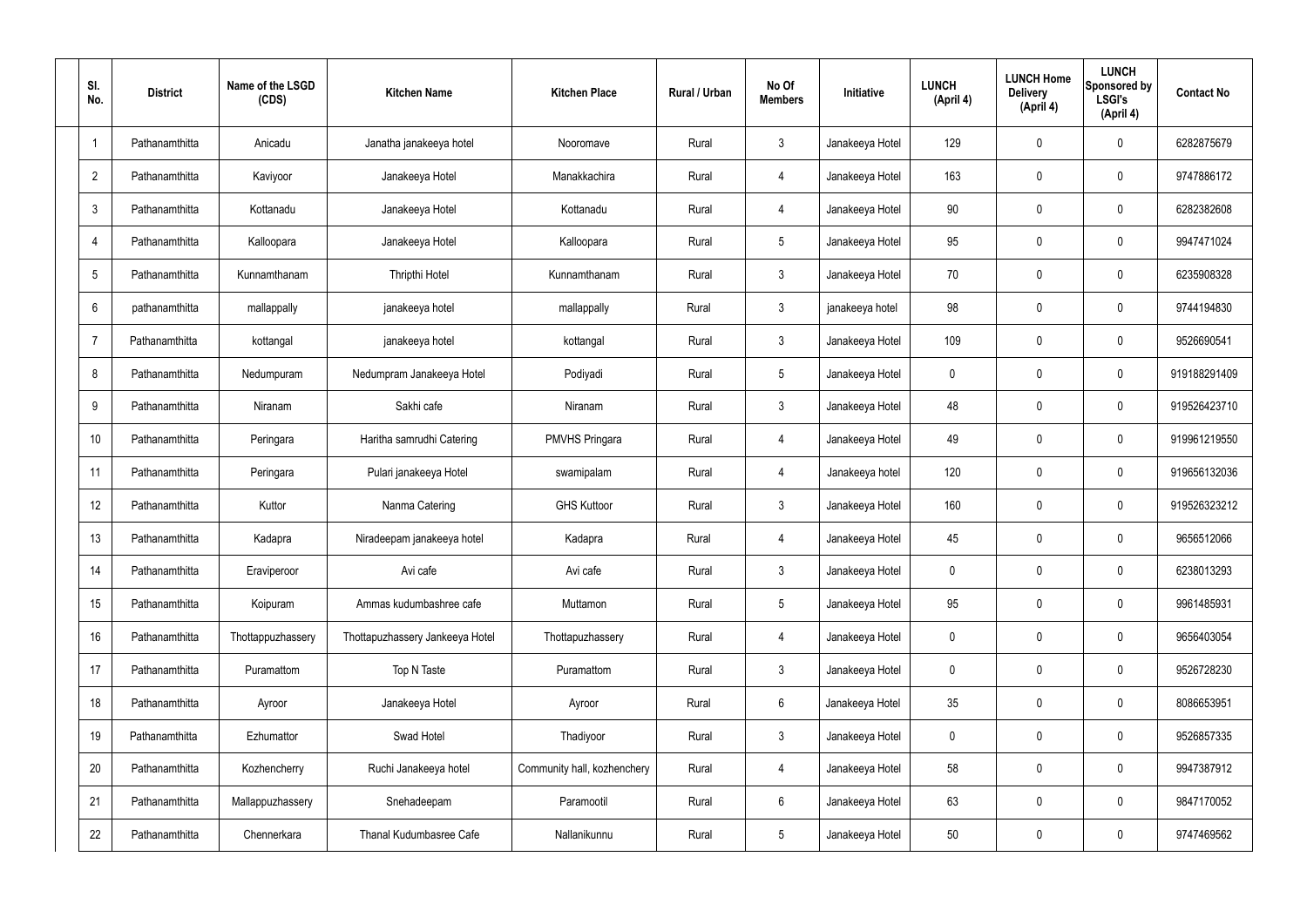| Sl. No. | District | Name of the LSGD (CDS) | Kitchen Name | Kitchen Place | Rural / Urban | No Of Members | Initiative | LUNCH (April 4) | LUNCH Home Delivery (April 4) | LUNCH Sponsored by LSGI's (April 4) | Contact No |
|---|---|---|---|---|---|---|---|---|---|---|---|
| 1 | Pathanamthitta | Anicadu | Janatha janakeeya hotel | Nooromave | Rural | 3 | Janakeeya Hotel | 129 | 0 | 0 | 6282875679 |
| 2 | Pathanamthitta | Kaviyoor | Janakeeya Hotel | Manakkachira | Rural | 4 | Janakeeya Hotel | 163 | 0 | 0 | 9747886172 |
| 3 | Pathanamthitta | Kottanadu | Janakeeya Hotel | Kottanadu | Rural | 4 | Janakeeya Hotel | 90 | 0 | 0 | 6282382608 |
| 4 | Pathanamthitta | Kalloopara | Janakeeya Hotel | Kalloopara | Rural | 5 | Janakeeya Hotel | 95 | 0 | 0 | 9947471024 |
| 5 | Pathanamthitta | Kunnamthanam | Thripthi Hotel | Kunnamthanam | Rural | 3 | Janakeeya Hotel | 70 | 0 | 0 | 6235908328 |
| 6 | pathanamthitta | mallappally | janakeeya hotel | mallappally | Rural | 3 | janakeeya hotel | 98 | 0 | 0 | 9744194830 |
| 7 | Pathanamthitta | kottangal | janakeeya hotel | kottangal | Rural | 3 | Janakeeya Hotel | 109 | 0 | 0 | 9526690541 |
| 8 | Pathanamthitta | Nedumpuram | Nedumpram Janakeeya Hotel | Podiyadi | Rural | 5 | Janakeeya Hotel | 0 | 0 | 0 | 919188291409 |
| 9 | Pathanamthitta | Niranam | Sakhi cafe | Niranam | Rural | 3 | Janakeeya Hotel | 48 | 0 | 0 | 919526423710 |
| 10 | Pathanamthitta | Peringara | Haritha samrudhi Catering | PMVHS Pringara | Rural | 4 | Janakeeya Hotel | 49 | 0 | 0 | 919961219550 |
| 11 | Pathanamthitta | Peringara | Pulari janakeeya Hotel | swamipalam | Rural | 4 | Janakeeya hotel | 120 | 0 | 0 | 919656132036 |
| 12 | Pathanamthitta | Kuttor | Nanma Catering | GHS Kuttoor | Rural | 3 | Janakeeya Hotel | 160 | 0 | 0 | 919526323212 |
| 13 | Pathanamthitta | Kadapra | Niradeepam janakeeya hotel | Kadapra | Rural | 4 | Janakeeya Hotel | 45 | 0 | 0 | 9656512066 |
| 14 | Pathanamthitta | Eraviperoor | Avi cafe | Avi cafe | Rural | 3 | Janakeeya Hotel | 0 | 0 | 0 | 6238013293 |
| 15 | Pathanamthitta | Koipuram | Ammas kudumbashree cafe | Muttamon | Rural | 5 | Janakeeya Hotel | 95 | 0 | 0 | 9961485931 |
| 16 | Pathanamthitta | Thottappuzhassery | Thottapuzhassery Jankeeya Hotel | Thottapuzhassery | Rural | 4 | Janakeeya Hotel | 0 | 0 | 0 | 9656403054 |
| 17 | Pathanamthitta | Puramattom | Top N Taste | Puramattom | Rural | 3 | Janakeeya Hotel | 0 | 0 | 0 | 9526728230 |
| 18 | Pathanamthitta | Ayroor | Janakeeya Hotel | Ayroor | Rural | 6 | Janakeeya Hotel | 35 | 0 | 0 | 8086653951 |
| 19 | Pathanamthitta | Ezhumattor | Swad Hotel | Thadiyoor | Rural | 3 | Janakeeya Hotel | 0 | 0 | 0 | 9526857335 |
| 20 | Pathanamthitta | Kozhencherry | Ruchi Janakeeya hotel | Community hall, kozhenchery | Rural | 4 | Janakeeya Hotel | 58 | 0 | 0 | 9947387912 |
| 21 | Pathanamthitta | Mallappuzhassery | Snehadeepam | Paramootil | Rural | 6 | Janakeeya Hotel | 63 | 0 | 0 | 9847170052 |
| 22 | Pathanamthitta | Chennerkara | Thanal Kudumbasree Cafe | Nallanikunnu | Rural | 5 | Janakeeya Hotel | 50 | 0 | 0 | 9747469562 |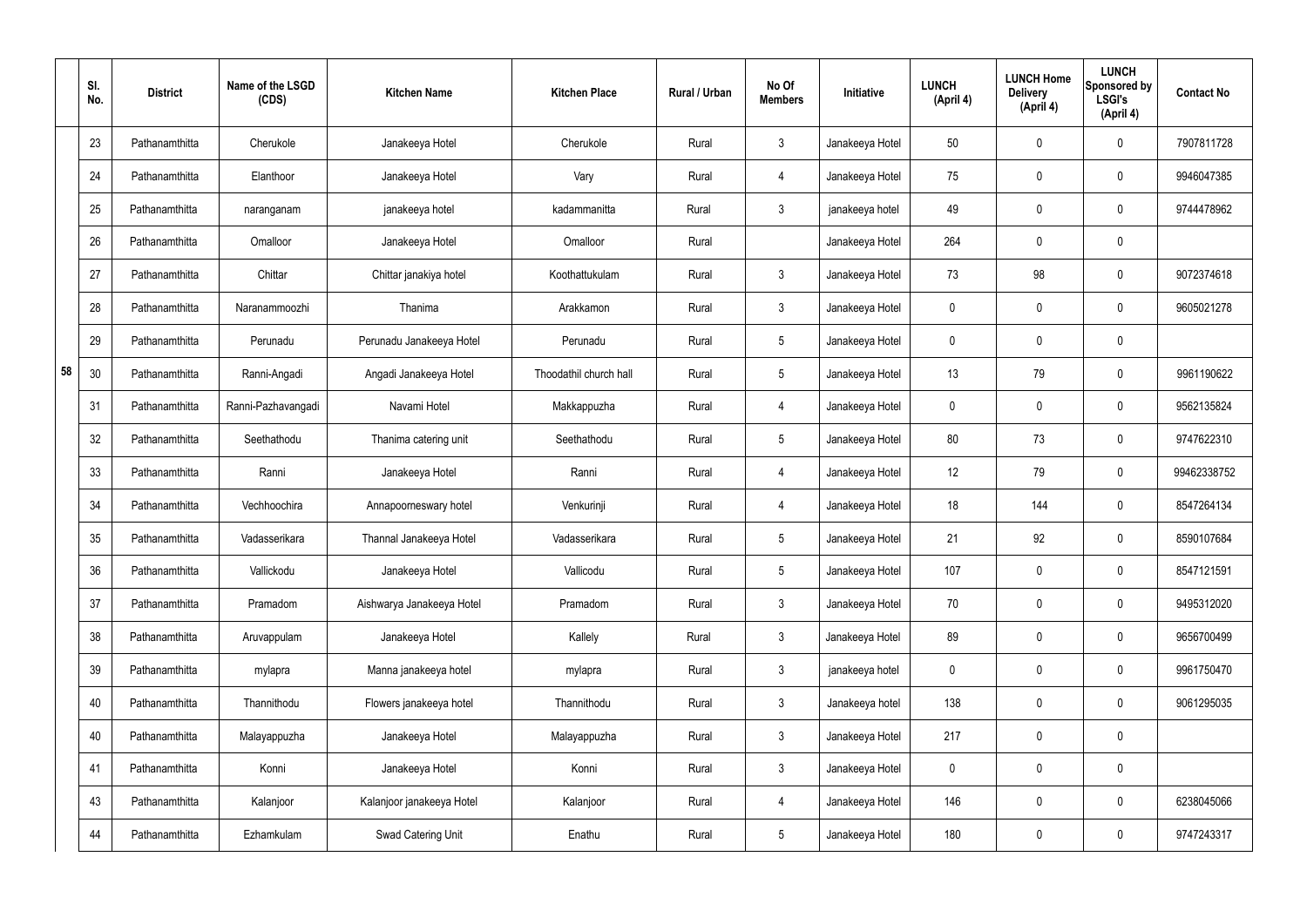|  | Sl. No. | District | Name of the LSGD (CDS) | Kitchen Name | Kitchen Place | Rural / Urban | No Of Members | Initiative | LUNCH (April 4) | LUNCH Home Delivery (April 4) | LUNCH Sponsored by LSGI's (April 4) | Contact No |
|---|---|---|---|---|---|---|---|---|---|---|---|---|
| 58 | 23 | Pathanamthitta | Cherukole | Janakeeya Hotel | Cherukole | Rural | 3 | Janakeeya Hotel | 50 | 0 | 0 | 7907811728 |
|  | 24 | Pathanamthitta | Elanthoor | Janakeeya Hotel | Vary | Rural | 4 | Janakeeya Hotel | 75 | 0 | 0 | 9946047385 |
|  | 25 | Pathanamthitta | naranganam | janakeeya hotel | kadammanitta | Rural | 3 | janakeeya hotel | 49 | 0 | 0 | 9744478962 |
|  | 26 | Pathanamthitta | Omalloor | Janakeeya Hotel | Omalloor | Rural |  | Janakeeya Hotel | 264 | 0 | 0 |  |
|  | 27 | Pathanamthitta | Chittar | Chittar janakiya hotel | Koothattukulam | Rural | 3 | Janakeeya Hotel | 73 | 98 | 0 | 9072374618 |
|  | 28 | Pathanamthitta | Naranammoozhi | Thanima | Arakkamon | Rural | 3 | Janakeeya Hotel | 0 | 0 | 0 | 9605021278 |
|  | 29 | Pathanamthitta | Perunadu | Perunadu Janakeeya Hotel | Perunadu | Rural | 5 | Janakeeya Hotel | 0 | 0 | 0 |  |
|  | 30 | Pathanamthitta | Ranni-Angadi | Angadi Janakeeya Hotel | Thoodathil church hall | Rural | 5 | Janakeeya Hotel | 13 | 79 | 0 | 9961190622 |
|  | 31 | Pathanamthitta | Ranni-Pazhavangadi | Navami Hotel | Makkappuzha | Rural | 4 | Janakeeya Hotel | 0 | 0 | 0 | 9562135824 |
|  | 32 | Pathanamthitta | Seethathodu | Thanima catering unit | Seethathodu | Rural | 5 | Janakeeya Hotel | 80 | 73 | 0 | 9747622310 |
|  | 33 | Pathanamthitta | Ranni | Janakeeya Hotel | Ranni | Rural | 4 | Janakeeya Hotel | 12 | 79 | 0 | 99462338752 |
|  | 34 | Pathanamthitta | Vechhoochira | Annapoorneswary hotel | Venkurinji | Rural | 4 | Janakeeya Hotel | 18 | 144 | 0 | 8547264134 |
|  | 35 | Pathanamthitta | Vadasserikara | Thannal Janakeeya Hotel | Vadasserikara | Rural | 5 | Janakeeya Hotel | 21 | 92 | 0 | 8590107684 |
|  | 36 | Pathanamthitta | Vallickodu | Janakeeya Hotel | Vallicodu | Rural | 5 | Janakeeya Hotel | 107 | 0 | 0 | 8547121591 |
|  | 37 | Pathanamthitta | Pramadom | Aishwarya Janakeeya Hotel | Pramadom | Rural | 3 | Janakeeya Hotel | 70 | 0 | 0 | 9495312020 |
|  | 38 | Pathanamthitta | Aruvappulam | Janakeeya Hotel | Kallely | Rural | 3 | Janakeeya Hotel | 89 | 0 | 0 | 9656700499 |
|  | 39 | Pathanamthitta | mylapra | Manna janakeeya hotel | mylapra | Rural | 3 | janakeeya hotel | 0 | 0 | 0 | 9961750470 |
|  | 40 | Pathanamthitta | Thannithodu | Flowers janakeeya hotel | Thannithodu | Rural | 3 | Janakeeya hotel | 138 | 0 | 0 | 9061295035 |
|  | 40 | Pathanamthitta | Malayappuzha | Janakeeya Hotel | Malayappuzha | Rural | 3 | Janakeeya Hotel | 217 | 0 | 0 |  |
|  | 41 | Pathanamthitta | Konni | Janakeeya Hotel | Konni | Rural | 3 | Janakeeya Hotel | 0 | 0 | 0 |  |
|  | 43 | Pathanamthitta | Kalanjoor | Kalanjoor janakeeya Hotel | Kalanjoor | Rural | 4 | Janakeeya Hotel | 146 | 0 | 0 | 6238045066 |
|  | 44 | Pathanamthitta | Ezhamkulam | Swad Catering Unit | Enathu | Rural | 5 | Janakeeya Hotel | 180 | 0 | 0 | 9747243317 |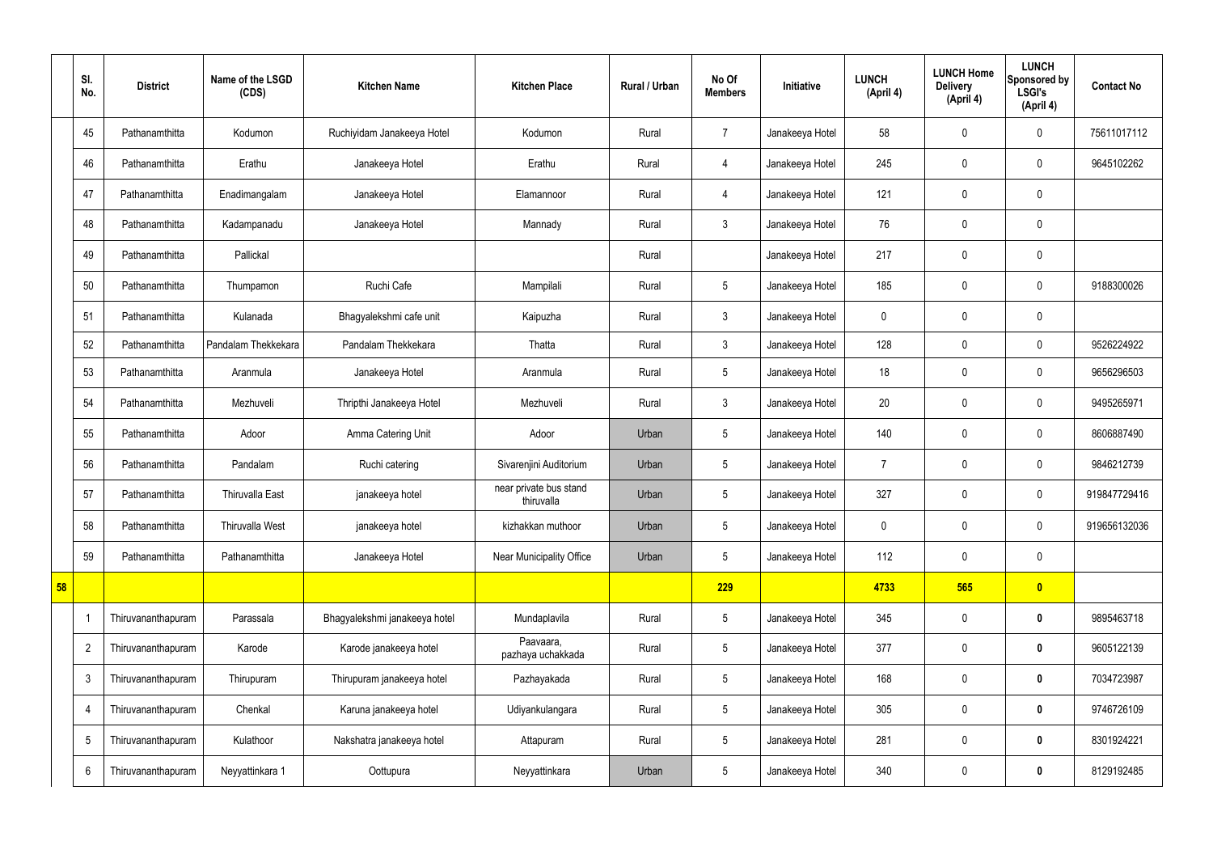| | Sl. No. | District | Name of the LSGD (CDS) | Kitchen Name | Kitchen Place | Rural / Urban | No Of Members | Initiative | LUNCH (April 4) | LUNCH Home Delivery (April 4) | LUNCH Sponsored by LSGI's (April 4) | Contact No |
|---|---|---|---|---|---|---|---|---|---|---|---|---|
| | 45 | Pathanamthitta | Kodumon | Ruchiyidam Janakeeya Hotel | Kodumon | Rural | 7 | Janakeeya Hotel | 58 | 0 | 0 | 75611017112 |
| | 46 | Pathanamthitta | Erathu | Janakeeya Hotel | Erathu | Rural | 4 | Janakeeya Hotel | 245 | 0 | 0 | 9645102262 |
| | 47 | Pathanamthitta | Enadimangalam | Janakeeya Hotel | Elamannoor | Rural | 4 | Janakeeya Hotel | 121 | 0 | 0 | |
| | 48 | Pathanamthitta | Kadampanadu | Janakeeya Hotel | Mannady | Rural | 3 | Janakeeya Hotel | 76 | 0 | 0 | |
| | 49 | Pathanamthitta | Pallickal | | | Rural | | Janakeeya Hotel | 217 | 0 | 0 | |
| | 50 | Pathanamthitta | Thumpamon | Ruchi Cafe | Mampilali | Rural | 5 | Janakeeya Hotel | 185 | 0 | 0 | 9188300026 |
| | 51 | Pathanamthitta | Kulanada | Bhagyalekshmi cafe unit | Kaipuzha | Rural | 3 | Janakeeya Hotel | 0 | 0 | 0 | |
| | 52 | Pathanamthitta | Pandalam Thekkekara | Pandalam Thekkekara | Thatta | Rural | 3 | Janakeeya Hotel | 128 | 0 | 0 | 9526224922 |
| | 53 | Pathanamthitta | Aranmula | Janakeeya Hotel | Aranmula | Rural | 5 | Janakeeya Hotel | 18 | 0 | 0 | 9656296503 |
| | 54 | Pathanamthitta | Mezhuveli | Thripthi Janakeeya Hotel | Mezhuveli | Rural | 3 | Janakeeya Hotel | 20 | 0 | 0 | 9495265971 |
| | 55 | Pathanamthitta | Adoor | Amma Catering Unit | Adoor | Urban | 5 | Janakeeya Hotel | 140 | 0 | 0 | 8606887490 |
| | 56 | Pathanamthitta | Pandalam | Ruchi catering | Sivarenjini Auditorium | Urban | 5 | Janakeeya Hotel | 7 | 0 | 0 | 9846212739 |
| | 57 | Pathanamthitta | Thiruvalla East | janakeeya hotel | near private bus stand thiruvalla | Urban | 5 | Janakeeya Hotel | 327 | 0 | 0 | 919847729416 |
| | 58 | Pathanamthitta | Thiruvalla West | janakeeya hotel | kizhakkan muthoor | Urban | 5 | Janakeeya Hotel | 0 | 0 | 0 | 919656132036 |
| | 59 | Pathanamthitta | Pathanamthitta | Janakeeya Hotel | Near Municipality Office | Urban | 5 | Janakeeya Hotel | 112 | 0 | 0 | |
| **58** | | | | | | | **229** | | **4733** | **565** | **0** | |
| | 1 | Thiruvananthapuram | Parassala | Bhagyalekshmi janakeeya hotel | Mundaplavila | Rural | 5 | Janakeeya Hotel | 345 | 0 | **0** | 9895463718 |
| | 2 | Thiruvananthapuram | Karode | Karode janakeeya hotel | Paavaara, pazhaya uchakkada | Rural | 5 | Janakeeya Hotel | 377 | 0 | **0** | 9605122139 |
| | 3 | Thiruvananthapuram | Thirupuram | Thirupuram janakeeya hotel | Pazhayakada | Rural | 5 | Janakeeya Hotel | 168 | 0 | **0** | 7034723987 |
| | 4 | Thiruvananthapuram | Chenkal | Karuna janakeeya hotel | Udiyankulangara | Rural | 5 | Janakeeya Hotel | 305 | 0 | **0** | 9746726109 |
| | 5 | Thiruvananthapuram | Kulathoor | Nakshatra janakeeya hotel | Attapuram | Rural | 5 | Janakeeya Hotel | 281 | 0 | **0** | 8301924221 |
| | 6 | Thiruvananthapuram | Neyyattinkara 1 | Oottupura | Neyyattinkara | Urban | 5 | Janakeeya Hotel | 340 | 0 | **0** | 8129192485 |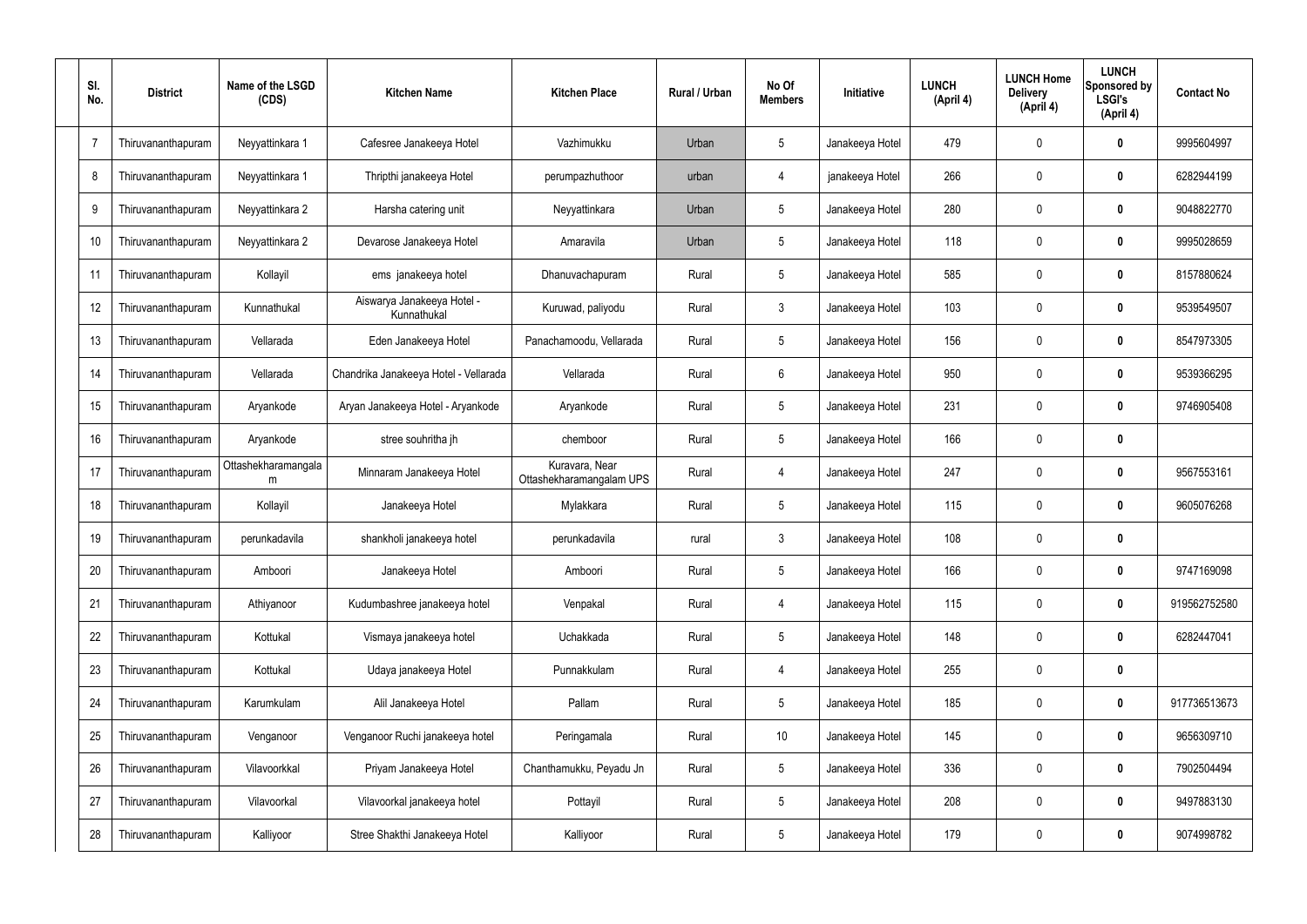| Sl. No. | District | Name of the LSGD (CDS) | Kitchen Name | Kitchen Place | Rural / Urban | No Of Members | Initiative | LUNCH (April 4) | LUNCH Home Delivery (April 4) | LUNCH Sponsored by LSGI's (April 4) | Contact No |
|---|---|---|---|---|---|---|---|---|---|---|---|
| 7 | Thiruvananthapuram | Neyyattinkara 1 | Cafesree Janakeeya Hotel | Vazhimukku | Urban | 5 | Janakeeya Hotel | 479 | 0 | **0** | 9995604997 |
| 8 | Thiruvananthapuram | Neyyattinkara 1 | Thripthi janakeeya Hotel | perumpazhuthoor | urban | 4 | janakeeya Hotel | 266 | 0 | **0** | 6282944199 |
| 9 | Thiruvananthapuram | Neyyattinkara 2 | Harsha catering unit | Neyyattinkara | Urban | 5 | Janakeeya Hotel | 280 | 0 | **0** | 9048822770 |
| 10 | Thiruvananthapuram | Neyyattinkara 2 | Devarose Janakeeya Hotel | Amaravila | Urban | 5 | Janakeeya Hotel | 118 | 0 | **0** | 9995028659 |
| 11 | Thiruvananthapuram | Kollayil | ems janakeeya hotel | Dhanuvachapuram | Rural | 5 | Janakeeya Hotel | 585 | 0 | **0** | 8157880624 |
| 12 | Thiruvananthapuram | Kunnathukal | Aiswarya Janakeeya Hotel - Kunnathukal | Kuruwad, paliyodu | Rural | 3 | Janakeeya Hotel | 103 | 0 | **0** | 9539549507 |
| 13 | Thiruvananthapuram | Vellarada | Eden Janakeeya Hotel | Panachamoodu, Vellarada | Rural | 5 | Janakeeya Hotel | 156 | 0 | **0** | 8547973305 |
| 14 | Thiruvananthapuram | Vellarada | Chandrika Janakeeya Hotel - Vellarada | Vellarada | Rural | 6 | Janakeeya Hotel | 950 | 0 | **0** | 9539366295 |
| 15 | Thiruvananthapuram | Aryankode | Aryan Janakeeya Hotel - Aryankode | Aryankode | Rural | 5 | Janakeeya Hotel | 231 | 0 | **0** | 9746905408 |
| 16 | Thiruvananthapuram | Aryankode | stree souhritha jh | chemboor | Rural | 5 | Janakeeya Hotel | 166 | 0 | **0** | |
| 17 | Thiruvananthapuram | Ottashekharamangalam | Minnaram Janakeeya Hotel | Kuravara, Near Ottashekharamangalam UPS | Rural | 4 | Janakeeya Hotel | 247 | 0 | **0** | 9567553161 |
| 18 | Thiruvananthapuram | Kollayil | Janakeeya Hotel | Mylakkara | Rural | 5 | Janakeeya Hotel | 115 | 0 | **0** | 9605076268 |
| 19 | Thiruvananthapuram | perunkadavila | shankholi janakeeya hotel | perunkadavila | rural | 3 | Janakeeya Hotel | 108 | 0 | **0** | |
| 20 | Thiruvananthapuram | Amboori | Janakeeya Hotel | Amboori | Rural | 5 | Janakeeya Hotel | 166 | 0 | **0** | 9747169098 |
| 21 | Thiruvananthapuram | Athiyanoor | Kudumbashree janakeeya hotel | Venpakal | Rural | 4 | Janakeeya Hotel | 115 | 0 | **0** | 919562752580 |
| 22 | Thiruvananthapuram | Kottukal | Vismaya janakeeya hotel | Uchakkada | Rural | 5 | Janakeeya Hotel | 148 | 0 | **0** | 6282447041 |
| 23 | Thiruvananthapuram | Kottukal | Udaya janakeeya Hotel | Punnakkulam | Rural | 4 | Janakeeya Hotel | 255 | 0 | **0** | |
| 24 | Thiruvananthapuram | Karumkulam | Alil Janakeeya Hotel | Pallam | Rural | 5 | Janakeeya Hotel | 185 | 0 | **0** | 917736513673 |
| 25 | Thiruvananthapuram | Venganoor | Venganoor Ruchi janakeeya hotel | Peringamala | Rural | 10 | Janakeeya Hotel | 145 | 0 | **0** | 9656309710 |
| 26 | Thiruvananthapuram | Vilavoorkkal | Priyam Janakeeya Hotel | Chanthamukku, Peyadu Jn | Rural | 5 | Janakeeya Hotel | 336 | 0 | **0** | 7902504494 |
| 27 | Thiruvananthapuram | Vilavoorkal | Vilavoorkal janakeeya hotel | Pottayil | Rural | 5 | Janakeeya Hotel | 208 | 0 | **0** | 9497883130 |
| 28 | Thiruvananthapuram | Kalliyoor | Stree Shakthi Janakeeya Hotel | Kalliyoor | Rural | 5 | Janakeeya Hotel | 179 | 0 | **0** | 9074998782 |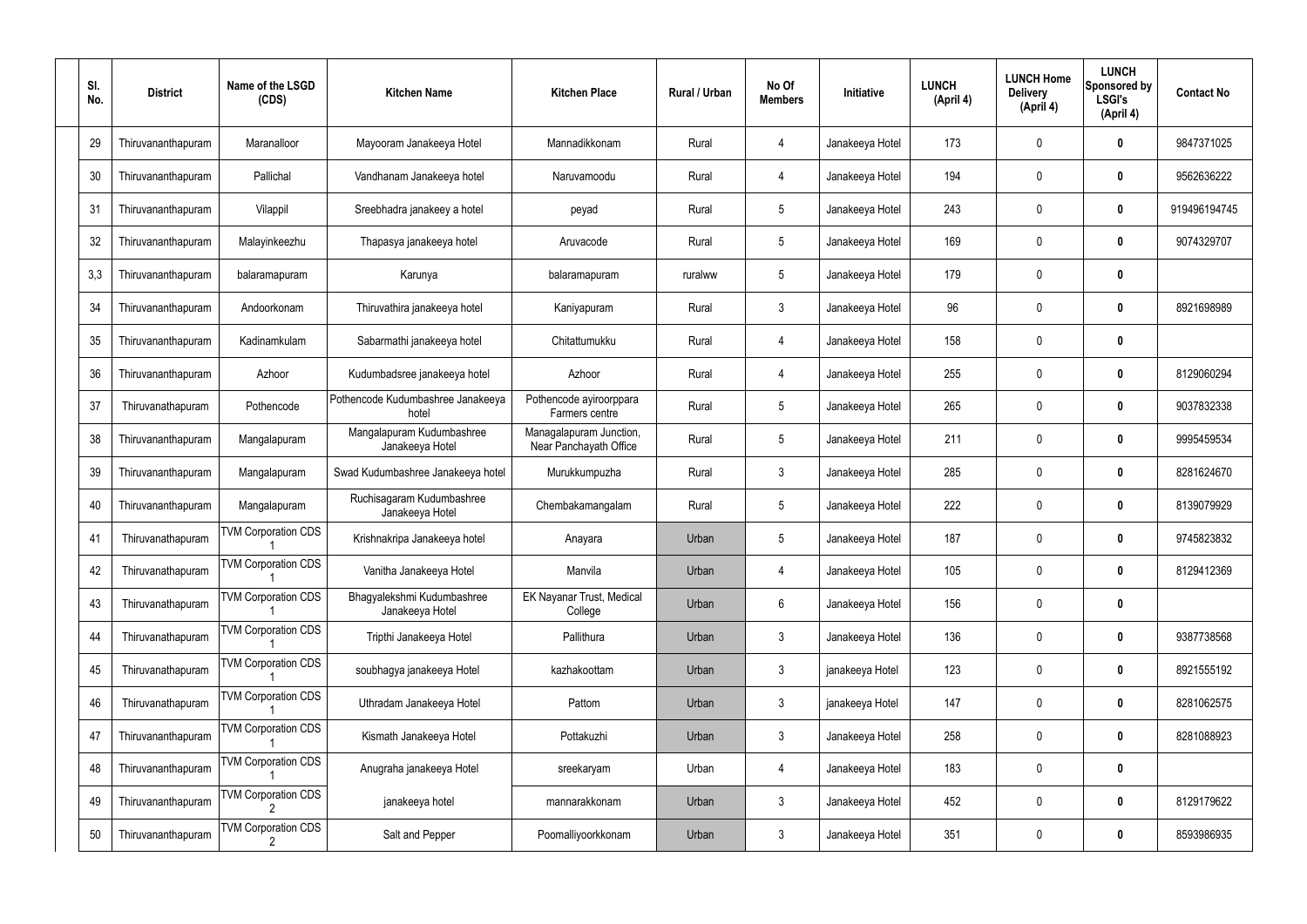| Sl. No. | District | Name of the LSGD (CDS) | Kitchen Name | Kitchen Place | Rural / Urban | No Of Members | Initiative | LUNCH (April 4) | LUNCH Home Delivery (April 4) | LUNCH Sponsored by LSGI's (April 4) | Contact No |
|---|---|---|---|---|---|---|---|---|---|---|---|
| 29 | Thiruvananthapuram | Maranalloor | Mayooram Janakeeya Hotel | Mannadikkonam | Rural | 4 | Janakeeya Hotel | 173 | 0 | **0** | 9847371025 |
| 30 | Thiruvananthapuram | Pallichal | Vandhanam Janakeeya hotel | Naruvamoodu | Rural | 4 | Janakeeya Hotel | 194 | 0 | **0** | 9562636222 |
| 31 | Thiruvananthapuram | Vilappil | Sreebhadra janakeey a hotel | peyad | Rural | 5 | Janakeeya Hotel | 243 | 0 | **0** | 919496194745 |
| 32 | Thiruvananthapuram | Malayinkeezhu | Thapasya janakeeya hotel | Aruvacode | Rural | 5 | Janakeeya Hotel | 169 | 0 | **0** | 9074329707 |
| 3,3 | Thiruvananthapuram | balaramapuram | Karunya | balaramapuram | ruralww | 5 | Janakeeya Hotel | 179 | 0 | **0** | |
| 34 | Thiruvananthapuram | Andoorkonam | Thiruvathira janakeeya hotel | Kaniyapuram | Rural | 3 | Janakeeya Hotel | 96 | 0 | **0** | 8921698989 |
| 35 | Thiruvananthapuram | Kadinamkulam | Sabarmathi janakeeya hotel | Chitattumukku | Rural | 4 | Janakeeya Hotel | 158 | 0 | **0** | |
| 36 | Thiruvananthapuram | Azhoor | Kudumbadsree janakeeya hotel | Azhoor | Rural | 4 | Janakeeya Hotel | 255 | 0 | **0** | 8129060294 |
| 37 | Thiruvanathapuram | Pothencode | Pothencode Kudumbashree Janakeeya hotel | Pothencode ayiroorppara Farmers centre | Rural | 5 | Janakeeya Hotel | 265 | 0 | **0** | 9037832338 |
| 38 | Thiruvananthapuram | Mangalapuram | Mangalapuram Kudumbashree Janakeeya Hotel | Managalapuram Junction, Near Panchayath Office | Rural | 5 | Janakeeya Hotel | 211 | 0 | **0** | 9995459534 |
| 39 | Thiruvananthapuram | Mangalapuram | Swad Kudumbashree Janakeeya hotel | Murukkumpuzha | Rural | 3 | Janakeeya Hotel | 285 | 0 | **0** | 8281624670 |
| 40 | Thiruvananthapuram | Mangalapuram | Ruchisagaram Kudumbashree Janakeeya Hotel | Chembakamangalam | Rural | 5 | Janakeeya Hotel | 222 | 0 | **0** | 8139079929 |
| 41 | Thiruvanathapuram | TVM Corporation CDS 1 | Krishnakripa Janakeeya hotel | Anayara | Urban | 5 | Janakeeya Hotel | 187 | 0 | **0** | 9745823832 |
| 42 | Thiruvanathapuram | TVM Corporation CDS 1 | Vanitha Janakeeya Hotel | Manvila | Urban | 4 | Janakeeya Hotel | 105 | 0 | **0** | 8129412369 |
| 43 | Thiruvanathapuram | TVM Corporation CDS 1 | Bhagyalekshmi Kudumbashree Janakeeya Hotel | EK Nayanar Trust, Medical College | Urban | 6 | Janakeeya Hotel | 156 | 0 | **0** | |
| 44 | Thiruvanathapuram | TVM Corporation CDS 1 | Tripthi Janakeeya Hotel | Pallithura | Urban | 3 | Janakeeya Hotel | 136 | 0 | **0** | 9387738568 |
| 45 | Thiruvanathapuram | TVM Corporation CDS 1 | soubhagya janakeeya Hotel | kazhakoottam | Urban | 3 | janakeeya Hotel | 123 | 0 | **0** | 8921555192 |
| 46 | Thiruvanathapuram | TVM Corporation CDS 1 | Uthradam Janakeeya Hotel | Pattom | Urban | 3 | janakeeya Hotel | 147 | 0 | **0** | 8281062575 |
| 47 | Thiruvananthapuram | TVM Corporation CDS 1 | Kismath Janakeeya Hotel | Pottakuzhi | Urban | 3 | Janakeeya Hotel | 258 | 0 | **0** | 8281088923 |
| 48 | Thiruvananthapuram | TVM Corporation CDS 1 | Anugraha janakeeya Hotel | sreekaryam | Urban | 4 | Janakeeya Hotel | 183 | 0 | **0** | |
| 49 | Thiruvananthapuram | TVM Corporation CDS 2 | janakeeya hotel | mannarakkonam | Urban | 3 | Janakeeya Hotel | 452 | 0 | **0** | 8129179622 |
| 50 | Thiruvananthapuram | TVM Corporation CDS 2 | Salt and Pepper | Poomalliyoorkkonam | Urban | 3 | Janakeeya Hotel | 351 | 0 | **0** | 8593986935 |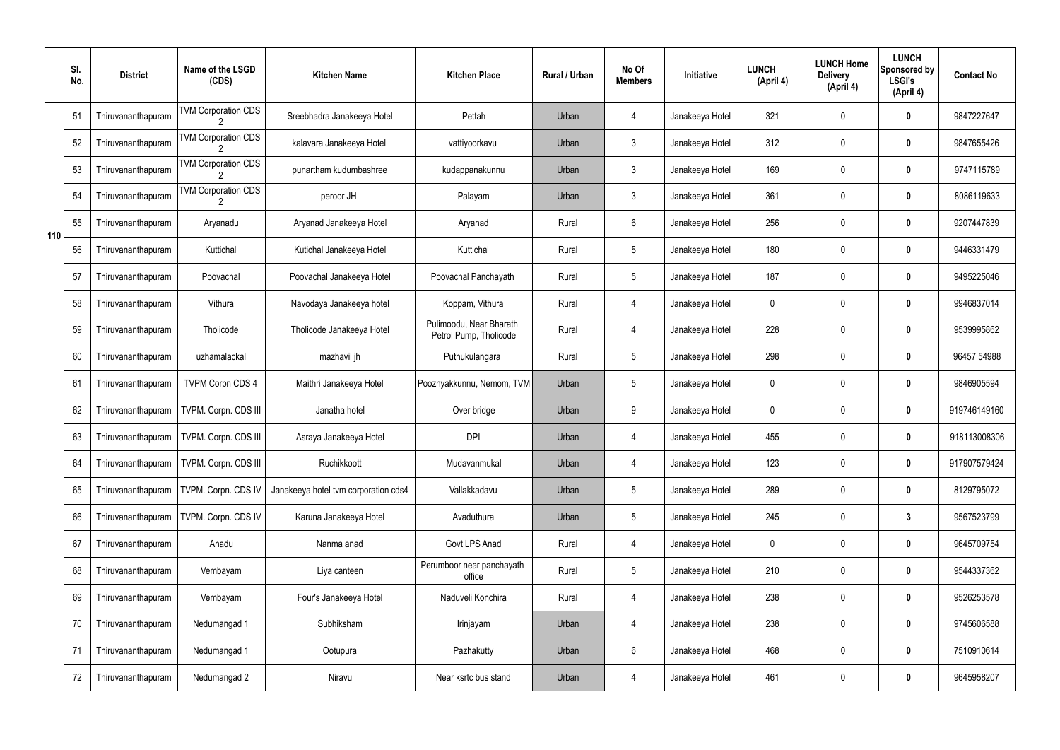|  | Sl. No. | District | Name of the LSGD (CDS) | Kitchen Name | Kitchen Place | Rural / Urban | No Of Members | Initiative | LUNCH (April 4) | LUNCH Home Delivery (April 4) | LUNCH Sponsored by LSGI's (April 4) | Contact No |
|---|---|---|---|---|---|---|---|---|---|---|---|---|
| 110 | 51 | Thiruvananthapuram | TVM Corporation CDS 2 | Sreebhadra Janakeeya Hotel | Pettah | Urban | 4 | Janakeeya Hotel | 321 | 0 | **0** | 9847227647 |
|  | 52 | Thiruvananthapuram | TVM Corporation CDS 2 | kalavara Janakeeya Hotel | vattiyoorkavu | Urban | 3 | Janakeeya Hotel | 312 | 0 | **0** | 9847655426 |
|  | 53 | Thiruvananthapuram | TVM Corporation CDS 2 | punartham kudumbashree | kudappanakunnu | Urban | 3 | Janakeeya Hotel | 169 | 0 | **0** | 9747115789 |
|  | 54 | Thiruvananthapuram | TVM Corporation CDS 2 | peroor JH | Palayam | Urban | 3 | Janakeeya Hotel | 361 | 0 | **0** | 8086119633 |
|  | 55 | Thiruvananthapuram | Aryanadu | Aryanad Janakeeya Hotel | Aryanad | Rural | 6 | Janakeeya Hotel | 256 | 0 | **0** | 9207447839 |
|  | 56 | Thiruvananthapuram | Kuttichal | Kutichal Janakeeya Hotel | Kuttichal | Rural | 5 | Janakeeya Hotel | 180 | 0 | **0** | 9446331479 |
|  | 57 | Thiruvananthapuram | Poovachal | Poovachal Janakeeya Hotel | Poovachal Panchayath | Rural | 5 | Janakeeya Hotel | 187 | 0 | **0** | 9495225046 |
|  | 58 | Thiruvananthapuram | Vithura | Navodaya Janakeeya hotel | Koppam, Vithura | Rural | 4 | Janakeeya Hotel | 0 | 0 | **0** | 9946837014 |
|  | 59 | Thiruvananthapuram | Tholicode | Tholicode Janakeeya Hotel | Pulimoodu, Near Bharath Petrol Pump, Tholicode | Rural | 4 | Janakeeya Hotel | 228 | 0 | **0** | 9539995862 |
|  | 60 | Thiruvananthapuram | uzhamalackal | mazhavil jh | Puthukulangara | Rural | 5 | Janakeeya Hotel | 298 | 0 | **0** | 96457 54988 |
|  | 61 | Thiruvananthapuram | TVPM Corpn CDS 4 | Maithri Janakeeya Hotel | Poozhyakkunnu, Nemom, TVM | Urban | 5 | Janakeeya Hotel | 0 | 0 | **0** | 9846905594 |
|  | 62 | Thiruvananthapuram | TVPM. Corpn. CDS III | Janatha hotel | Over bridge | Urban | 9 | Janakeeya Hotel | 0 | 0 | **0** | 919746149160 |
|  | 63 | Thiruvananthapuram | TVPM. Corpn. CDS III | Asraya Janakeeya Hotel | DPI | Urban | 4 | Janakeeya Hotel | 455 | 0 | **0** | 918113008306 |
|  | 64 | Thiruvananthapuram | TVPM. Corpn. CDS III | Ruchikkoott | Mudavanmukal | Urban | 4 | Janakeeya Hotel | 123 | 0 | **0** | 917907579424 |
|  | 65 | Thiruvananthapuram | TVPM. Corpn. CDS IV | Janakeeya hotel tvm corporation cds4 | Vallakkadavu | Urban | 5 | Janakeeya Hotel | 289 | 0 | **0** | 8129795072 |
|  | 66 | Thiruvananthapuram | TVPM. Corpn. CDS IV | Karuna Janakeeya Hotel | Avaduthura | Urban | 5 | Janakeeya Hotel | 245 | 0 | **3** | 9567523799 |
|  | 67 | Thiruvananthapuram | Anadu | Nanma anad | Govt LPS Anad | Rural | 4 | Janakeeya Hotel | 0 | 0 | **0** | 9645709754 |
|  | 68 | Thiruvananthapuram | Vembayam | Liya canteen | Perumboor near panchayath office | Rural | 5 | Janakeeya Hotel | 210 | 0 | **0** | 9544337362 |
|  | 69 | Thiruvananthapuram | Vembayam | Four's Janakeeya Hotel | Naduveli Konchira | Rural | 4 | Janakeeya Hotel | 238 | 0 | **0** | 9526253578 |
|  | 70 | Thiruvananthapuram | Nedumangad 1 | Subhiksham | Irinjayam | Urban | 4 | Janakeeya Hotel | 238 | 0 | **0** | 9745606588 |
|  | 71 | Thiruvananthapuram | Nedumangad 1 | Ootupura | Pazhakutty | Urban | 6 | Janakeeya Hotel | 468 | 0 | **0** | 7510910614 |
|  | 72 | Thiruvananthapuram | Nedumangad 2 | Niravu | Near ksrtc bus stand | Urban | 4 | Janakeeya Hotel | 461 | 0 | **0** | 9645958207 |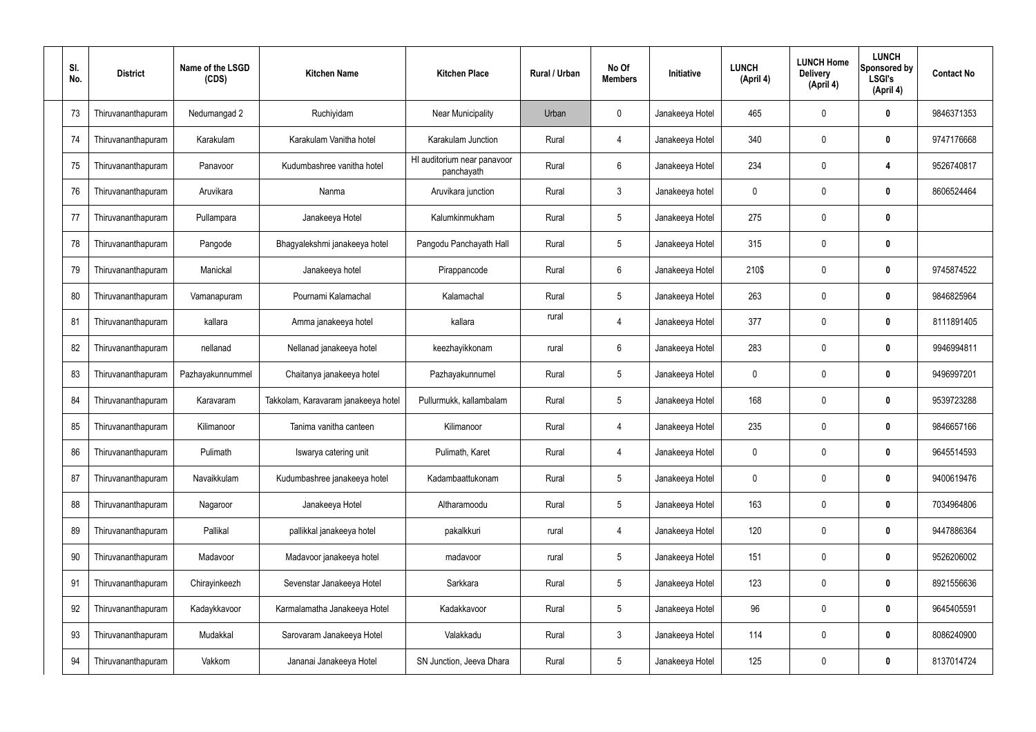| Sl. No. | District | Name of the LSGD (CDS) | Kitchen Name | Kitchen Place | Rural / Urban | No Of Members | Initiative | LUNCH (April 4) | LUNCH Home Delivery (April 4) | LUNCH Sponsored by LSGI's (April 4) | Contact No |
|---|---|---|---|---|---|---|---|---|---|---|---|
| 73 | Thiruvananthapuram | Nedumangad 2 | Ruchiyidam | Near Municipality | Urban | 0 | Janakeeya Hotel | 465 | 0 | **0** | 9846371353 |
| 74 | Thiruvananthapuram | Karakulam | Karakulam Vanitha hotel | Karakulam Junction | Rural | 4 | Janakeeya Hotel | 340 | 0 | **0** | 9747176668 |
| 75 | Thiruvananthapuram | Panavoor | Kudumbashree vanitha hotel | HI auditorium near panavoor panchayath | Rural | 6 | Janakeeya Hotel | 234 | 0 | **4** | 9526740817 |
| 76 | Thiruvananthapuram | Aruvikara | Nanma | Aruvikara junction | Rural | 3 | Janakeeya hotel | 0 | 0 | **0** | 8606524464 |
| 77 | Thiruvananthapuram | Pullampara | Janakeeya Hotel | Kalumkinmukham | Rural | 5 | Janakeeya Hotel | 275 | 0 | **0** | |
| 78 | Thiruvananthapuram | Pangode | Bhagyalekshmi janakeeya hotel | Pangodu Panchayath Hall | Rural | 5 | Janakeeya Hotel | 315 | 0 | **0** | |
| 79 | Thiruvananthapuram | Manickal | Janakeeya hotel | Pirappancode | Rural | 6 | Janakeeya Hotel | 210$ | 0 | **0** | 9745874522 |
| 80 | Thiruvananthapuram | Vamanapuram | Pournami Kalamachal | Kalamachal | Rural | 5 | Janakeeya Hotel | 263 | 0 | **0** | 9846825964 |
| 81 | Thiruvananthapuram | kallara | Amma janakeeya hotel | kallara | rural | 4 | Janakeeya Hotel | 377 | 0 | **0** | 8111891405 |
| 82 | Thiruvananthapuram | nellanad | Nellanad janakeeya hotel | keezhayikkonam | rural | 6 | Janakeeya Hotel | 283 | 0 | **0** | 9946994811 |
| 83 | Thiruvananthapuram | Pazhayakunnummel | Chaitanya janakeeya hotel | Pazhayakunnumel | Rural | 5 | Janakeeya Hotel | 0 | 0 | **0** | 9496997201 |
| 84 | Thiruvananthapuram | Karavaram | Takkolam, Karavaram janakeeya hotel | Pullurmukk, kallambalam | Rural | 5 | Janakeeya Hotel | 168 | 0 | **0** | 9539723288 |
| 85 | Thiruvananthapuram | Kilimanoor | Tanima vanitha canteen | Kilimanoor | Rural | 4 | Janakeeya Hotel | 235 | 0 | **0** | 9846657166 |
| 86 | Thiruvananthapuram | Pulimath | Iswarya catering unit | Pulimath, Karet | Rural | 4 | Janakeeya Hotel | 0 | 0 | **0** | 9645514593 |
| 87 | Thiruvananthapuram | Navaikkulam | Kudumbashree janakeeya hotel | Kadambaattukonam | Rural | 5 | Janakeeya Hotel | 0 | 0 | **0** | 9400619476 |
| 88 | Thiruvananthapuram | Nagaroor | Janakeeya Hotel | Altharamoodu | Rural | 5 | Janakeeya Hotel | 163 | 0 | **0** | 7034964806 |
| 89 | Thiruvananthapuram | Pallikal | pallikkal janakeeya hotel | pakalkkuri | rural | 4 | Janakeeya Hotel | 120 | 0 | **0** | 9447886364 |
| 90 | Thiruvananthapuram | Madavoor | Madavoor janakeeya hotel | madavoor | rural | 5 | Janakeeya Hotel | 151 | 0 | **0** | 9526206002 |
| 91 | Thiruvananthapuram | Chirayinkeezh | Sevenstar Janakeeya Hotel | Sarkkara | Rural | 5 | Janakeeya Hotel | 123 | 0 | **0** | 8921556636 |
| 92 | Thiruvananthapuram | Kadaykkavoor | Karmalamatha Janakeeya Hotel | Kadakkavoor | Rural | 5 | Janakeeya Hotel | 96 | 0 | **0** | 9645405591 |
| 93 | Thiruvananthapuram | Mudakkal | Sarovaram Janakeeya Hotel | Valakkadu | Rural | 3 | Janakeeya Hotel | 114 | 0 | **0** | 8086240900 |
| 94 | Thiruvananthapuram | Vakkom | Jananai Janakeeya Hotel | SN Junction, Jeeva Dhara | Rural | 5 | Janakeeya Hotel | 125 | 0 | **0** | 8137014724 |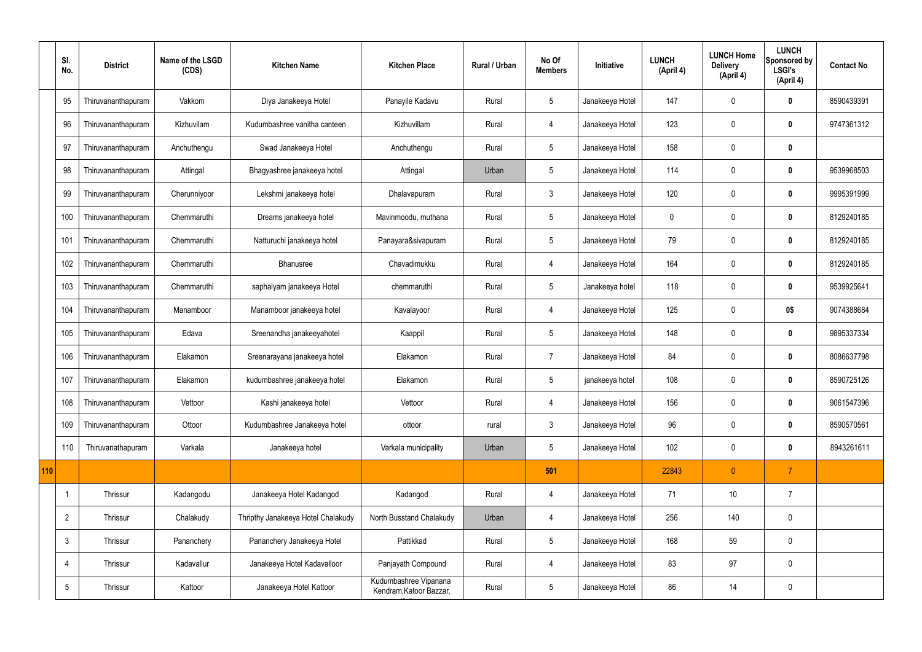| | Sl. No. | District | Name of the LSGD (CDS) | Kitchen Name | Kitchen Place | Rural / Urban | No Of Members | Initiative | LUNCH (April 4) | LUNCH Home Delivery (April 4) | LUNCH Sponsored by LSGI's (April 4) | Contact No |
|---|---|---|---|---|---|---|---|---|---|---|---|---|
| | 95 | Thiruvananthapuram | Vakkom | Diya Janakeeya Hotel | Panayile Kadavu | Rural | 5 | Janakeeya Hotel | 147 | 0 | **0** | 8590439391 |
| | 96 | Thiruvananthapuram | Kizhuvilam | Kudumbashree vanitha canteen | Kizhuvillam | Rural | 4 | Janakeeya Hotel | 123 | 0 | **0** | 9747361312 |
| | 97 | Thiruvananthapuram | Anchuthengu | Swad Janakeeya Hotel | Anchuthengu | Rural | 5 | Janakeeya Hotel | 158 | 0 | **0** | |
| | 98 | Thiruvananthapuram | Attingal | Bhagyashree janakeeya hotel | Attingal | Urban | 5 | Janakeeya Hotel | 114 | 0 | **0** | 9539968503 |
| | 99 | Thiruvananthapuram | Cherunniyoor | Lekshmi janakeeya hotel | Dhalavapuram | Rural | 3 | Janakeeya Hotel | 120 | 0 | **0** | 9995391999 |
| | 100 | Thiruvananthapuram | Chemmaruthi | Dreams janakeeya hotel | Mavinmoodu, muthana | Rural | 5 | Janakeeya Hotel | 0 | 0 | **0** | 8129240185 |
| | 101 | Thiruvananthapuram | Chemmaruthi | Natturuchi janakeeya hotel | Panayara&sivapuram | Rural | 5 | Janakeeya Hotel | 79 | 0 | **0** | 8129240185 |
| | 102 | Thiruvananthapuram | Chemmaruthi | Bhanusree | Chavadimukku | Rural | 4 | Janakeeya Hotel | 164 | 0 | **0** | 8129240185 |
| | 103 | Thiruvananthapuram | Chemmaruthi | saphalyam janakeeya Hotel | chemmaruthi | Rural | 5 | Janakeeya hotel | 118 | 0 | **0** | 9539925641 |
| | 104 | Thiruvananthapuram | Manamboor | Manamboor janakeeya hotel | Kavalayoor | Rural | 4 | Janakeeya Hotel | 125 | 0 | **0$** | 9074388684 |
| | 105 | Thiruvananthapuram | Edava | Sreenandha janakeeyahotel | Kaappil | Rural | 5 | Janakeeya Hotel | 148 | 0 | **0** | 9895337334 |
| | 106 | Thiruvananthapuram | Elakamon | Sreenarayana janakeeya hotel | Elakamon | Rural | 7 | Janakeeya Hotel | 84 | 0 | **0** | 8086637798 |
| | 107 | Thiruvananthapuram | Elakamon | kudumbashree janakeeya hotel | Elakamon | Rural | 5 | janakeeya hotel | 108 | 0 | **0** | 8590725126 |
| | 108 | Thiruvananthapuram | Vettoor | Kashi janakeeya hotel | Vettoor | Rural | 4 | Janakeeya Hotel | 156 | 0 | **0** | 9061547396 |
| | 109 | Thiruvananthapuram | Ottoor | Kudumbashree Janakeeya hotel | ottoor | rural | 3 | Janakeeya Hotel | 96 | 0 | **0** | 8590570561 |
| | 110 | Thiruvanathapuram | Varkala | Janakeeya hotel | Varkala municipality | Urban | 5 | Janakeeya Hotel | 102 | 0 | **0** | 8943261611 |
| **110** | | | | | | | **501** | | 22843 | 0 | 7 | |
| | 1 | Thrissur | Kadangodu | Janakeeya Hotel Kadangod | Kadangod | Rural | 4 | Janakeeya Hotel | 71 | 10 | 7 | |
| | 2 | Thrissur | Chalakudy | Thripthy Janakeeya Hotel Chalakudy | North Busstand Chalakudy | Urban | 4 | Janakeeya Hotel | 256 | 140 | 0 | |
| | 3 | Thrissur | Pananchery | Pananchery Janakeeya Hotel | Pattikkad | Rural | 5 | Janakeeya Hotel | 168 | 59 | 0 | |
| | 4 | Thrissur | Kadavallur | Janakeeya Hotel Kadavalloor | Panjayath Compound | Rural | 4 | Janakeeya Hotel | 83 | 97 | 0 | |
| | 5 | Thrissur | Kattoor | Janakeeya Hotel Kattoor | Kudumbashree Vipanana Kendram,Katoor Bazzar, | Rural | 5 | Janakeeya Hotel | 86 | 14 | 0 | |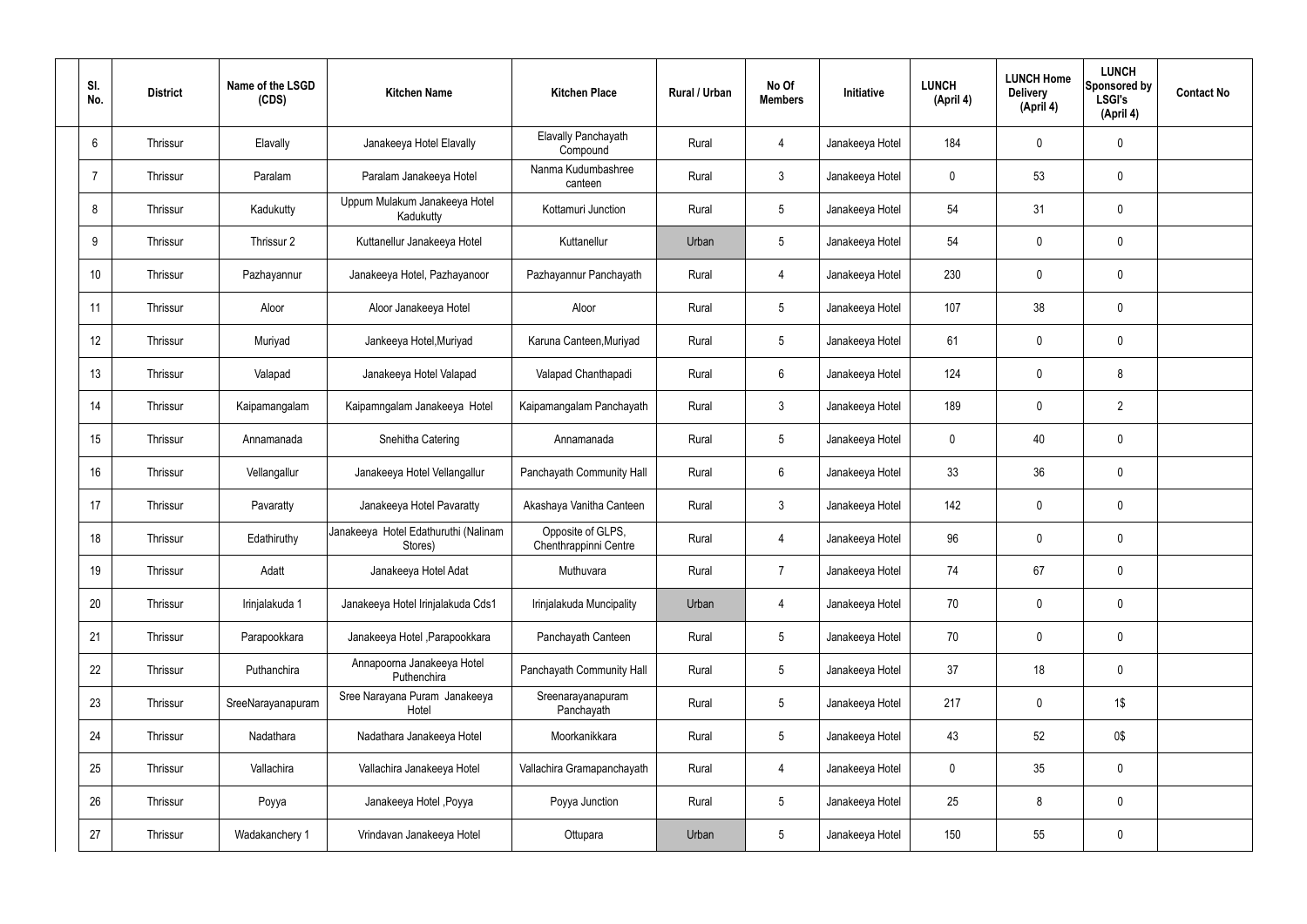| Sl. No. | District | Name of the LSGD (CDS) | Kitchen Name | Kitchen Place | Rural / Urban | No Of Members | Initiative | LUNCH (April 4) | LUNCH Home Delivery (April 4) | LUNCH Sponsored by LSGI's (April 4) | Contact No |
|---|---|---|---|---|---|---|---|---|---|---|---|
| 6 | Thrissur | Elavally | Janakeeya Hotel Elavally | Elavally Panchayath Compound | Rural | 4 | Janakeeya Hotel | 184 | 0 | 0 | |
| 7 | Thrissur | Paralam | Paralam Janakeeya Hotel | Nanma Kudumbashree canteen | Rural | 3 | Janakeeya Hotel | 0 | 53 | 0 | |
| 8 | Thrissur | Kadukutty | Uppum Mulakum Janakeeya Hotel Kadukutty | Kottamuri Junction | Rural | 5 | Janakeeya Hotel | 54 | 31 | 0 | |
| 9 | Thrissur | Thrissur 2 | Kuttanellur Janakeeya Hotel | Kuttanellur | Urban | 5 | Janakeeya Hotel | 54 | 0 | 0 | |
| 10 | Thrissur | Pazhayannur | Janakeeya Hotel, Pazhayanoor | Pazhayannur Panchayath | Rural | 4 | Janakeeya Hotel | 230 | 0 | 0 | |
| 11 | Thrissur | Aloor | Aloor Janakeeya Hotel | Aloor | Rural | 5 | Janakeeya Hotel | 107 | 38 | 0 | |
| 12 | Thrissur | Muriyad | Jankeeya Hotel,Muriyad | Karuna Canteen,Muriyad | Rural | 5 | Janakeeya Hotel | 61 | 0 | 0 | |
| 13 | Thrissur | Valapad | Janakeeya Hotel Valapad | Valapad Chanthapadi | Rural | 6 | Janakeeya Hotel | 124 | 0 | 8 | |
| 14 | Thrissur | Kaipamangalam | Kaipamngalam Janakeeya Hotel | Kaipamangalam Panchayath | Rural | 3 | Janakeeya Hotel | 189 | 0 | 2 | |
| 15 | Thrissur | Annamanada | Snehitha Catering | Annamanada | Rural | 5 | Janakeeya Hotel | 0 | 40 | 0 | |
| 16 | Thrissur | Vellangallur | Janakeeya Hotel Vellangallur | Panchayath Community Hall | Rural | 6 | Janakeeya Hotel | 33 | 36 | 0 | |
| 17 | Thrissur | Pavaratty | Janakeeya Hotel Pavaratty | Akashaya Vanitha Canteen | Rural | 3 | Janakeeya Hotel | 142 | 0 | 0 | |
| 18 | Thrissur | Edathiruthy | Janakeeya Hotel Edathuruthi (Nalinam Stores) | Opposite of GLPS, Chenthrappinni Centre | Rural | 4 | Janakeeya Hotel | 96 | 0 | 0 | |
| 19 | Thrissur | Adatt | Janakeeya Hotel Adat | Muthuvara | Rural | 7 | Janakeeya Hotel | 74 | 67 | 0 | |
| 20 | Thrissur | Irinjalakuda 1 | Janakeeya Hotel Irinjalakuda Cds1 | Irinjalakuda Muncipality | Urban | 4 | Janakeeya Hotel | 70 | 0 | 0 | |
| 21 | Thrissur | Parapookkara | Janakeeya Hotel ,Parapookkara | Panchayath Canteen | Rural | 5 | Janakeeya Hotel | 70 | 0 | 0 | |
| 22 | Thrissur | Puthanchira | Annapoorna Janakeeya Hotel Puthenchira | Panchayath Community Hall | Rural | 5 | Janakeeya Hotel | 37 | 18 | 0 | |
| 23 | Thrissur | SreeNarayanapuram | Sree Narayana Puram Janakeeya Hotel | Sreenarayanapuram Panchayath | Rural | 5 | Janakeeya Hotel | 217 | 0 | 1$ | |
| 24 | Thrissur | Nadathara | Nadathara Janakeeya Hotel | Moorkanikkara | Rural | 5 | Janakeeya Hotel | 43 | 52 | 0$ | |
| 25 | Thrissur | Vallachira | Vallachira Janakeeya Hotel | Vallachira Gramapanchayath | Rural | 4 | Janakeeya Hotel | 0 | 35 | 0 | |
| 26 | Thrissur | Poyya | Janakeeya Hotel ,Poyya | Poyya Junction | Rural | 5 | Janakeeya Hotel | 25 | 8 | 0 | |
| 27 | Thrissur | Wadakanchery 1 | Vrindavan Janakeeya Hotel | Ottupara | Urban | 5 | Janakeeya Hotel | 150 | 55 | 0 | |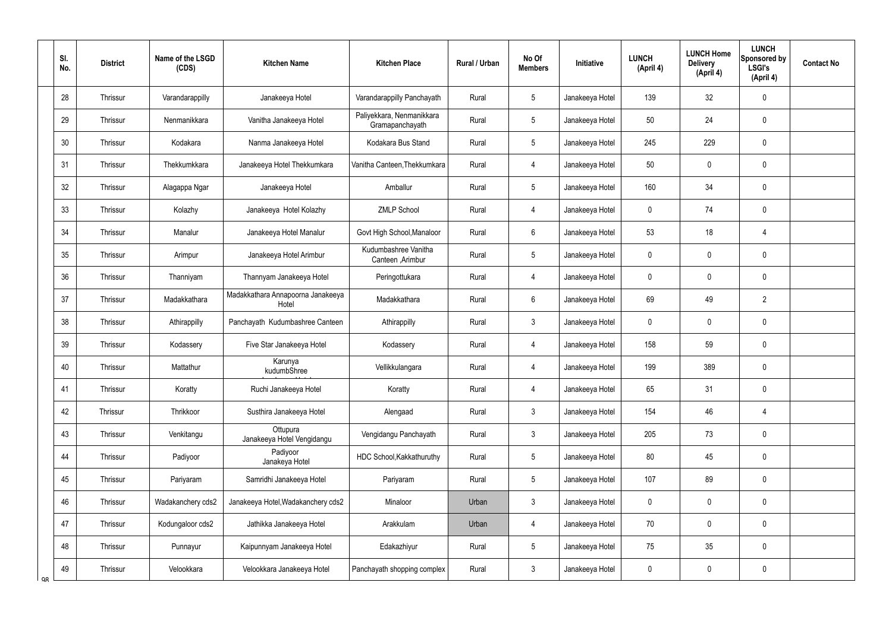| Sl. No. | District | Name of the LSGD (CDS) | Kitchen Name | Kitchen Place | Rural / Urban | No Of Members | Initiative | LUNCH (April 4) | LUNCH Home Delivery (April 4) | LUNCH Sponsored by LSGI's (April 4) | Contact No |
|---|---|---|---|---|---|---|---|---|---|---|---|
| 28 | Thrissur | Varandarappilly | Janakeeya Hotel | Varandarappilly Panchayath | Rural | 5 | Janakeeya Hotel | 139 | 32 | 0 | |
| 29 | Thrissur | Nenmanikkara | Vanitha Janakeeya Hotel | Paliyekkara, Nenmanikkara Gramapanchayath | Rural | 5 | Janakeeya Hotel | 50 | 24 | 0 | |
| 30 | Thrissur | Kodakara | Nanma Janakeeya Hotel | Kodakara Bus Stand | Rural | 5 | Janakeeya Hotel | 245 | 229 | 0 | |
| 31 | Thrissur | Thekkumkkara | Janakeeya Hotel Thekkumkara | Vanitha Canteen,Thekkumkara | Rural | 4 | Janakeeya Hotel | 50 | 0 | 0 | |
| 32 | Thrissur | Alagappa Ngar | Janakeeya Hotel | Amballur | Rural | 5 | Janakeeya Hotel | 160 | 34 | 0 | |
| 33 | Thrissur | Kolazhy | Janakeeya Hotel Kolazhy | ZMLP School | Rural | 4 | Janakeeya Hotel | 0 | 74 | 0 | |
| 34 | Thrissur | Manalur | Janakeeya Hotel Manalur | Govt High School,Manaloor | Rural | 6 | Janakeeya Hotel | 53 | 18 | 4 | |
| 35 | Thrissur | Arimpur | Janakeeya Hotel Arimbur | Kudumbashree Vanitha Canteen ,Arimbur | Rural | 5 | Janakeeya Hotel | 0 | 0 | 0 | |
| 36 | Thrissur | Thanniyam | Thannyam Janakeeya Hotel | Peringottukara | Rural | 4 | Janakeeya Hotel | 0 | 0 | 0 | |
| 37 | Thrissur | Madakkathara | Madakkathara Annapoorna Janakeeya Hotel | Madakkathara | Rural | 6 | Janakeeya Hotel | 69 | 49 | 2 | |
| 38 | Thrissur | Athirappilly | Panchayath Kudumbashree Canteen | Athirappilly | Rural | 3 | Janakeeya Hotel | 0 | 0 | 0 | |
| 39 | Thrissur | Kodassery | Five Star Janakeeya Hotel | Kodassery | Rural | 4 | Janakeeya Hotel | 158 | 59 | 0 | |
| 40 | Thrissur | Mattathur | Karunya kudumbShree | Vellikkulangara | Rural | 4 | Janakeeya Hotel | 199 | 389 | 0 | |
| 41 | Thrissur | Koratty | Ruchi Janakeeya Hotel | Koratty | Rural | 4 | Janakeeya Hotel | 65 | 31 | 0 | |
| 42 | Thrissur | Thrikkoor | Susthira Janakeeya Hotel | Alengaad | Rural | 3 | Janakeeya Hotel | 154 | 46 | 4 | |
| 43 | Thrissur | Venkitangu | Ottupura Janakeeya Hotel Vengidangu | Vengidangu Panchayath | Rural | 3 | Janakeeya Hotel | 205 | 73 | 0 | |
| 44 | Thrissur | Padiyoor | Padiyoor Janakeya Hotel | HDC School,Kakkathuruthy | Rural | 5 | Janakeeya Hotel | 80 | 45 | 0 | |
| 45 | Thrissur | Pariyaram | Samridhi Janakeeya Hotel | Pariyaram | Rural | 5 | Janakeeya Hotel | 107 | 89 | 0 | |
| 46 | Thrissur | Wadakanchery cds2 | Janakeeya Hotel,Wadakanchery cds2 | Minaloor | Urban | 3 | Janakeeya Hotel | 0 | 0 | 0 | |
| 47 | Thrissur | Kodungaloor cds2 | Jathikka Janakeeya Hotel | Arakkulam | Urban | 4 | Janakeeya Hotel | 70 | 0 | 0 | |
| 48 | Thrissur | Punnayur | Kaipunnyam Janakeeya Hotel | Edakazhiyur | Rural | 5 | Janakeeya Hotel | 75 | 35 | 0 | |
| 49 | Thrissur | Velookkara | Velookkara Janakeeya Hotel | Panchayath shopping complex | Rural | 3 | Janakeeya Hotel | 0 | 0 | 0 | |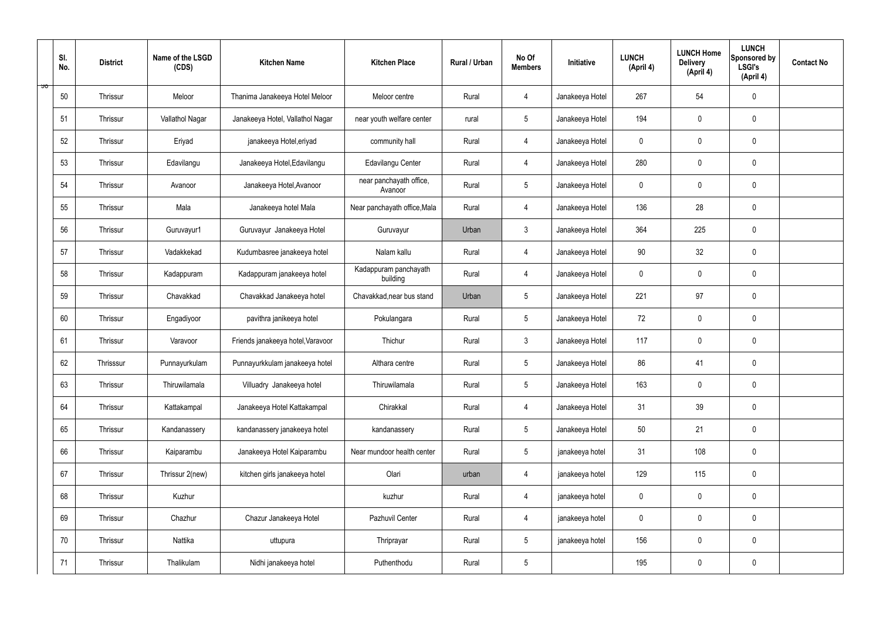| Sl. No. | District | Name of the LSGD (CDS) | Kitchen Name | Kitchen Place | Rural / Urban | No Of Members | Initiative | LUNCH (April 4) | LUNCH Home Delivery (April 4) | LUNCH Sponsored by LSGI's (April 4) | Contact No |
|---|---|---|---|---|---|---|---|---|---|---|---|
| 50 | Thrissur | Meloor | Thanima Janakeeya Hotel Meloor | Meloor centre | Rural | 4 | Janakeeya Hotel | 267 | 54 | 0 | |
| 51 | Thrissur | Vallathol Nagar | Janakeeya Hotel, Vallathol Nagar | near youth welfare center | rural | 5 | Janakeeya Hotel | 194 | 0 | 0 | |
| 52 | Thrissur | Eriyad | janakeeya Hotel,eriyad | community hall | Rural | 4 | Janakeeya Hotel | 0 | 0 | 0 | |
| 53 | Thrissur | Edavilangu | Janakeeya Hotel,Edavilangu | Edavilangu Center | Rural | 4 | Janakeeya Hotel | 280 | 0 | 0 | |
| 54 | Thrissur | Avanoor | Janakeeya Hotel,Avanoor | near panchayath office, Avanoor | Rural | 5 | Janakeeya Hotel | 0 | 0 | 0 | |
| 55 | Thrissur | Mala | Janakeeya hotel Mala | Near panchayath office,Mala | Rural | 4 | Janakeeya Hotel | 136 | 28 | 0 | |
| 56 | Thrissur | Guruvayur1 | Guruvayur Janakeeya Hotel | Guruvayur | Urban | 3 | Janakeeya Hotel | 364 | 225 | 0 | |
| 57 | Thrissur | Vadakkekad | Kudumbasree janakeeya hotel | Nalam kallu | Rural | 4 | Janakeeya Hotel | 90 | 32 | 0 | |
| 58 | Thrissur | Kadappuram | Kadappuram janakeeya hotel | Kadappuram panchayath building | Rural | 4 | Janakeeya Hotel | 0 | 0 | 0 | |
| 59 | Thrissur | Chavakkad | Chavakkad Janakeeya hotel | Chavakkad,near bus stand | Urban | 5 | Janakeeya Hotel | 221 | 97 | 0 | |
| 60 | Thrissur | Engadiyoor | pavithra janikeeya hotel | Pokulangara | Rural | 5 | Janakeeya Hotel | 72 | 0 | 0 | |
| 61 | Thrissur | Varavoor | Friends janakeeya hotel,Varavoor | Thichur | Rural | 3 | Janakeeya Hotel | 117 | 0 | 0 | |
| 62 | Thrisssur | Punnayurkulam | Punnayurkkulam janakeeya hotel | Althara centre | Rural | 5 | Janakeeya Hotel | 86 | 41 | 0 | |
| 63 | Thrissur | Thiruwilamala | Villuadry Janakeeya hotel | Thiruwilamala | Rural | 5 | Janakeeya Hotel | 163 | 0 | 0 | |
| 64 | Thrissur | Kattakampal | Janakeeya Hotel Kattakampal | Chirakkal | Rural | 4 | Janakeeya Hotel | 31 | 39 | 0 | |
| 65 | Thrissur | Kandanassery | kandanassery janakeeya hotel | kandanassery | Rural | 5 | Janakeeya Hotel | 50 | 21 | 0 | |
| 66 | Thrissur | Kaiparambu | Janakeeya Hotel Kaiparambu | Near mundoor health center | Rural | 5 | janakeeya hotel | 31 | 108 | 0 | |
| 67 | Thrissur | Thrissur 2(new) | kitchen girls janakeeya hotel | Olari | urban | 4 | janakeeya hotel | 129 | 115 | 0 | |
| 68 | Thrissur | Kuzhur | | kuzhur | Rural | 4 | janakeeya hotel | 0 | 0 | 0 | |
| 69 | Thrissur | Chazhur | Chazur Janakeeya Hotel | Pazhuvil Center | Rural | 4 | janakeeya hotel | 0 | 0 | 0 | |
| 70 | Thrissur | Nattika | uttupura | Thriprayar | Rural | 5 | janakeeya hotel | 156 | 0 | 0 | |
| 71 | Thrissur | Thalikulam | Nidhi janakeeya hotel | Puthenthodu | Rural | 5 | | 195 | 0 | 0 | |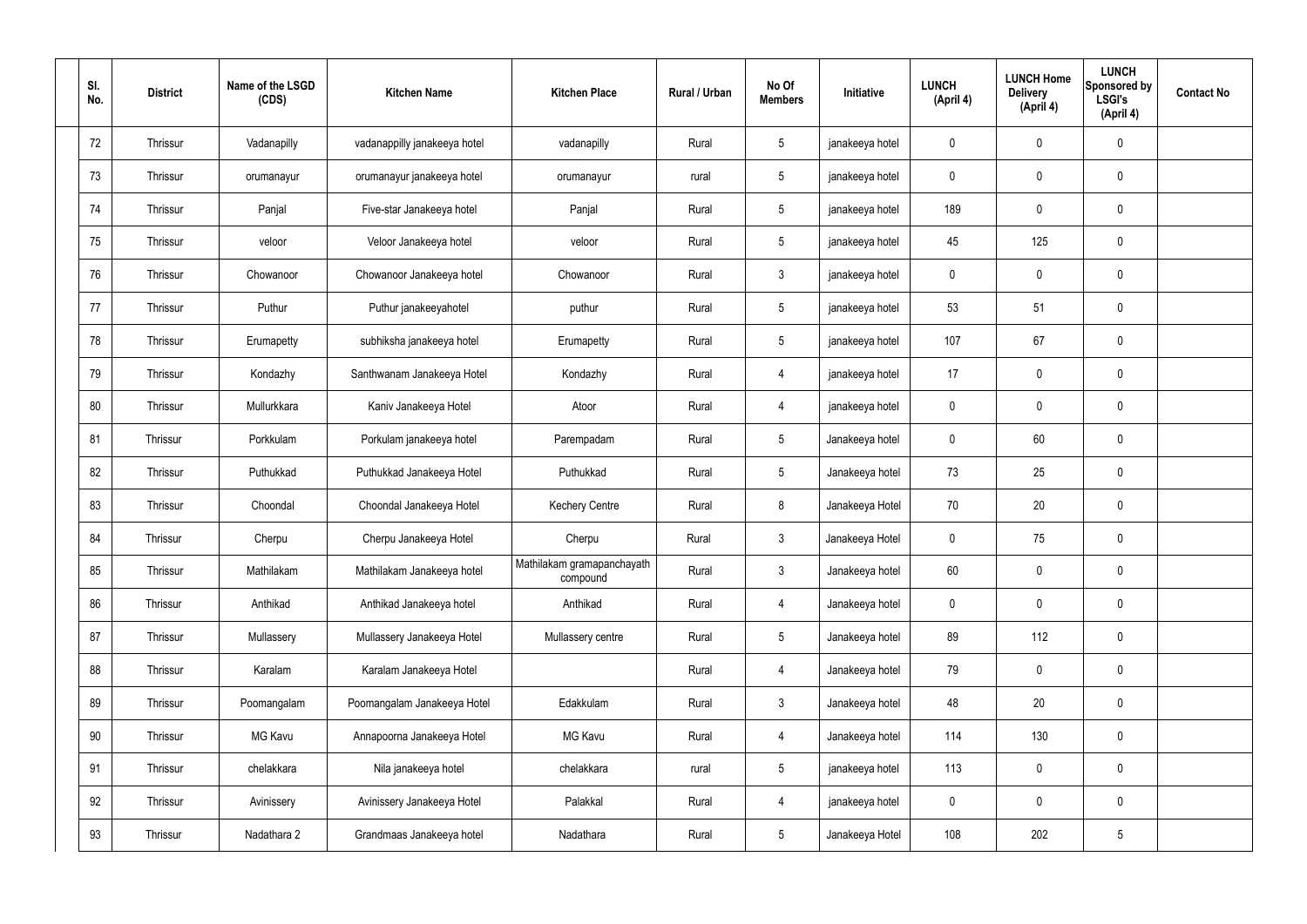| Sl. No. | District | Name of the LSGD (CDS) | Kitchen Name | Kitchen Place | Rural / Urban | No Of Members | Initiative | LUNCH (April 4) | LUNCH Home Delivery (April 4) | LUNCH Sponsored by LSGI's (April 4) | Contact No |
|---|---|---|---|---|---|---|---|---|---|---|---|
| 72 | Thrissur | Vadanapilly | vadanappilly janakeeya hotel | vadanapilly | Rural | 5 | janakeeya hotel | 0 | 0 | 0 | |
| 73 | Thrissur | orumanayur | orumanayur janakeeya hotel | orumanayur | rural | 5 | janakeeya hotel | 0 | 0 | 0 | |
| 74 | Thrissur | Panjal | Five-star Janakeeya hotel | Panjal | Rural | 5 | janakeeya hotel | 189 | 0 | 0 | |
| 75 | Thrissur | veloor | Veloor Janakeeya hotel | veloor | Rural | 5 | janakeeya hotel | 45 | 125 | 0 | |
| 76 | Thrissur | Chowanoor | Chowanoor Janakeeya hotel | Chowanoor | Rural | 3 | janakeeya hotel | 0 | 0 | 0 | |
| 77 | Thrissur | Puthur | Puthur janakeeyahotel | puthur | Rural | 5 | janakeeya hotel | 53 | 51 | 0 | |
| 78 | Thrissur | Erumapetty | subhiksha janakeeya hotel | Erumapetty | Rural | 5 | janakeeya hotel | 107 | 67 | 0 | |
| 79 | Thrissur | Kondazhy | Santhwanam Janakeeya Hotel | Kondazhy | Rural | 4 | janakeeya hotel | 17 | 0 | 0 | |
| 80 | Thrissur | Mullurkkara | Kaniv Janakeeya Hotel | Atoor | Rural | 4 | janakeeya hotel | 0 | 0 | 0 | |
| 81 | Thrissur | Porkkulam | Porkulam janakeeya hotel | Parempadam | Rural | 5 | Janakeeya hotel | 0 | 60 | 0 | |
| 82 | Thrissur | Puthukkad | Puthukkad Janakeeya Hotel | Puthukkad | Rural | 5 | Janakeeya hotel | 73 | 25 | 0 | |
| 83 | Thrissur | Choondal | Choondal Janakeeya Hotel | Kechery Centre | Rural | 8 | Janakeeya Hotel | 70 | 20 | 0 | |
| 84 | Thrissur | Cherpu | Cherpu Janakeeya Hotel | Cherpu | Rural | 3 | Janakeeya Hotel | 0 | 75 | 0 | |
| 85 | Thrissur | Mathilakam | Mathilakam Janakeeya hotel | Mathilakam gramapanchayath compound | Rural | 3 | Janakeeya hotel | 60 | 0 | 0 | |
| 86 | Thrissur | Anthikad | Anthikad Janakeeya hotel | Anthikad | Rural | 4 | Janakeeya hotel | 0 | 0 | 0 | |
| 87 | Thrissur | Mullassery | Mullassery Janakeeya Hotel | Mullassery centre | Rural | 5 | Janakeeya hotel | 89 | 112 | 0 | |
| 88 | Thrissur | Karalam | Karalam Janakeeya Hotel | | Rural | 4 | Janakeeya hotel | 79 | 0 | 0 | |
| 89 | Thrissur | Poomangalam | Poomangalam Janakeeya Hotel | Edakkulam | Rural | 3 | Janakeeya hotel | 48 | 20 | 0 | |
| 90 | Thrissur | MG Kavu | Annapoorna Janakeeya Hotel | MG Kavu | Rural | 4 | Janakeeya hotel | 114 | 130 | 0 | |
| 91 | Thrissur | chelakkara | Nila janakeeya hotel | chelakkara | rural | 5 | janakeeya hotel | 113 | 0 | 0 | |
| 92 | Thrissur | Avinissery | Avinissery Janakeeya Hotel | Palakkal | Rural | 4 | janakeeya hotel | 0 | 0 | 0 | |
| 93 | Thrissur | Nadathara 2 | Grandmaas Janakeeya hotel | Nadathara | Rural | 5 | Janakeeya Hotel | 108 | 202 | 5 | |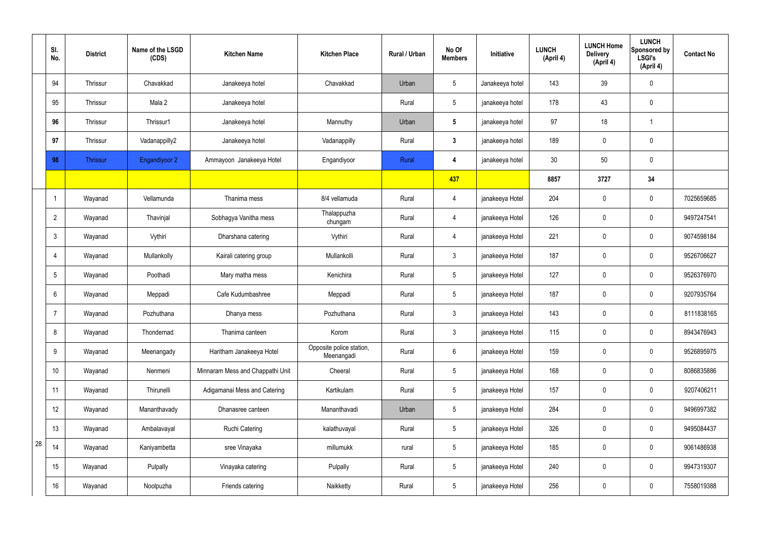| | Sl. No. | District | Name of the LSGD (CDS) | Kitchen Name | Kitchen Place | Rural / Urban | No Of Members | Initiative | LUNCH (April 4) | LUNCH Home Delivery (April 4) | LUNCH Sponsored by LSGI's (April 4) | Contact No |
|---|---|---|---|---|---|---|---|---|---|---|---|---|
| | 94 | Thrissur | Chavakkad | Janakeeya hotel | Chavakkad | Urban | 5 | Janakeeya hotel | 143 | 39 | 0 | |
| | 95 | Thrissur | Mala 2 | Janakeeya hotel | | Rural | 5 | janakeeya hotel | 178 | 43 | 0 | |
| | **96** | Thrissur | Thrissur1 | Janakeeya hotel | Mannuthy | Urban | **5** | janakeeya hotel | 97 | 18 | 1 | |
| | **97** | Thrissur | Vadanappilly2 | Janakeeya hotel | Vadanappilly | Rural | **3** | janakeeya hotel | 189 | 0 | 0 | |
| | **98** | Thrissur | Engandiyoor 2 | Ammayoon Janakeeya Hotel | Engandiyoor | Rural | **4** | janakeeya hotel | 30 | 50 | 0 | |
| | | | | | | | **437** | | **8857** | **3727** | **34** | |
| 28 | 1 | Wayanad | Vellamunda | Thanima mess | 8/4 vellamuda | Rural | 4 | janakeeya Hotel | 204 | 0 | 0 | 7025659685 |
| | 2 | Wayanad | Thavinjal | Sobhagya Vanitha mess | Thalappuzha chungam | Rural | 4 | janakeeya Hotel | 126 | 0 | 0 | 9497247541 |
| | 3 | Wayanad | Vythiri | Dharshana catering | Vythiri | Rural | 4 | janakeeya Hotel | 221 | 0 | 0 | 9074598184 |
| | 4 | Wayanad | Mullankolly | Kairali catering group | Mullankolli | Rural | 3 | janakeeya Hotel | 187 | 0 | 0 | 9526706627 |
| | 5 | Wayanad | Poothadi | Mary matha mess | Kenichira | Rural | 5 | janakeeya Hotel | 127 | 0 | 0 | 9526376970 |
| | 6 | Wayanad | Meppadi | Cafe Kudumbashree | Meppadi | Rural | 5 | janakeeya Hotel | 187 | 0 | 0 | 9207935764 |
| | 7 | Wayanad | Pozhuthana | Dhanya mess | Pozhuthana | Rural | 3 | janakeeya Hotel | 143 | 0 | 0 | 8111838165 |
| | 8 | Wayanad | Thondernad | Thanima canteen | Korom | Rural | 3 | janakeeya Hotel | 115 | 0 | 0 | 8943476943 |
| | 9 | Wayanad | Meenangady | Haritham Janakeeya Hotel | Opposite police station, Meenangadi | Rural | 6 | janakeeya Hotel | 159 | 0 | 0 | 9526895975 |
| | 10 | Wayanad | Nenmeni | Minnaram Mess and Chappathi Unit | Cheeral | Rural | 5 | janakeeya Hotel | 168 | 0 | 0 | 8086835886 |
| | 11 | Wayanad | Thirunelli | Adigamanai Mess and Catering | Kartikulam | Rural | 5 | janakeeya Hotel | 157 | 0 | 0 | 9207406211 |
| | 12 | Wayanad | Mananthavady | Dhanasree canteen | Mananthavadi | Urban | 5 | janakeeya Hotel | 284 | 0 | 0 | 9496997382 |
| | 13 | Wayanad | Ambalavayal | Ruchi Catering | kalathuvayal | Rural | 5 | janakeeya Hotel | 326 | 0 | 0 | 9495084437 |
| | 14 | Wayanad | Kaniyambetta | sree Vinayaka | millumukk | rural | 5 | janakeeya Hotel | 185 | 0 | 0 | 9061486938 |
| | 15 | Wayanad | Pulpally | Vinayaka catering | Pulpally | Rural | 5 | janakeeya Hotel | 240 | 0 | 0 | 9947319307 |
| | 16 | Wayanad | Noolpuzha | Friends catering | Naikketty | Rural | 5 | janakeeya Hotel | 256 | 0 | 0 | 7558019388 |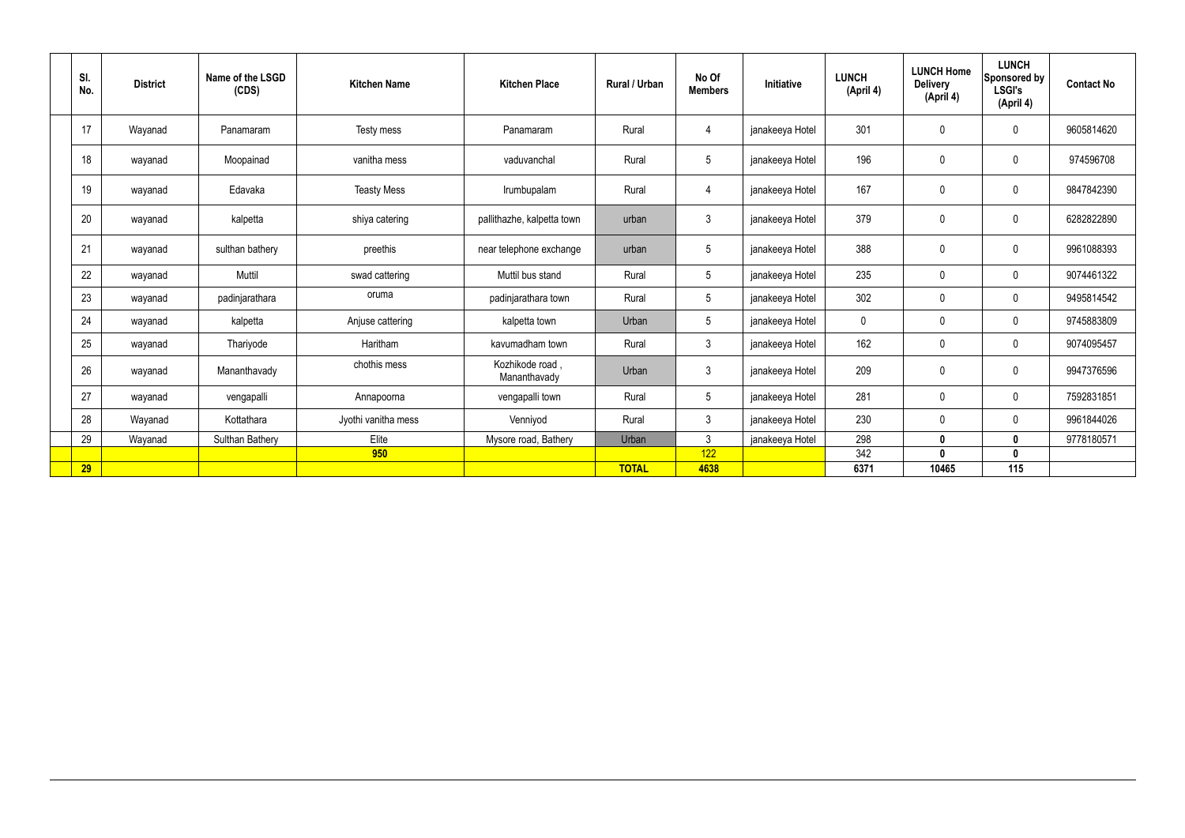| Sl. No. | District | Name of the LSGD (CDS) | Kitchen Name | Kitchen Place | Rural / Urban | No Of Members | Initiative | LUNCH (April 4) | LUNCH Home Delivery (April 4) | LUNCH Sponsored by LSGI's (April 4) | Contact No |
|---|---|---|---|---|---|---|---|---|---|---|---|
| 17 | Wayanad | Panamaram | Testy mess | Panamaram | Rural | 4 | janakeeya Hotel | 301 | 0 | 0 | 9605814620 |
| 18 | wayanad | Moopainad | vanitha mess | vaduvanchal | Rural | 5 | janakeeya Hotel | 196 | 0 | 0 | 974596708 |
| 19 | wayanad | Edavaka | Teasty Mess | Irumbupalam | Rural | 4 | janakeeya Hotel | 167 | 0 | 0 | 9847842390 |
| 20 | wayanad | kalpetta | shiya catering | pallithazhe, kalpetta town | urban | 3 | janakeeya Hotel | 379 | 0 | 0 | 6282822890 |
| 21 | wayanad | sulthan bathery | preethis | near telephone exchange | urban | 5 | janakeeya Hotel | 388 | 0 | 0 | 9961088393 |
| 22 | wayanad | Muttil | swad cattering | Muttil bus stand | Rural | 5 | janakeeya Hotel | 235 | 0 | 0 | 9074461322 |
| 23 | wayanad | padinjarathara | oruma | padinjarathara town | Rural | 5 | janakeeya Hotel | 302 | 0 | 0 | 9495814542 |
| 24 | wayanad | kalpetta | Anjuse cattering | kalpetta town | Urban | 5 | janakeeya Hotel | 0 | 0 | 0 | 9745883809 |
| 25 | wayanad | Thariyode | Haritham | kavumadham town | Rural | 3 | janakeeya Hotel | 162 | 0 | 0 | 9074095457 |
| 26 | wayanad | Mananthavady | chothis mess | Kozhikode road , Mananthavady | Urban | 3 | janakeeya Hotel | 209 | 0 | 0 | 9947376596 |
| 27 | wayanad | vengapalli | Annapoorna | vengapalli town | Rural | 5 | janakeeya Hotel | 281 | 0 | 0 | 7592831851 |
| 28 | Wayanad | Kottathara | Jyothi vanitha mess | Venniyod | Rural | 3 | janakeeya Hotel | 230 | 0 | 0 | 9961844026 |
| 29 | Wayanad | Sulthan Bathery | Elite | Mysore road, Bathery | Urban | 3 | janakeeya Hotel | 298 | **0** | **0** | 9778180571 |
| | | | **950** | | | **122** | | 342 | **0** | **0** | |
| **29** | | | | | **TOTAL** | **4638** | | **6371** | **10465** | **115** | |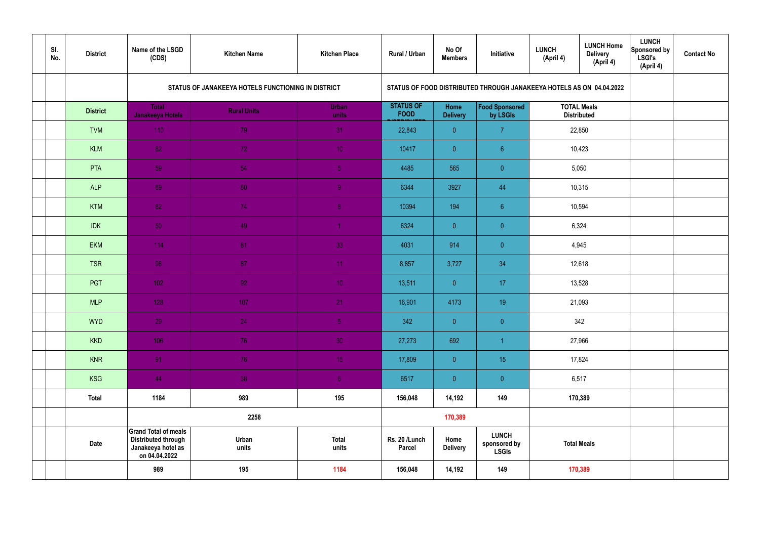| | Sl. No. | District | Name of the LSGD (CDS) | Kitchen Name | Kitchen Place | Rural / Urban | No Of Members | Initiative | LUNCH (April 4) | LUNCH Home Delivery (April 4) | LUNCH Sponsored by LSGI's (April 4) | Contact No |
|---|---|---|---|---|---|---|---|---|---|---|---|---|
| | | | STATUS OF JANAKEEYA HOTELS FUNCTIONING IN DISTRICT | | | STATUS OF FOOD DISTRIBUTED THROUGH JANAKEEYA HOTELS AS ON 04.04.2022 | | | | | | |
| | | District | Total Janakeeya Hotels | Rural Units | Urban units | STATUS OF FOOD DISTRIBUTED | Home Delivery | Food Sponsored by LSGIs | TOTAL Meals Distributed | | | |
| | | TVM | 110 | 79 | 31 | 22,843 | 0 | 7 | 22,850 | | | |
| | | KLM | 82 | 72 | 10 | 10417 | 0 | 6 | 10,423 | | | |
| | | PTA | 59 | 54 | 5 | 4485 | 565 | 0 | 5,050 | | | |
| | | ALP | 89 | 80 | 9 | 6344 | 3927 | 44 | 10,315 | | | |
| | | KTM | 82 | 74 | 8 | 10394 | 194 | 6 | 10,594 | | | |
| | | IDK | 50 | 49 | 1 | 6324 | 0 | 0 | 6,324 | | | |
| | | EKM | 114 | 81 | 33 | 4031 | 914 | 0 | 4,945 | | | |
| | | TSR | 98 | 87 | 11 | 8,857 | 3,727 | 34 | 12,618 | | | |
| | | PGT | 102 | 92 | 10 | 13,511 | 0 | 17 | 13,528 | | | |
| | | MLP | 128 | 107 | 21 | 16,901 | 4173 | 19 | 21,093 | | | |
| | | WYD | 29 | 24 | 5 | 342 | 0 | 0 | 342 | | | |
| | | KKD | 106 | 76 | 30 | 27,273 | 692 | 1 | 27,966 | | | |
| | | KNR | 91 | 76 | 15 | 17,809 | 0 | 15 | 17,824 | | | |
| | | KSG | 44 | 38 | 6 | 6517 | 0 | 0 | 6,517 | | | |
| | | Total | 1184 | 989 | 195 | 156,048 | 14,192 | 149 | 170,389 | | | |
| | | | 2258 | | | | 170,389 | | | | | |
| | | Date | Grand Total of meals Distributed through Janakeeya hotel as on 04.04.2022 | Urban units | Total units | Rs. 20 /Lunch Parcel | Home Delivery | LUNCH sponsored by LSGIs | Total Meals | | | |
| | | | 989 | 195 | 1184 | 156,048 | 14,192 | 149 | 170,389 | | | |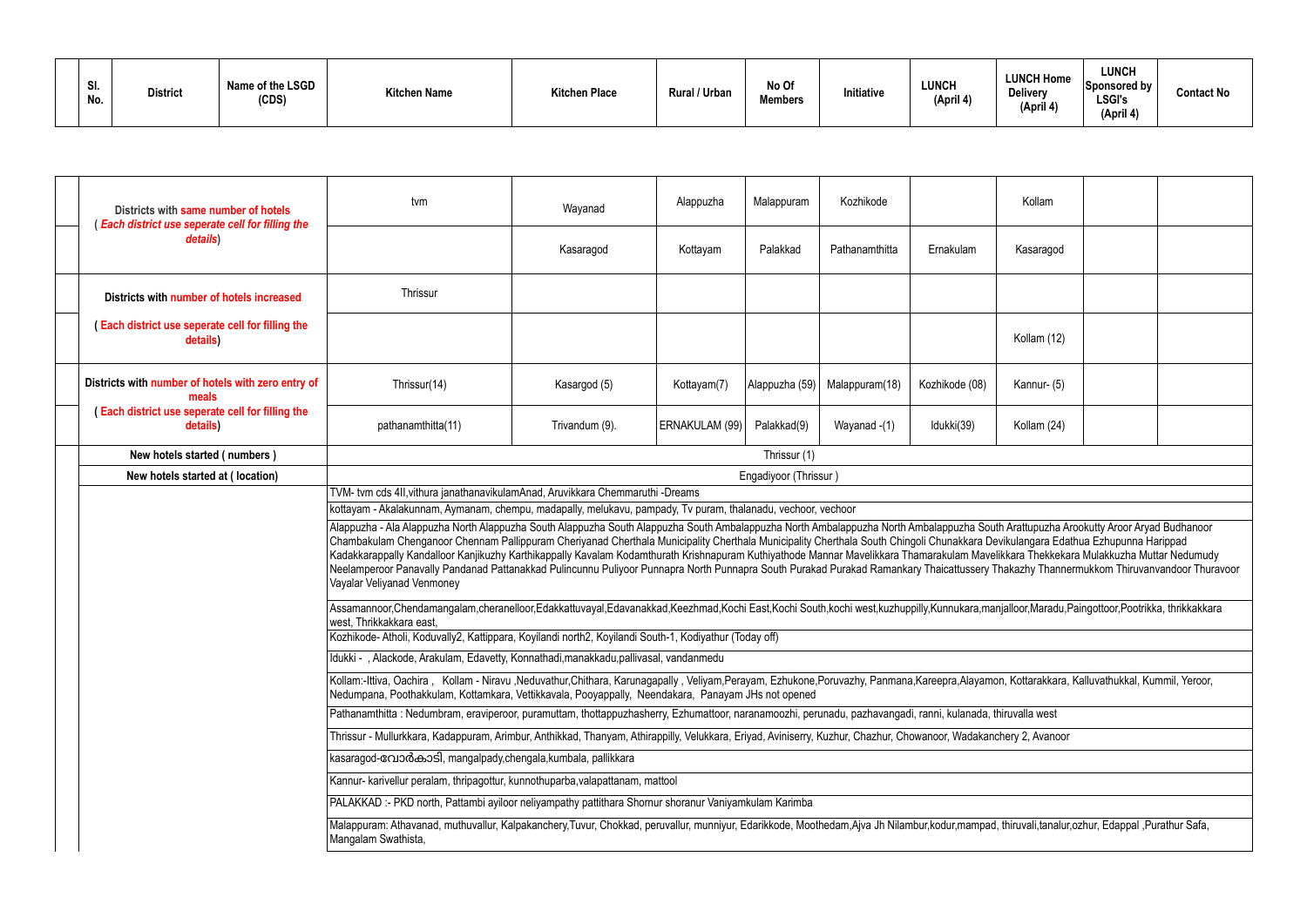| Sl. No. | District | Name of the LSGD (CDS) | Kitchen Name | Kitchen Place | Rural / Urban | No Of Members | Initiative | LUNCH (April 4) | LUNCH Home Delivery (April 4) | LUNCH Sponsored by LSGI's (April 4) | Contact No |
|---|---|---|---|---|---|---|---|---|---|---|---|

| | | | | | | | | | | |
|---|---|---|---|---|---|---|---|---|---|---|
| Districts with same number of hotels ( *Each district use seperate cell for filling the details*) | tvm | Wayanad | Alappuzha | Malappuram | Kozhikode | | Kollam | | |
| | | Kasaragod | Kottayam | Palakkad | Pathanamthitta | Ernakulam | Kasaragod | | |
| Districts with number of hotels increased | Thrissur | | | | | | | | |
| ( Each district use seperate cell for filling the details) | | | | | | | Kollam (12) | | |
| Districts with number of hotels with zero entry of meals ( Each district use seperate cell for filling the details) | Thrissur(14) | Kasargod (5) | Kottayam(7) | Alappuzha (59) | Malappuram(18) | Kozhikode (08) | Kannur- (5) | | |
| | pathanamthitta(11) | Trivandum (9). | ERNAKULAM (99) | Palakkad(9) | Wayanad -(1) | Idukki(39) | Kollam (24) | | |
| New hotels started ( numbers ) | Thrissur (1) | | | | | | | | |
| New hotels started at ( location) | Engadiyoor (Thrissur ) | | | | | | | | |

TVM- tvm cds 4II,vithura janathanavikulamAnad, Aruvikkara Chemmaruthi -Dreams

kottayam - Akalakunnam, Aymanam, chempu, madapally, melukavu, pampady, Tv puram, thalanadu, vechoor, vechoor

Alappuzha - Ala Alappuzha North Alappuzha South Alappuzha South Alappuzha South Ambalappuzha North Ambalappuzha North Ambalappuzha South Arattupuzha Arookutty Aroor Aryad Budhanoor Chambakulam Chenganoor Chennam Pallippuram Cheriyanad Cherthala Municipality Cherthala Municipality Cherthala South Chingoli Chunakkara Devikulangara Edathua Ezhupunna Harippad Kadakkarappally Kandalloor Kanjikuzhy Karthikappally Kavalam Kodamthurath Krishnapuram Kuthiyathode Mannar Mavelikkara Thamarakulam Mavelikkara Thekkekara Mulakkuzha Muttar Nedumudy Neelamperoor Panavally Pandanad Pattanakkad Pulincunnu Puliyoor Punnapra North Punnapra South Purakad Purakad Ramankary Thaicattussery Thakazhy Thannermukkom Thiruvanvandoor Thuravoor Vayalar Veliyanad Venmoney

Assamannoor,Chendamangalam,cheranelloor,Edakkattuvayal,Edavanakkad,Keezhmad,Kochi East,Kochi South,kochi west,kuzhuppilly,Kunnukara,manjalloor,Maradu,Paingottoor,Pootrikka, thrikkakkara west, Thrikkakkara east,

Kozhikode- Atholi, Koduvally2, Kattippara, Koyilandi north2, Koyilandi South-1, Kodiyathur (Today off)

Idukki - , Alackode, Arakulam, Edavetty, Konnathadi,manakkadu,pallivasal, vandanmedu

Kollam:-Ittiva, Oachira , Kollam - Niravu ,Neduvathur,Chithara, Karunagapally , Veliyam,Perayam, Ezhukone,Poruvazhy, Panmana,Kareepra,Alayamon, Kottarakkara, Kalluvathukkal, Kummil, Yeroor, Nedumpana, Poothakkulam, Kottamkara, Vettikkavala, Pooyappally, Neendakara, Panayam JHs not opened

Pathanamthitta : Nedumbram, eraviperoor, puramuttam, thottappuzhasherry, Ezhumattoor, naranamoozhi, perunadu, pazhavangadi, ranni, kulanada, thiruvalla west

Thrissur - Mullurkkara, Kadappuram, Arimbur, Anthikkad, Thanyam, Athirappilly, Velukkara, Eriyad, Aviniserry, Kuzhur, Chazhur, Chowanoor, Wadakanchery 2, Avanoor

kasaragod-വോർക്കാടി, mangalpady,chengala,kumbala, pallikkara

Kannur- karivellur peralam, thripagottur, kunnothuparba,valapattanam, mattool

PALAKKAD :- PKD north, Pattambi ayiloor neliyampathy pattithara Shornur shoranur Vaniyamkulam Karimba

Malappuram: Athavanad, muthuvallur, Kalpakanchery,Tuvur, Chokkad, peruvallur, munniyur, Edarikkode, Moothedam,Ajva Jh Nilambur,kodur,mampad, thiruvali,tanalur,ozhur, Edappal ,Purathur Safa, Mangalam Swathista,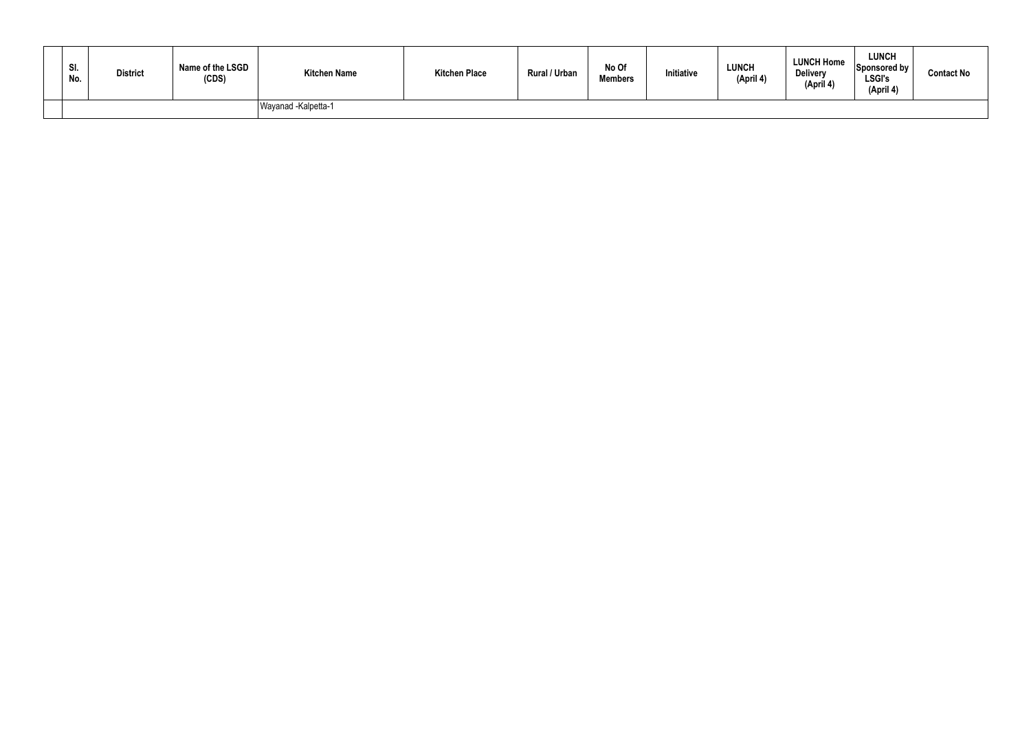| | Sl. No. | District | Name of the LSGD (CDS) | Kitchen Name | Kitchen Place | Rural / Urban | No Of Members | Initiative | LUNCH (April 4) | LUNCH Home Delivery (April 4) | LUNCH Sponsored by LSGI's (April 4) | Contact No |
|---|---|---|---|---|---|---|---|---|---|---|---|---|
| | | | | Wayanad -Kalpetta-1 | | | | | | | | |